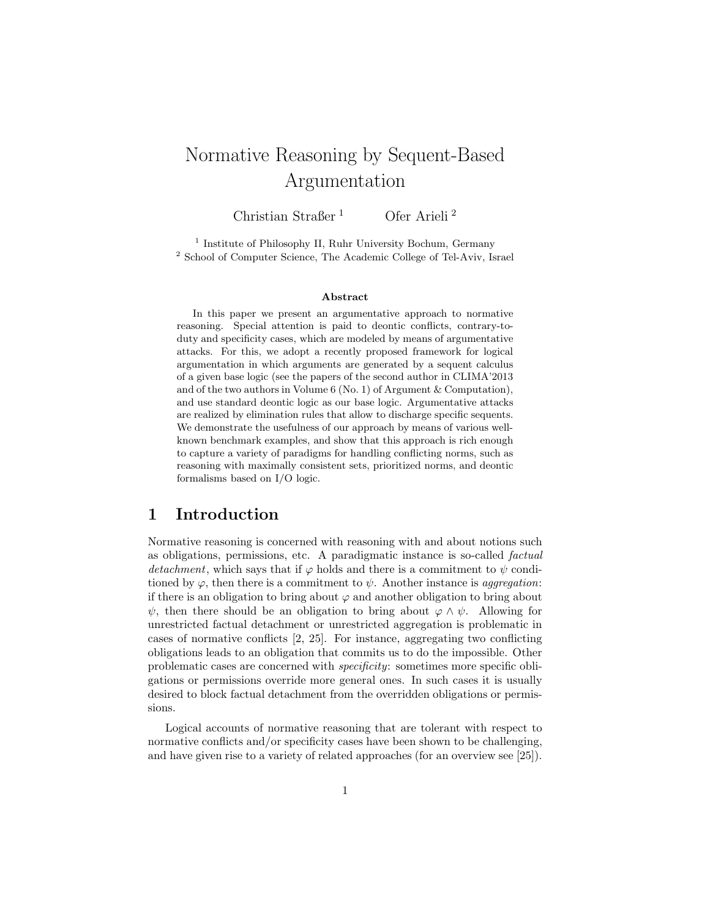# Normative Reasoning by Sequent-Based Argumentation

Christian Straßer [1] Ofer Arieli [2]

[1] Institute of Philosophy II, Ruhr University Bochum, Germany
[2] School of Computer Science, The Academic College of Tel-Aviv, Israel

### Abstract

In this paper we present an argumentative approach to normative reasoning. Special attention is paid to deontic conflicts, contrary-to-duty and specificity cases, which are modeled by means of argumentative attacks. For this, we adopt a recently proposed framework for logical argumentation in which arguments are generated by a sequent calculus of a given base logic (see the papers of the second author in CLIMA'2013 and of the two authors in Volume 6 (No. 1) of Argument & Computation), and use standard deontic logic as our base logic. Argumentative attacks are realized by elimination rules that allow to discharge specific sequents. We demonstrate the usefulness of our approach by means of various well-known benchmark examples, and show that this approach is rich enough to capture a variety of paradigms for handling conflicting norms, such as reasoning with maximally consistent sets, prioritized norms, and deontic formalisms based on I/O logic.

## 1 Introduction

Normative reasoning is concerned with reasoning with and about notions such as obligations, permissions, etc. A paradigmatic instance is so-called *factual detachment*, which says that if $\varphi$ holds and there is a commitment to $\psi$ conditioned by $\varphi$, then there is a commitment to $\psi$. Another instance is *aggregation*: if there is an obligation to bring about $\varphi$ and another obligation to bring about $\psi$, then there should be an obligation to bring about $\varphi \wedge \psi$. Allowing for unrestricted factual detachment or unrestricted aggregation is problematic in cases of normative conflicts [2, 25]. For instance, aggregating two conflicting obligations leads to an obligation that commits us to do the impossible. Other problematic cases are concerned with *specificity*: sometimes more specific obligations or permissions override more general ones. In such cases it is usually desired to block factual detachment from the overridden obligations or permissions.

Logical accounts of normative reasoning that are tolerant with respect to normative conflicts and/or specificity cases have been shown to be challenging, and have given rise to a variety of related approaches (for an overview see [25]).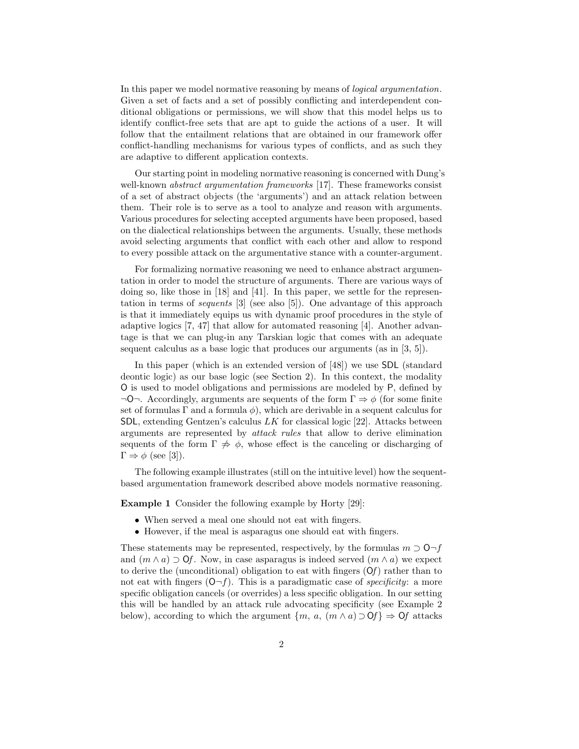In this paper we model normative reasoning by means of *logical argumentation*. Given a set of facts and a set of possibly conflicting and interdependent conditional obligations or permissions, we will show that this model helps us to identify conflict-free sets that are apt to guide the actions of a user. It will follow that the entailment relations that are obtained in our framework offer conflict-handling mechanisms for various types of conflicts, and as such they are adaptive to different application contexts.

Our starting point in modeling normative reasoning is concerned with Dung's well-known *abstract argumentation frameworks* [17]. These frameworks consist of a set of abstract objects (the 'arguments') and an attack relation between them. Their role is to serve as a tool to analyze and reason with arguments. Various procedures for selecting accepted arguments have been proposed, based on the dialectical relationships between the arguments. Usually, these methods avoid selecting arguments that conflict with each other and allow to respond to every possible attack on the argumentative stance with a counter-argument.

For formalizing normative reasoning we need to enhance abstract argumentation in order to model the structure of arguments. There are various ways of doing so, like those in [18] and [41]. In this paper, we settle for the representation in terms of *sequents* [3] (see also [5]). One advantage of this approach is that it immediately equips us with dynamic proof procedures in the style of adaptive logics [7, 47] that allow for automated reasoning [4]. Another advantage is that we can plug-in any Tarskian logic that comes with an adequate sequent calculus as a base logic that produces our arguments (as in [3, 5]).

In this paper (which is an extended version of [48]) we use SDL (standard deontic logic) as our base logic (see Section 2). In this context, the modality O is used to model obligations and permissions are modeled by P, defined by $\neg\mathsf{O}\neg$. Accordingly, arguments are sequents of the form $\Gamma \Rightarrow \phi$ (for some finite set of formulas $\Gamma$ and a formula $\phi$), which are derivable in a sequent calculus for SDL, extending Gentzen's calculus $LK$ for classical logic [22]. Attacks between arguments are represented by *attack rules* that allow to derive elimination sequents of the form $\Gamma \not\Rightarrow \phi$, whose effect is the canceling or discharging of $\Gamma \Rightarrow \phi$ (see [3]).

The following example illustrates (still on the intuitive level) how the sequent-based argumentation framework described above models normative reasoning.

**Example 1** Consider the following example by Horty [29]:

- When served a meal one should not eat with fingers.
- However, if the meal is asparagus one should eat with fingers.

These statements may be represented, respectively, by the formulas $m \supset \mathsf{O}\neg f$ and $(m \wedge a) \supset \mathsf{O}f$. Now, in case asparagus is indeed served ($m \wedge a$) we expect to derive the (unconditional) obligation to eat with fingers ($\mathsf{O}f$) rather than to not eat with fingers ($\mathsf{O}\neg f$). This is a paradigmatic case of *specificity*: a more specific obligation cancels (or overrides) a less specific obligation. In our setting this will be handled by an attack rule advocating specificity (see Example 2 below), according to which the argument $\{m,\ a,\ (m \wedge a) \supset \mathsf{O}f\} \Rightarrow \mathsf{O}f$ attacks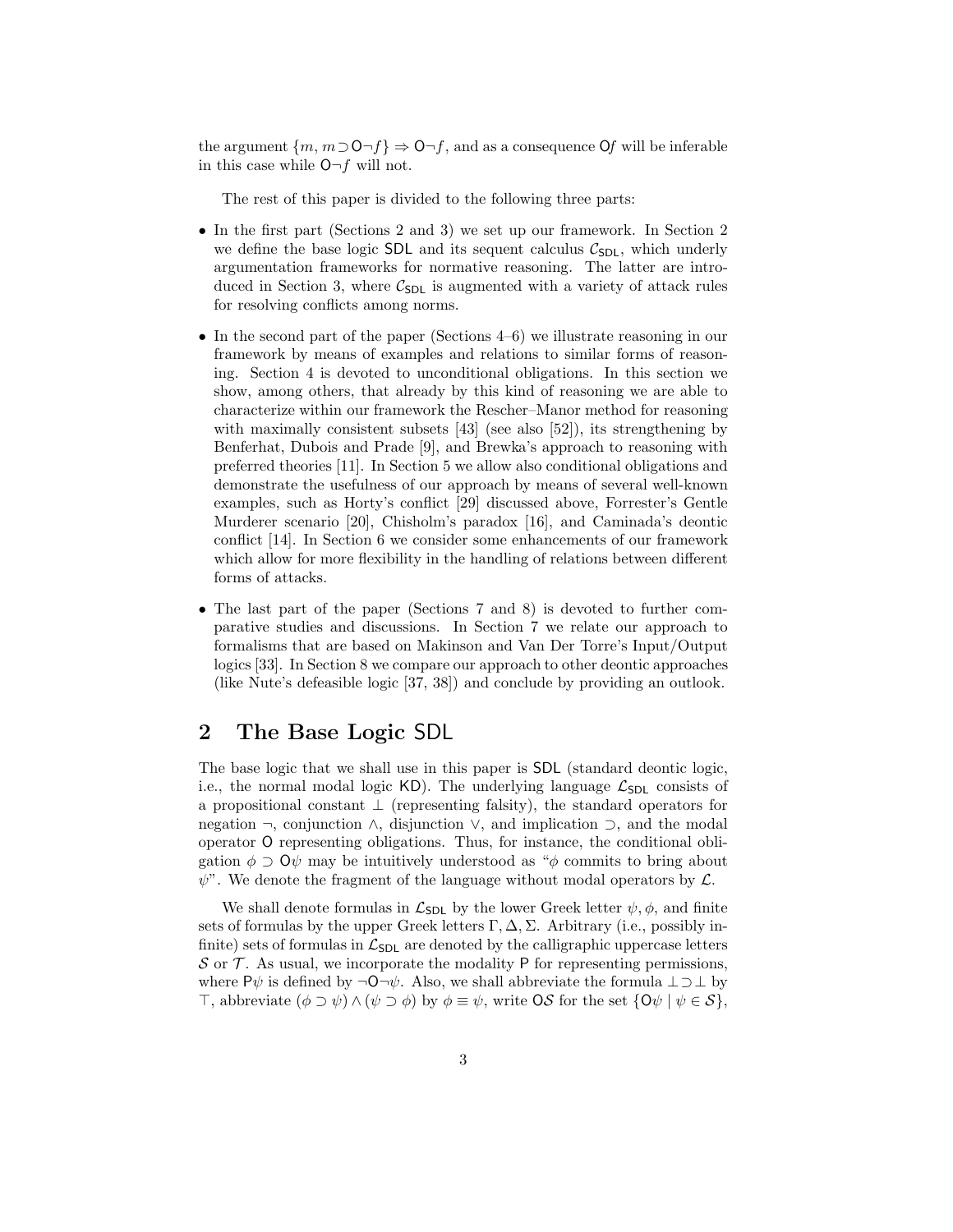the argument $\{m, m \supset \mathsf{O}\neg f\} \Rightarrow \mathsf{O}\neg f$, and as a consequence $\mathsf{O}f$ will be inferable in this case while $\mathsf{O}\neg f$ will not.

The rest of this paper is divided to the following three parts:

- In the first part (Sections 2 and 3) we set up our framework. In Section 2 we define the base logic $\mathsf{SDL}$ and its sequent calculus $\mathcal{C}_{\mathsf{SDL}}$, which underly argumentation frameworks for normative reasoning. The latter are introduced in Section 3, where $\mathcal{C}_{\mathsf{SDL}}$ is augmented with a variety of attack rules for resolving conflicts among norms.
- In the second part of the paper (Sections 4–6) we illustrate reasoning in our framework by means of examples and relations to similar forms of reasoning. Section 4 is devoted to unconditional obligations. In this section we show, among others, that already by this kind of reasoning we are able to characterize within our framework the Rescher–Manor method for reasoning with maximally consistent subsets [43] (see also [52]), its strengthening by Benferhat, Dubois and Prade [9], and Brewka's approach to reasoning with preferred theories [11]. In Section 5 we allow also conditional obligations and demonstrate the usefulness of our approach by means of several well-known examples, such as Horty's conflict [29] discussed above, Forrester's Gentle Murderer scenario [20], Chisholm's paradox [16], and Caminada's deontic conflict [14]. In Section 6 we consider some enhancements of our framework which allow for more flexibility in the handling of relations between different forms of attacks.
- The last part of the paper (Sections 7 and 8) is devoted to further comparative studies and discussions. In Section 7 we relate our approach to formalisms that are based on Makinson and Van Der Torre's Input/Output logics [33]. In Section 8 we compare our approach to other deontic approaches (like Nute's defeasible logic [37, 38]) and conclude by providing an outlook.

## 2 The Base Logic SDL

The base logic that we shall use in this paper is $\mathsf{SDL}$ (standard deontic logic, i.e., the normal modal logic $\mathsf{KD}$). The underlying language $\mathcal{L}_{\mathsf{SDL}}$ consists of a propositional constant $\bot$ (representing falsity), the standard operators for negation $\neg$, conjunction $\wedge$, disjunction $\vee$, and implication $\supset$, and the modal operator $\mathsf{O}$ representing obligations. Thus, for instance, the conditional obligation $\phi \supset \mathsf{O}\psi$ may be intuitively understood as "$\phi$ commits to bring about $\psi$". We denote the fragment of the language without modal operators by $\mathcal{L}$.

We shall denote formulas in $\mathcal{L}_{\mathsf{SDL}}$ by the lower Greek letter $\psi, \phi$, and finite sets of formulas by the upper Greek letters $\Gamma, \Delta, \Sigma$. Arbitrary (i.e., possibly infinite) sets of formulas in $\mathcal{L}_{\mathsf{SDL}}$ are denoted by the calligraphic uppercase letters $\mathcal{S}$ or $\mathcal{T}$. As usual, we incorporate the modality $\mathsf{P}$ for representing permissions, where $\mathsf{P}\psi$ is defined by $\neg\mathsf{O}\neg\psi$. Also, we shall abbreviate the formula $\bot \supset \bot$ by $\top$, abbreviate $(\phi \supset \psi) \wedge (\psi \supset \phi)$ by $\phi \equiv \psi$, write $\mathsf{O}\mathcal{S}$ for the set $\{\mathsf{O}\psi \mid \psi \in \mathcal{S}\}$,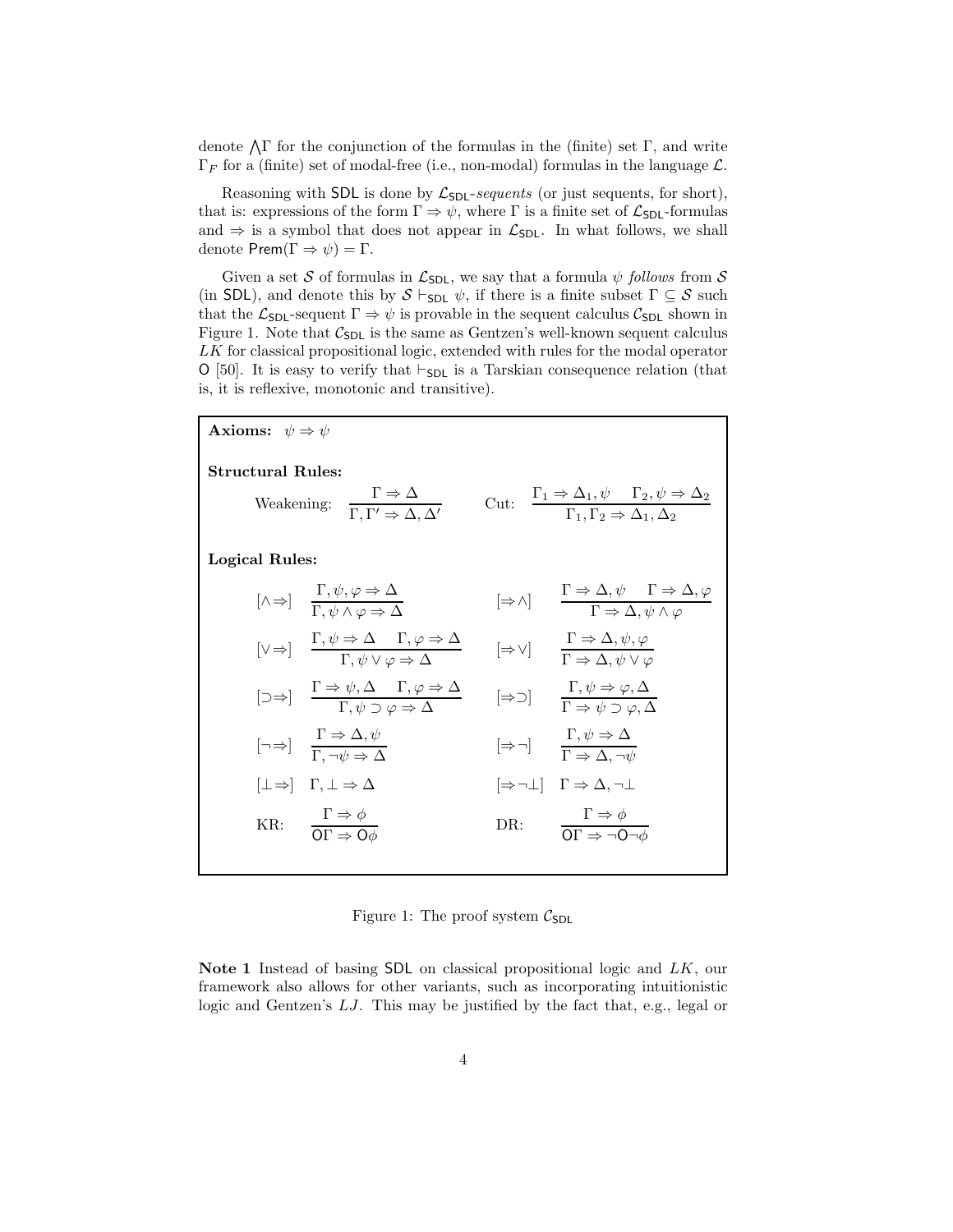denote $\bigwedge\Gamma$ for the conjunction of the formulas in the (finite) set $\Gamma$, and write $\Gamma_F$ for a (finite) set of modal-free (i.e., non-modal) formulas in the language $\mathcal{L}$.

Reasoning with $\mathsf{SDL}$ is done by $\mathcal{L}_{\mathsf{SDL}}$-*sequents* (or just sequents, for short), that is: expressions of the form $\Gamma \Rightarrow \psi$, where $\Gamma$ is a finite set of $\mathcal{L}_{\mathsf{SDL}}$-formulas and $\Rightarrow$ is a symbol that does not appear in $\mathcal{L}_{\mathsf{SDL}}$. In what follows, we shall denote $\mathsf{Prem}(\Gamma \Rightarrow \psi) = \Gamma$.

Given a set $\mathcal{S}$ of formulas in $\mathcal{L}_{\mathsf{SDL}}$, we say that a formula $\psi$ *follows* from $\mathcal{S}$ (in $\mathsf{SDL}$), and denote this by $\mathcal{S} \vdash_{\mathsf{SDL}} \psi$, if there is a finite subset $\Gamma \subseteq \mathcal{S}$ such that the $\mathcal{L}_{\mathsf{SDL}}$-sequent $\Gamma \Rightarrow \psi$ is provable in the sequent calculus $\mathcal{C}_{\mathsf{SDL}}$ shown in Figure 1. Note that $\mathcal{C}_{\mathsf{SDL}}$ is the same as Gentzen's well-known sequent calculus *LK* for classical propositional logic, extended with rules for the modal operator $\mathsf{O}$ [50]. It is easy to verify that $\vdash_{\mathsf{SDL}}$ is a Tarskian consequence relation (that is, it is reflexive, monotonic and transitive).

**Axioms:** $\psi \Rightarrow \psi$

**Structural Rules:**

Weakening: $$\frac{\Gamma \Rightarrow \Delta}{\Gamma, \Gamma' \Rightarrow \Delta, \Delta'}$$

Cut: $$\frac{\Gamma_1 \Rightarrow \Delta_1, \psi \quad \Gamma_2, \psi \Rightarrow \Delta_2}{\Gamma_1, \Gamma_2 \Rightarrow \Delta_1, \Delta_2}$$

**Logical Rules:**

$[\wedge\Rightarrow]$ $$\frac{\Gamma, \psi, \varphi \Rightarrow \Delta}{\Gamma, \psi \wedge \varphi \Rightarrow \Delta}$$

$[\Rightarrow\wedge]$ $$\frac{\Gamma \Rightarrow \Delta, \psi \quad \Gamma \Rightarrow \Delta, \varphi}{\Gamma \Rightarrow \Delta, \psi \wedge \varphi}$$

$[\vee\Rightarrow]$ $$\frac{\Gamma, \psi \Rightarrow \Delta \quad \Gamma, \varphi \Rightarrow \Delta}{\Gamma, \psi \vee \varphi \Rightarrow \Delta}$$

$[\Rightarrow\vee]$ $$\frac{\Gamma \Rightarrow \Delta, \psi, \varphi}{\Gamma \Rightarrow \Delta, \psi \vee \varphi}$$

$[\supset\Rightarrow]$ $$\frac{\Gamma \Rightarrow \psi, \Delta \quad \Gamma, \varphi \Rightarrow \Delta}{\Gamma, \psi \supset \varphi \Rightarrow \Delta}$$

$[\Rightarrow\supset]$ $$\frac{\Gamma, \psi \Rightarrow \varphi, \Delta}{\Gamma \Rightarrow \psi \supset \varphi, \Delta}$$

$[\neg\Rightarrow]$ $$\frac{\Gamma \Rightarrow \Delta, \psi}{\Gamma, \neg\psi \Rightarrow \Delta}$$

$[\Rightarrow\neg]$ $$\frac{\Gamma, \psi \Rightarrow \Delta}{\Gamma \Rightarrow \Delta, \neg\psi}$$

$[\bot\Rightarrow]$ $\Gamma, \bot \Rightarrow \Delta$

$[\Rightarrow\neg\bot]$ $\Gamma \Rightarrow \Delta, \neg\bot$

KR: $$\frac{\Gamma \Rightarrow \phi}{\mathsf{O}\Gamma \Rightarrow \mathsf{O}\phi}$$

DR: $$\frac{\Gamma \Rightarrow \phi}{\mathsf{O}\Gamma \Rightarrow \neg\mathsf{O}\neg\phi}$$

Figure 1: The proof system $\mathcal{C}_{\mathsf{SDL}}$

**Note 1** Instead of basing $\mathsf{SDL}$ on classical propositional logic and *LK*, our framework also allows for other variants, such as incorporating intuitionistic logic and Gentzen's *LJ*. This may be justified by the fact that, e.g., legal or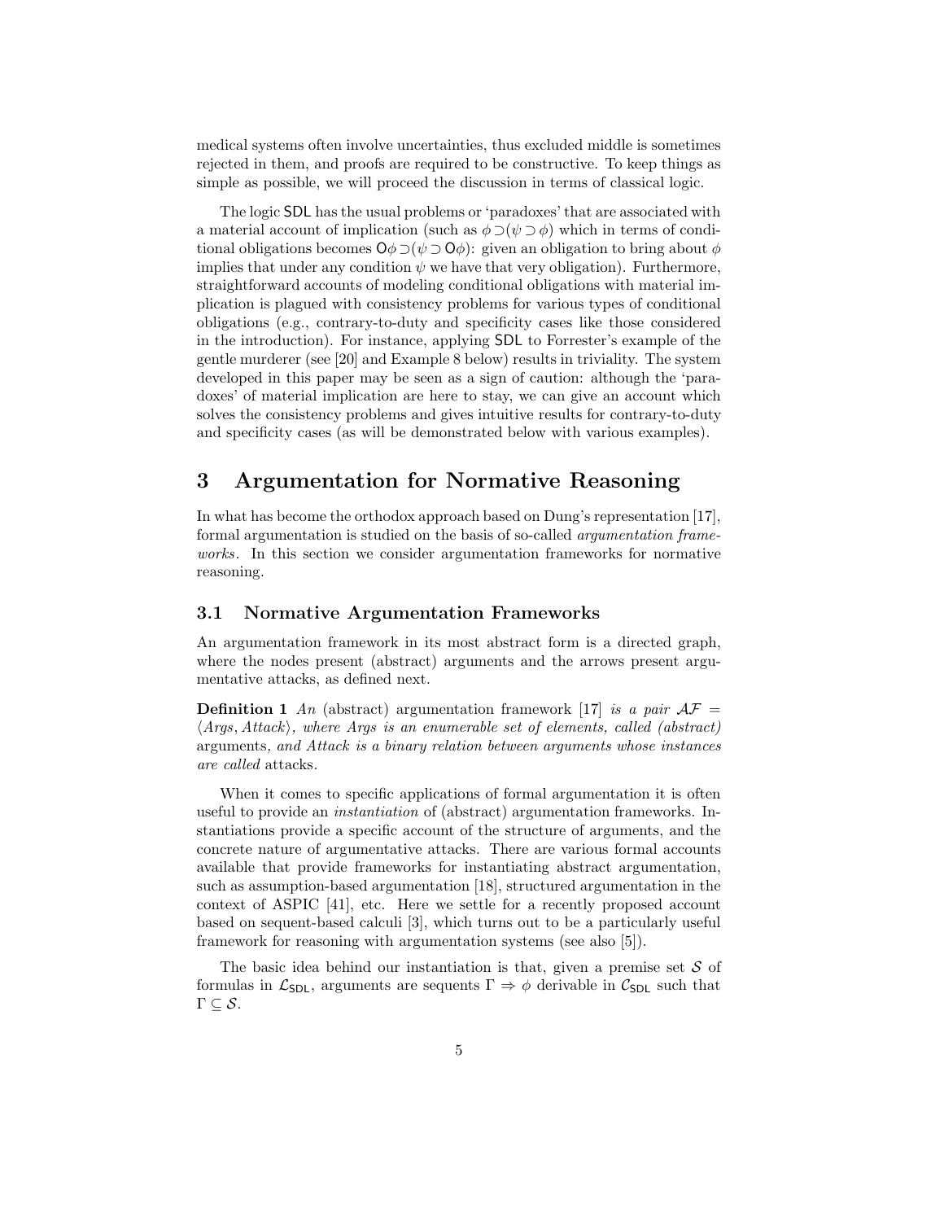medical systems often involve uncertainties, thus excluded middle is sometimes rejected in them, and proofs are required to be constructive. To keep things as simple as possible, we will proceed the discussion in terms of classical logic.

The logic SDL has the usual problems or 'paradoxes' that are associated with a material account of implication (such as $\phi \supset (\psi \supset \phi)$ which in terms of conditional obligations becomes $\mathsf{O}\phi \supset (\psi \supset \mathsf{O}\phi)$: given an obligation to bring about $\phi$ implies that under any condition $\psi$ we have that very obligation). Furthermore, straightforward accounts of modeling conditional obligations with material implication is plagued with consistency problems for various types of conditional obligations (e.g., contrary-to-duty and specificity cases like those considered in the introduction). For instance, applying SDL to Forrester's example of the gentle murderer (see [20] and Example 8 below) results in triviality. The system developed in this paper may be seen as a sign of caution: although the 'paradoxes' of material implication are here to stay, we can give an account which solves the consistency problems and gives intuitive results for contrary-to-duty and specificity cases (as will be demonstrated below with various examples).

# 3 Argumentation for Normative Reasoning

In what has become the orthodox approach based on Dung's representation [17], formal argumentation is studied on the basis of so-called *argumentation frameworks*. In this section we consider argumentation frameworks for normative reasoning.

## 3.1 Normative Argumentation Frameworks

An argumentation framework in its most abstract form is a directed graph, where the nodes present (abstract) arguments and the arrows present argumentative attacks, as defined next.

**Definition 1** *An* (abstract) argumentation framework *[17] is a pair $\mathcal{AF} = \langle Args, Attack \rangle$, where Args is an enumerable set of elements, called (abstract)* arguments*, and Attack is a binary relation between arguments whose instances are called* attacks*.*

When it comes to specific applications of formal argumentation it is often useful to provide an *instantiation* of (abstract) argumentation frameworks. Instantiations provide a specific account of the structure of arguments, and the concrete nature of argumentative attacks. There are various formal accounts available that provide frameworks for instantiating abstract argumentation, such as assumption-based argumentation [18], structured argumentation in the context of ASPIC [41], etc. Here we settle for a recently proposed account based on sequent-based calculi [3], which turns out to be a particularly useful framework for reasoning with argumentation systems (see also [5]).

The basic idea behind our instantiation is that, given a premise set $\mathcal{S}$ of formulas in $\mathcal{L}_{\mathsf{SDL}}$, arguments are sequents $\Gamma \Rightarrow \phi$ derivable in $\mathcal{C}_{\mathsf{SDL}}$ such that $\Gamma \subseteq \mathcal{S}$.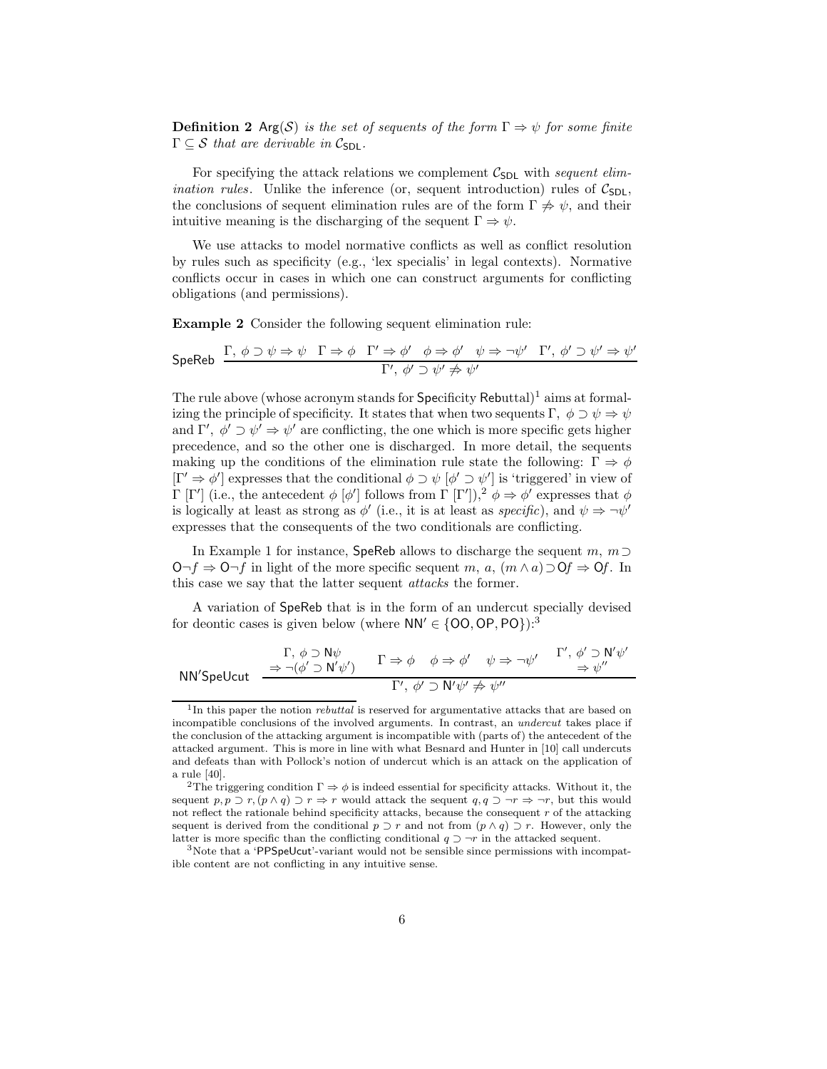**Definition 2** *$\mathsf{Arg}(\mathcal{S})$ is the set of sequents of the form $\Gamma \Rightarrow \psi$ for some finite $\Gamma \subseteq \mathcal{S}$ that are derivable in $\mathcal{C}_{\mathsf{SDL}}$.*

For specifying the attack relations we complement $\mathcal{C}_{\mathsf{SDL}}$ with *sequent elimination rules*. Unlike the inference (or, sequent introduction) rules of $\mathcal{C}_{\mathsf{SDL}}$, the conclusions of sequent elimination rules are of the form $\Gamma \not\Rightarrow \psi$, and their intuitive meaning is the discharging of the sequent $\Gamma \Rightarrow \psi$.

We use attacks to model normative conflicts as well as conflict resolution by rules such as specificity (e.g., 'lex specialis' in legal contexts). Normative conflicts occur in cases in which one can construct arguments for conflicting obligations (and permissions).

**Example 2** Consider the following sequent elimination rule:

$$\mathsf{SpeReb}\ \frac{\Gamma,\ \phi \supset \psi \Rightarrow \psi \quad \Gamma \Rightarrow \phi \quad \Gamma' \Rightarrow \phi' \quad \phi \Rightarrow \phi' \quad \psi \Rightarrow \neg\psi' \quad \Gamma',\ \phi' \supset \psi' \Rightarrow \psi'}{\Gamma',\ \phi' \supset \psi' \not\Rightarrow \psi'}$$

The rule above (whose acronym stands for $\mathsf{Spe}$cificity $\mathsf{Reb}$uttal)[1] aims at formalizing the principle of specificity. It states that when two sequents $\Gamma,\ \phi \supset \psi \Rightarrow \psi$ and $\Gamma',\ \phi' \supset \psi' \Rightarrow \psi'$ are conflicting, the one which is more specific gets higher precedence, and so the other one is discharged. In more detail, the sequents making up the conditions of the elimination rule state the following: $\Gamma \Rightarrow \phi$ $[\Gamma' \Rightarrow \phi']$ expresses that the conditional $\phi \supset \psi$ $[\phi' \supset \psi']$ is 'triggered' in view of $\Gamma$ $[\Gamma']$ (i.e., the antecedent $\phi$ $[\phi']$ follows from $\Gamma$ $[\Gamma']$),[2] $\phi \Rightarrow \phi'$ expresses that $\phi$ is logically at least as strong as $\phi'$ (i.e., it is at least as *specific*), and $\psi \Rightarrow \neg\psi'$ expresses that the consequents of the two conditionals are conflicting.

In Example 1 for instance, $\mathsf{SpeReb}$ allows to discharge the sequent $m,\ m \supset \mathsf{O}\neg f \Rightarrow \mathsf{O}\neg f$ in light of the more specific sequent $m,\ a,\ (m \wedge a) \supset \mathsf{O}f \Rightarrow \mathsf{O}f$. In this case we say that the latter sequent *attacks* the former.

A variation of $\mathsf{SpeReb}$ that is in the form of an undercut specially devised for deontic cases is given below (where $\mathsf{NN'} \in \{\mathsf{OO}, \mathsf{OP}, \mathsf{PO}\}$):[3]

$$\mathsf{NN'SpeUcut}\ \frac{\begin{array}{c}\Gamma,\ \phi \supset \mathsf{N}\psi \\ \Rightarrow \neg(\phi' \supset \mathsf{N'}\psi')\end{array} \quad \Gamma \Rightarrow \phi \quad \phi \Rightarrow \phi' \quad \psi \Rightarrow \neg\psi' \quad \begin{array}{c}\Gamma',\ \phi' \supset \mathsf{N'}\psi' \\ \Rightarrow \psi''\end{array}}{\Gamma',\ \phi' \supset \mathsf{N'}\psi' \not\Rightarrow \psi''}$$

---

[1] In this paper the notion *rebuttal* is reserved for argumentative attacks that are based on incompatible conclusions of the involved arguments. In contrast, an *undercut* takes place if the conclusion of the attacking argument is incompatible with (parts of) the antecedent of the attacked argument. This is more in line with what Besnard and Hunter in [10] call undercuts and defeats than with Pollock's notion of undercut which is an attack on the application of a rule [40].

[2] The triggering condition $\Gamma \Rightarrow \phi$ is indeed essential for specificity attacks. Without it, the sequent $p, p \supset r, (p \wedge q) \supset r \Rightarrow r$ would attack the sequent $q, q \supset \neg r \Rightarrow \neg r$, but this would not reflect the rationale behind specificity attacks, because the consequent $r$ of the attacking sequent is derived from the conditional $p \supset r$ and not from $(p \wedge q) \supset r$. However, only the latter is more specific than the conflicting conditional $q \supset \neg r$ in the attacked sequent.

[3] Note that a '$\mathsf{PPSpeUcut}$'-variant would not be sensible since permissions with incompatible content are not conflicting in any intuitive sense.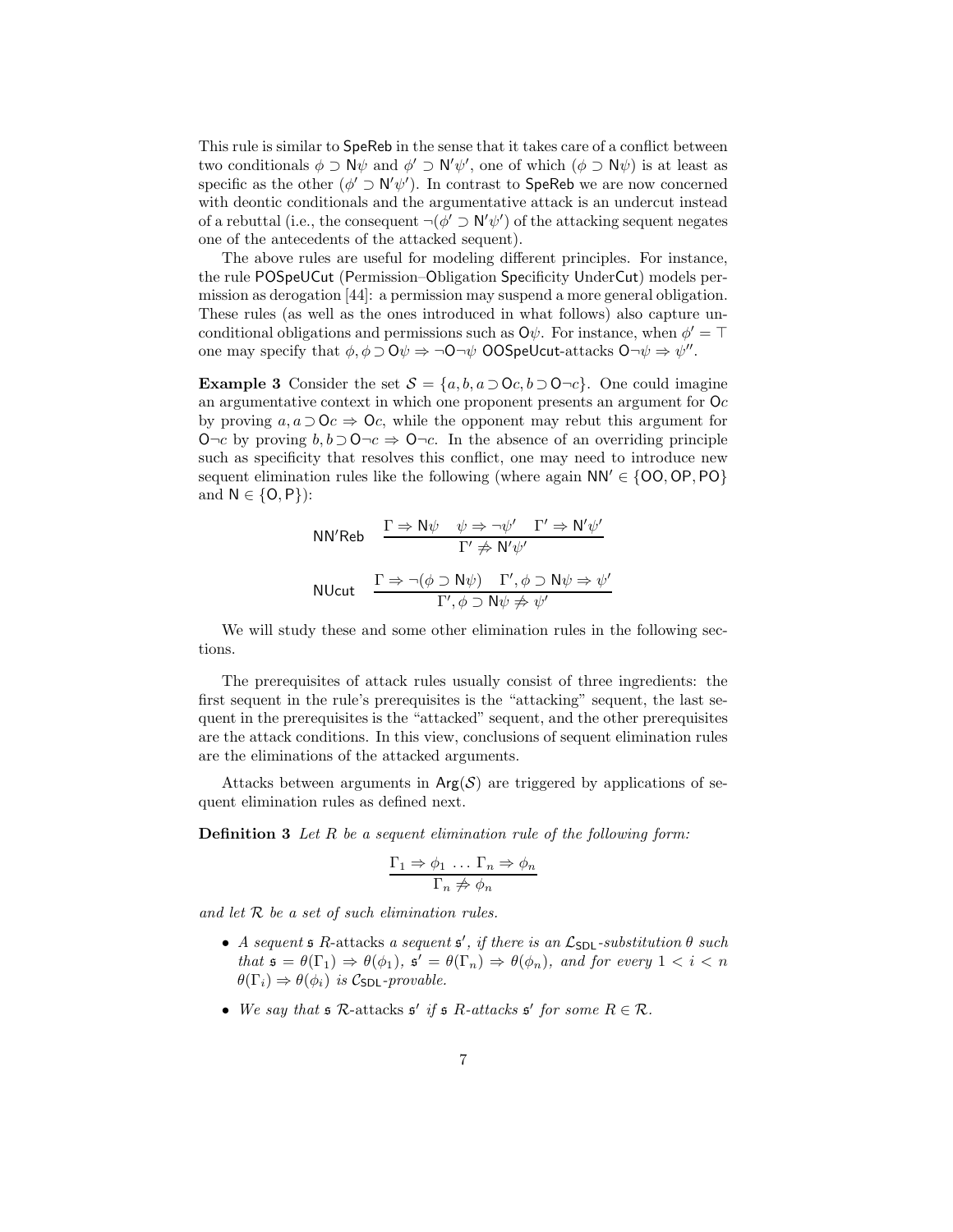This rule is similar to SpeReb in the sense that it takes care of a conflict between two conditionals $\phi \supset \mathsf{N}\psi$ and $\phi' \supset \mathsf{N}'\psi'$, one of which ($\phi \supset \mathsf{N}\psi$) is at least as specific as the other ($\phi' \supset \mathsf{N}'\psi'$). In contrast to SpeReb we are now concerned with deontic conditionals and the argumentative attack is an undercut instead of a rebuttal (i.e., the consequent $\neg(\phi' \supset \mathsf{N}'\psi')$ of the attacking sequent negates one of the antecedents of the attacked sequent).

The above rules are useful for modeling different principles. For instance, the rule POSpeUCut (Permission–Obligation Specificity UnderCut) models permission as derogation [44]: a permission may suspend a more general obligation. These rules (as well as the ones introduced in what follows) also capture unconditional obligations and permissions such as $\mathsf{O}\psi$. For instance, when $\phi' = \top$ one may specify that $\phi, \phi \supset \mathsf{O}\psi \Rightarrow \neg\mathsf{O}\neg\psi$ OOSpeUcut-attacks $\mathsf{O}\neg\psi \Rightarrow \psi''$.

**Example 3** Consider the set $\mathcal{S} = \{a, b, a \supset \mathsf{O}c, b \supset \mathsf{O}\neg c\}$. One could imagine an argumentative context in which one proponent presents an argument for $\mathsf{O}c$ by proving $a, a \supset \mathsf{O}c \Rightarrow \mathsf{O}c$, while the opponent may rebut this argument for $\mathsf{O}\neg c$ by proving $b, b \supset \mathsf{O}\neg c \Rightarrow \mathsf{O}\neg c$. In the absence of an overriding principle such as specificity that resolves this conflict, one may need to introduce new sequent elimination rules like the following (where again $\mathsf{NN}' \in \{\mathsf{OO}, \mathsf{OP}, \mathsf{PO}\}$ and $\mathsf{N} \in \{\mathsf{O}, \mathsf{P}\}$):

$$\mathsf{NN'Reb} \quad \frac{\Gamma \Rightarrow \mathsf{N}\psi \quad \psi \Rightarrow \neg\psi' \quad \Gamma' \Rightarrow \mathsf{N}'\psi'}{\Gamma' \not\Rightarrow \mathsf{N}'\psi'}$$

$$\mathsf{NUcut} \quad \frac{\Gamma \Rightarrow \neg(\phi \supset \mathsf{N}\psi) \quad \Gamma', \phi \supset \mathsf{N}\psi \Rightarrow \psi'}{\Gamma', \phi \supset \mathsf{N}\psi \not\Rightarrow \psi'}$$

We will study these and some other elimination rules in the following sections.

The prerequisites of attack rules usually consist of three ingredients: the first sequent in the rule's prerequisites is the "attacking" sequent, the last sequent in the prerequisites is the "attacked" sequent, and the other prerequisites are the attack conditions. In this view, conclusions of sequent elimination rules are the eliminations of the attacked arguments.

Attacks between arguments in $\mathsf{Arg}(\mathcal{S})$ are triggered by applications of sequent elimination rules as defined next.

**Definition 3** *Let $R$ be a sequent elimination rule of the following form:*

$$\frac{\Gamma_1 \Rightarrow \phi_1 \ \dots \ \Gamma_n \Rightarrow \phi_n}{\Gamma_n \not\Rightarrow \phi_n}$$

*and let $\mathcal{R}$ be a set of such elimination rules.*

- *A sequent $\mathfrak{s}$ $R$-attacks a sequent $\mathfrak{s}'$, if there is an $\mathcal{L}_{\mathsf{SDL}}$-substitution $\theta$ such that $\mathfrak{s} = \theta(\Gamma_1) \Rightarrow \theta(\phi_1)$, $\mathfrak{s}' = \theta(\Gamma_n) \Rightarrow \theta(\phi_n)$, and for every $1 < i < n$ $\theta(\Gamma_i) \Rightarrow \theta(\phi_i)$ is $\mathcal{C}_{\mathsf{SDL}}$-provable.*
- *We say that $\mathfrak{s}$ $\mathcal{R}$-attacks $\mathfrak{s}'$ if $\mathfrak{s}$ $R$-attacks $\mathfrak{s}'$ for some $R \in \mathcal{R}$.*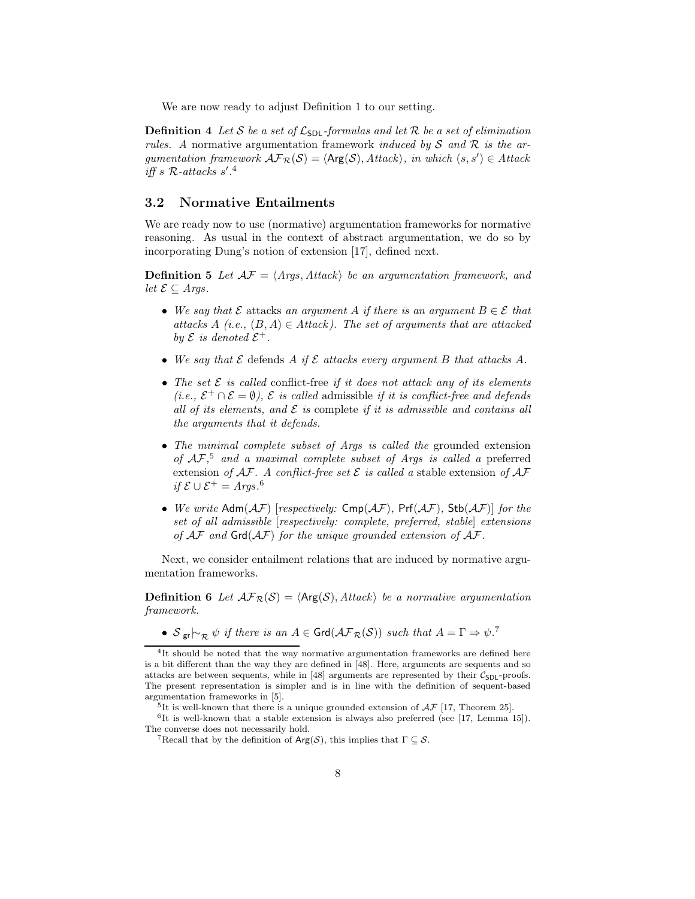We are now ready to adjust Definition 1 to our setting.

**Definition 4** *Let $\mathcal{S}$ be a set of $\mathcal{L}_{\mathsf{SDL}}$-formulas and let $\mathcal{R}$ be a set of elimination rules. A* normative argumentation framework *induced by $\mathcal{S}$ and $\mathcal{R}$ is the argumentation framework $\mathcal{AF}_{\mathcal{R}}(\mathcal{S}) = \langle \mathsf{Arg}(\mathcal{S}), Attack\rangle$, in which $(s, s') \in Attack$ iff $s$ $\mathcal{R}$-attacks $s'$.*[4]

## 3.2 Normative Entailments

We are ready now to use (normative) argumentation frameworks for normative reasoning. As usual in the context of abstract argumentation, we do so by incorporating Dung's notion of extension [17], defined next.

**Definition 5** *Let $\mathcal{AF} = \langle Args, Attack\rangle$ be an argumentation framework, and let $\mathcal{E} \subseteq Args$.*

- *We say that $\mathcal{E}$* attacks *an argument $A$ if there is an argument $B \in \mathcal{E}$ that attacks $A$ (i.e., $(B, A) \in Attack$). The set of arguments that are attacked by $\mathcal{E}$ is denoted $\mathcal{E}^+$.*
- *We say that $\mathcal{E}$* defends *$A$ if $\mathcal{E}$ attacks every argument $B$ that attacks $A$.*
- *The set $\mathcal{E}$ is called* conflict-free *if it does not attack any of its elements (i.e., $\mathcal{E}^+ \cap \mathcal{E} = \emptyset$), $\mathcal{E}$ is called* admissible *if it is conflict-free and defends all of its elements, and $\mathcal{E}$ is* complete *if it is admissible and contains all the arguments that it defends.*
- *The minimal complete subset of $Args$ is called the* grounded extension *of $\mathcal{AF}$,*[5] *and a maximal complete subset of $Args$ is called a* preferred extension *of $\mathcal{AF}$. A conflict-free set $\mathcal{E}$ is called a* stable extension *of $\mathcal{AF}$ if $\mathcal{E} \cup \mathcal{E}^+ = Args$.*[6]
- *We write $\mathsf{Adm}(\mathcal{AF})$ [respectively: $\mathsf{Cmp}(\mathcal{AF})$, $\mathsf{Prf}(\mathcal{AF})$, $\mathsf{Stb}(\mathcal{AF})$] for the set of all admissible [respectively: complete, preferred, stable] extensions of $\mathcal{AF}$ and $\mathsf{Grd}(\mathcal{AF})$ for the unique grounded extension of $\mathcal{AF}$.*

Next, we consider entailment relations that are induced by normative argumentation frameworks.

**Definition 6** *Let $\mathcal{AF}_{\mathcal{R}}(\mathcal{S}) = \langle \mathsf{Arg}(\mathcal{S}), Attack\rangle$ be a normative argumentation framework.*

- *$\mathcal{S} \mathrel{{}_{\mathsf{gr}}{\mid\!\sim}_{\mathcal{R}}} \psi$ if there is an $A \in \mathsf{Grd}(\mathcal{AF}_{\mathcal{R}}(\mathcal{S}))$ such that $A = \Gamma \Rightarrow \psi$.*[7]

---

[4] It should be noted that the way normative argumentation frameworks are defined here is a bit different than the way they are defined in [48]. Here, arguments are sequents and so attacks are between sequents, while in [48] arguments are represented by their $\mathcal{C}_{\mathsf{SDL}}$-proofs. The present representation is simpler and is in line with the definition of sequent-based argumentation frameworks in [5].

[5] It is well-known that there is a unique grounded extension of $\mathcal{AF}$ [17, Theorem 25].

[6] It is well-known that a stable extension is always also preferred (see [17, Lemma 15]). The converse does not necessarily hold.

[7] Recall that by the definition of $\mathsf{Arg}(\mathcal{S})$, this implies that $\Gamma \subseteq \mathcal{S}$.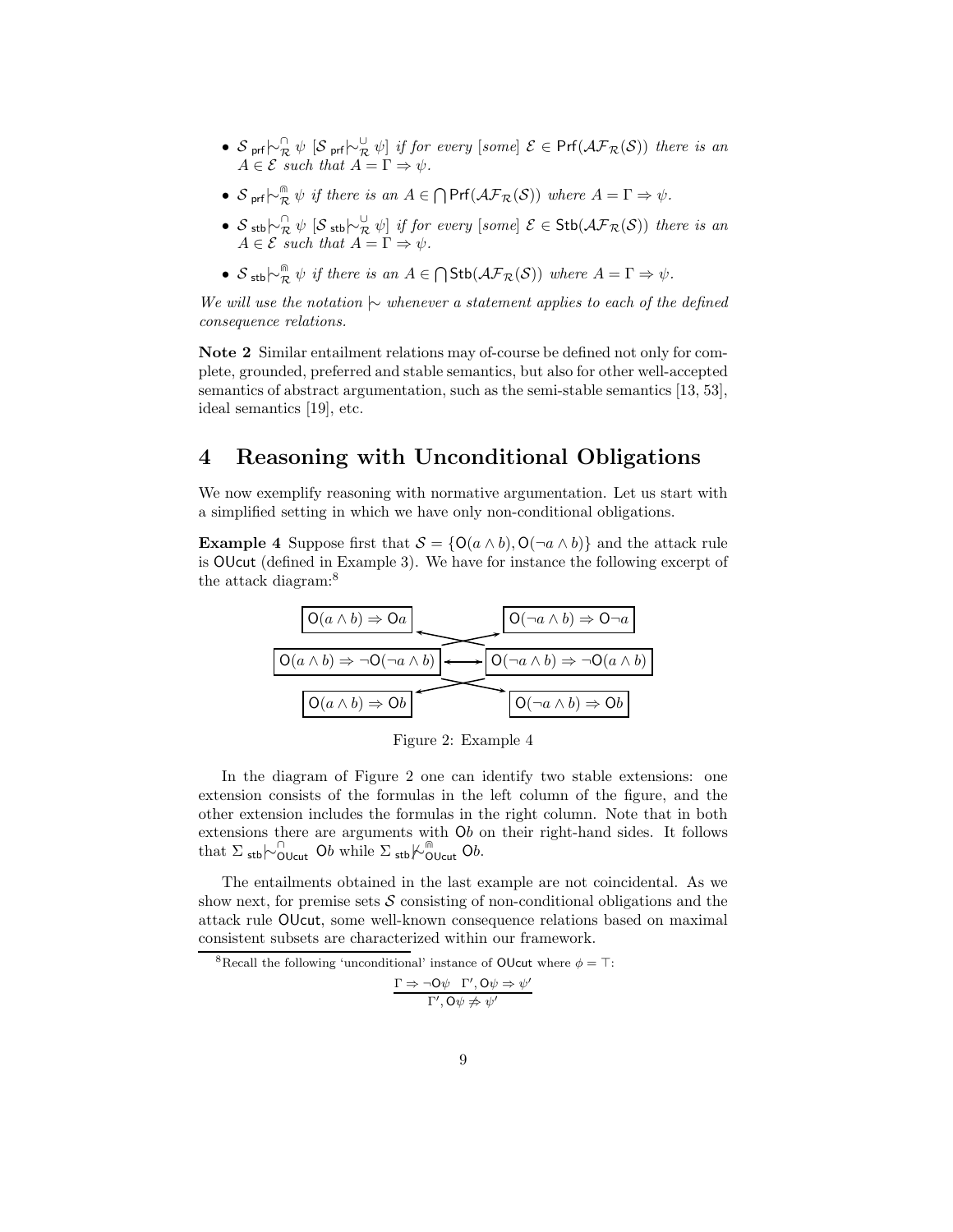- $\mathcal{S}\ _{\mathsf{prf}}|\!\sim^{\cap}_{\mathcal{R}} \psi$ $[\mathcal{S}\ _{\mathsf{prf}}|\!\sim^{\cup}_{\mathcal{R}} \psi]$ *if for every [some]* $\mathcal{E} \in \mathsf{Prf}(\mathcal{AF}_{\mathcal{R}}(\mathcal{S}))$ *there is an* $A \in \mathcal{E}$ *such that* $A = \Gamma \Rightarrow \psi$.
- $\mathcal{S}\ _{\mathsf{prf}}|\!\sim^{\Cap}_{\mathcal{R}} \psi$ *if there is an* $A \in \bigcap \mathsf{Prf}(\mathcal{AF}_{\mathcal{R}}(\mathcal{S}))$ *where* $A = \Gamma \Rightarrow \psi$.
- $\mathcal{S}\ _{\mathsf{stb}}|\!\sim^{\cap}_{\mathcal{R}} \psi$ $[\mathcal{S}\ _{\mathsf{stb}}|\!\sim^{\cup}_{\mathcal{R}} \psi]$ *if for every [some]* $\mathcal{E} \in \mathsf{Stb}(\mathcal{AF}_{\mathcal{R}}(\mathcal{S}))$ *there is an* $A \in \mathcal{E}$ *such that* $A = \Gamma \Rightarrow \psi$.
- $\mathcal{S}\ _{\mathsf{stb}}|\!\sim^{\Cap}_{\mathcal{R}} \psi$ *if there is an* $A \in \bigcap \mathsf{Stb}(\mathcal{AF}_{\mathcal{R}}(\mathcal{S}))$ *where* $A = \Gamma \Rightarrow \psi$.

*We will use the notation* $|\!\sim$ *whenever a statement applies to each of the defined consequence relations.*

**Note 2** Similar entailment relations may of-course be defined not only for complete, grounded, preferred and stable semantics, but also for other well-accepted semantics of abstract argumentation, such as the semi-stable semantics [13, 53], ideal semantics [19], etc.

# 4 Reasoning with Unconditional Obligations

We now exemplify reasoning with normative argumentation. Let us start with a simplified setting in which we have only non-conditional obligations.

**Example 4** Suppose first that $\mathcal{S} = \{\mathsf{O}(a \wedge b), \mathsf{O}(\neg a \wedge b)\}$ and the attack rule is $\mathsf{OUcut}$ (defined in Example 3). We have for instance the following excerpt of the attack diagram:[8]

$\mathsf{O}(a \wedge b) \Rightarrow \mathsf{O}a$ | $\mathsf{O}(\neg a \wedge b) \Rightarrow \mathsf{O}\neg a$

$\mathsf{O}(a \wedge b) \Rightarrow \neg\mathsf{O}(\neg a \wedge b)$ ⟷ $\mathsf{O}(\neg a \wedge b) \Rightarrow \neg\mathsf{O}(a \wedge b)$

$\mathsf{O}(a \wedge b) \Rightarrow \mathsf{O}b$ | $\mathsf{O}(\neg a \wedge b) \Rightarrow \mathsf{O}b$

Figure 2: Example 4

In the diagram of Figure 2 one can identify two stable extensions: one extension consists of the formulas in the left column of the figure, and the other extension includes the formulas in the right column. Note that in both extensions there are arguments with $\mathsf{O}b$ on their right-hand sides. It follows that $\Sigma\ _{\mathsf{stb}}|\!\sim^{\cap}_{\mathsf{OUcut}} \mathsf{O}b$ while $\Sigma\ _{\mathsf{stb}}|\!\not\sim^{\Cap}_{\mathsf{OUcut}} \mathsf{O}b$.

The entailments obtained in the last example are not coincidental. As we show next, for premise sets $\mathcal{S}$ consisting of non-conditional obligations and the attack rule $\mathsf{OUcut}$, some well-known consequence relations based on maximal consistent subsets are characterized within our framework.

[8] Recall the following 'unconditional' instance of $\mathsf{OUcut}$ where $\phi = \top$:

$$\frac{\Gamma \Rightarrow \neg\mathsf{O}\psi \quad \Gamma', \mathsf{O}\psi \Rightarrow \psi'}{\Gamma', \mathsf{O}\psi \not\Rightarrow \psi'}$$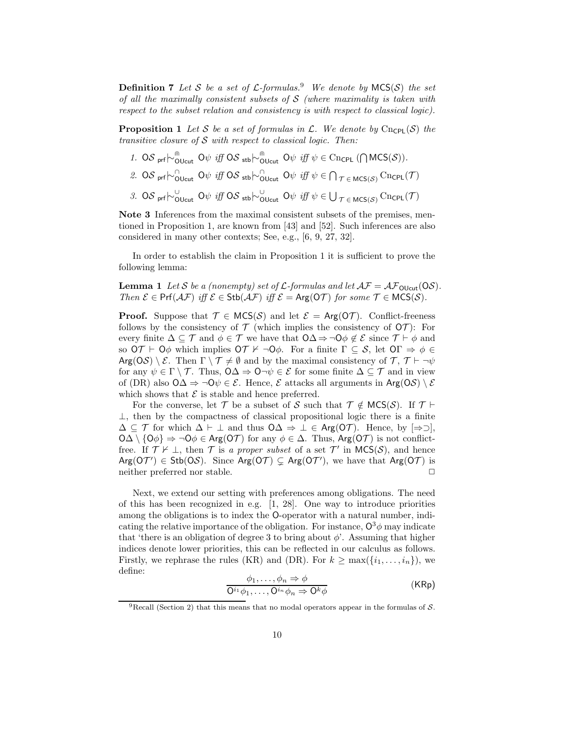**Definition 7** *Let $\mathcal{S}$ be a set of $\mathcal{L}$-formulas.*[9] *We denote by $\mathsf{MCS}(\mathcal{S})$ the set of all the maximally consistent subsets of $\mathcal{S}$ (where maximality is taken with respect to the subset relation and consistency is with respect to classical logic).*

**Proposition 1** *Let $\mathcal{S}$ be a set of formulas in $\mathcal{L}$. We denote by $\mathrm{Cn}_{\mathsf{CPL}}(\mathcal{S})$ the transitive closure of $\mathcal{S}$ with respect to classical logic. Then:*

1. $\mathsf{O}\mathcal{S}\ {}_{\mathsf{prf}}{\mid\!\sim}^{\Cap}_{\mathsf{OUcut}}\ \mathsf{O}\psi$ *iff* $\mathsf{O}\mathcal{S}\ {}_{\mathsf{stb}}{\mid\!\sim}^{\Cap}_{\mathsf{OUcut}}\ \mathsf{O}\psi$ *iff* $\psi \in \mathrm{Cn}_{\mathsf{CPL}}\left(\bigcap \mathsf{MCS}(\mathcal{S})\right)$.
2. $\mathsf{O}\mathcal{S}\ {}_{\mathsf{prf}}{\mid\!\sim}^{\cap}_{\mathsf{OUcut}}\ \mathsf{O}\psi$ *iff* $\mathsf{O}\mathcal{S}\ {}_{\mathsf{stb}}{\mid\!\sim}^{\cap}_{\mathsf{OUcut}}\ \mathsf{O}\psi$ *iff* $\psi \in \bigcap_{\mathcal{T}\, \in\, \mathsf{MCS}(\mathcal{S})} \mathrm{Cn}_{\mathsf{CPL}}(\mathcal{T})$
3. $\mathsf{O}\mathcal{S}\ {}_{\mathsf{prf}}{\mid\!\sim}^{\cup}_{\mathsf{OUcut}}\ \mathsf{O}\psi$ *iff* $\mathsf{O}\mathcal{S}\ {}_{\mathsf{stb}}{\mid\!\sim}^{\cup}_{\mathsf{OUcut}}\ \mathsf{O}\psi$ *iff* $\psi \in \bigcup_{\mathcal{T}\, \in\, \mathsf{MCS}(\mathcal{S})} \mathrm{Cn}_{\mathsf{CPL}}(\mathcal{T})$

**Note 3** Inferences from the maximal consistent subsets of the premises, mentioned in Proposition 1, are known from [43] and [52]. Such inferences are also considered in many other contexts; See, e.g., [6, 9, 27, 32].

In order to establish the claim in Proposition 1 it is sufficient to prove the following lemma:

**Lemma 1** *Let $\mathcal{S}$ be a (nonempty) set of $\mathcal{L}$-formulas and let $\mathcal{AF} = \mathcal{AF}_{\mathsf{OUcut}}(\mathsf{O}\mathcal{S})$. Then $\mathcal{E} \in \mathsf{Prf}(\mathcal{AF})$ iff $\mathcal{E} \in \mathsf{Stb}(\mathcal{AF})$ iff $\mathcal{E} = \mathsf{Arg}(\mathsf{O}\mathcal{T})$ for some $\mathcal{T} \in \mathsf{MCS}(\mathcal{S})$.*

**Proof.** Suppose that $\mathcal{T} \in \mathsf{MCS}(\mathcal{S})$ and let $\mathcal{E} = \mathsf{Arg}(\mathsf{O}\mathcal{T})$. Conflict-freeness follows by the consistency of $\mathcal{T}$ (which implies the consistency of $\mathsf{O}\mathcal{T}$): For every finite $\Delta \subseteq \mathcal{T}$ and $\phi \in \mathcal{T}$ we have that $\mathsf{O}\Delta \Rightarrow \neg\mathsf{O}\phi \notin \mathcal{E}$ since $\mathcal{T} \vdash \phi$ and so $\mathsf{O}\mathcal{T} \vdash \mathsf{O}\phi$ which implies $\mathsf{O}\mathcal{T} \nvdash \neg\mathsf{O}\phi$. For a finite $\Gamma \subseteq \mathcal{S}$, let $\mathsf{O}\Gamma \Rightarrow \phi \in \mathsf{Arg}(\mathsf{O}\mathcal{S}) \setminus \mathcal{E}$. Then $\Gamma \setminus \mathcal{T} \neq \emptyset$ and by the maximal consistency of $\mathcal{T}$, $\mathcal{T} \vdash \neg\psi$ for any $\psi \in \Gamma \setminus \mathcal{T}$. Thus, $\mathsf{O}\Delta \Rightarrow \mathsf{O}\neg\psi \in \mathcal{E}$ for some finite $\Delta \subseteq \mathcal{T}$ and in view of (DR) also $\mathsf{O}\Delta \Rightarrow \neg\mathsf{O}\psi \in \mathcal{E}$. Hence, $\mathcal{E}$ attacks all arguments in $\mathsf{Arg}(\mathsf{O}\mathcal{S}) \setminus \mathcal{E}$ which shows that $\mathcal{E}$ is stable and hence preferred.

For the converse, let $\mathcal{T}$ be a subset of $\mathcal{S}$ such that $\mathcal{T} \notin \mathsf{MCS}(\mathcal{S})$. If $\mathcal{T} \vdash \bot$, then by the compactness of classical propositional logic there is a finite $\Delta \subseteq \mathcal{T}$ for which $\Delta \vdash \bot$ and thus $\mathsf{O}\Delta \Rightarrow \bot \in \mathsf{Arg}(\mathsf{O}\mathcal{T})$. Hence, by $[\Rightarrow\supset]$, $\mathsf{O}\Delta \setminus \{\mathsf{O}\phi\} \Rightarrow \neg\mathsf{O}\phi \in \mathsf{Arg}(\mathsf{O}\mathcal{T})$ for any $\phi \in \Delta$. Thus, $\mathsf{Arg}(\mathsf{O}\mathcal{T})$ is not conflict-free. If $\mathcal{T} \nvdash \bot$, then $\mathcal{T}$ is *a proper subset* of a set $\mathcal{T}'$ in $\mathsf{MCS}(\mathcal{S})$, and hence $\mathsf{Arg}(\mathsf{O}\mathcal{T}') \in \mathsf{Stb}(\mathsf{O}\mathcal{S})$. Since $\mathsf{Arg}(\mathsf{O}\mathcal{T}) \subsetneq \mathsf{Arg}(\mathsf{O}\mathcal{T}')$, we have that $\mathsf{Arg}(\mathsf{O}\mathcal{T})$ is neither preferred nor stable. □

Next, we extend our setting with preferences among obligations. The need of this has been recognized in e.g. [1, 28]. One way to introduce priorities among the obligations is to index the $\mathsf{O}$-operator with a natural number, indicating the relative importance of the obligation. For instance, $\mathsf{O}^3\phi$ may indicate that 'there is an obligation of degree 3 to bring about $\phi$'. Assuming that higher indices denote lower priorities, this can be reflected in our calculus as follows. Firstly, we rephrase the rules (KR) and (DR). For $k \geq \max(\{i_1, \ldots, i_n\})$, we define:

$$\frac{\phi_1, \ldots, \phi_n \Rightarrow \phi}{\mathsf{O}^{i_1}\phi_1, \ldots, \mathsf{O}^{i_n}\phi_n \Rightarrow \mathsf{O}^k\phi} \qquad (\mathsf{KRp})$$

[9] Recall (Section 2) that this means that no modal operators appear in the formulas of $\mathcal{S}$.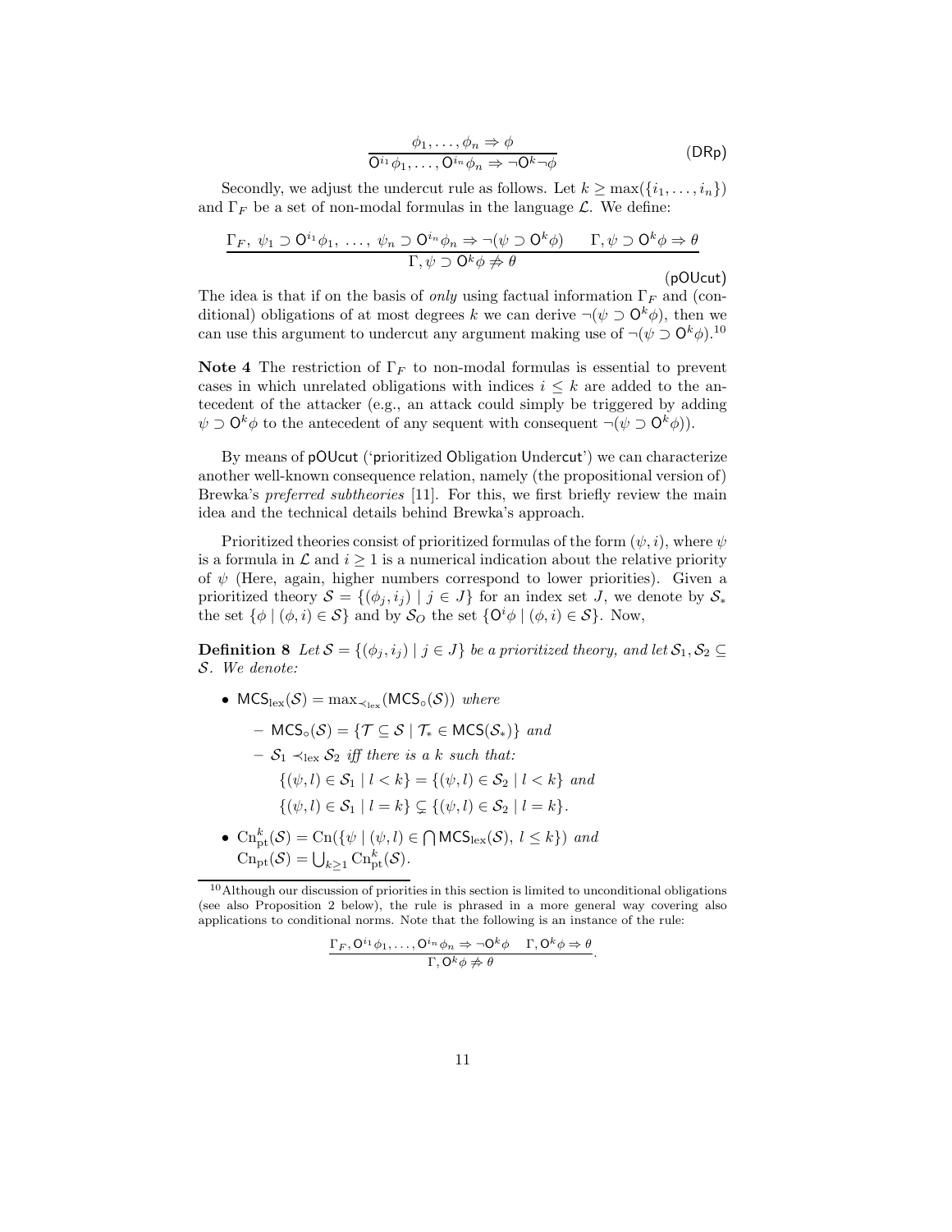$$\frac{\phi_1, \ldots, \phi_n \Rightarrow \phi}{\mathsf{O}^{i_1}\phi_1, \ldots, \mathsf{O}^{i_n}\phi_n \Rightarrow \neg\mathsf{O}^k\neg\phi} \quad (\mathsf{DRp})$$

Secondly, we adjust the undercut rule as follows. Let $k \geq \max(\{i_1, \ldots, i_n\})$ and $\Gamma_F$ be a set of non-modal formulas in the language $\mathcal{L}$. We define:

$$\frac{\Gamma_F,\ \psi_1 \supset \mathsf{O}^{i_1}\phi_1,\ \ldots,\ \psi_n \supset \mathsf{O}^{i_n}\phi_n \Rightarrow \neg(\psi \supset \mathsf{O}^k\phi) \qquad \Gamma, \psi \supset \mathsf{O}^k\phi \Rightarrow \theta}{\Gamma, \psi \supset \mathsf{O}^k\phi \not\Rightarrow \theta} \quad (\mathsf{pOUcut})$$

The idea is that if on the basis of *only* using factual information $\Gamma_F$ and (conditional) obligations of at most degrees $k$ we can derive $\neg(\psi \supset \mathsf{O}^k\phi)$, then we can use this argument to undercut any argument making use of $\neg(\psi \supset \mathsf{O}^k\phi)$.[10]

**Note 4** The restriction of $\Gamma_F$ to non-modal formulas is essential to prevent cases in which unrelated obligations with indices $i \leq k$ are added to the antecedent of the attacker (e.g., an attack could simply be triggered by adding $\psi \supset \mathsf{O}^k\phi$ to the antecedent of any sequent with consequent $\neg(\psi \supset \mathsf{O}^k\phi)$).

By means of pOUcut ('prioritized Obligation Undercut') we can characterize another well-known consequence relation, namely (the propositional version of) Brewka's *preferred subtheories* [11]. For this, we first briefly review the main idea and the technical details behind Brewka's approach.

Prioritized theories consist of prioritized formulas of the form $(\psi, i)$, where $\psi$ is a formula in $\mathcal{L}$ and $i \geq 1$ is a numerical indication about the relative priority of $\psi$ (Here, again, higher numbers correspond to lower priorities). Given a prioritized theory $\mathcal{S} = \{(\phi_j, i_j) \mid j \in J\}$ for an index set $J$, we denote by $\mathcal{S}_*$ the set $\{\phi \mid (\phi, i) \in \mathcal{S}\}$ and by $\mathcal{S}_O$ the set $\{\mathsf{O}^i\phi \mid (\phi, i) \in \mathcal{S}\}$. Now,

**Definition 8** *Let $\mathcal{S} = \{(\phi_j, i_j) \mid j \in J\}$ be a prioritized theory, and let $\mathcal{S}_1, \mathcal{S}_2 \subseteq \mathcal{S}$. We denote:*

- $\mathsf{MCS}_{\mathrm{lex}}(\mathcal{S}) = \max_{\prec_{\mathrm{lex}}}(\mathsf{MCS}_\circ(\mathcal{S}))$ *where*
  - $\mathsf{MCS}_\circ(\mathcal{S}) = \{\mathcal{T} \subseteq \mathcal{S} \mid \mathcal{T}_* \in \mathsf{MCS}(\mathcal{S}_*)\}$ *and*
  - $\mathcal{S}_1 \prec_{\mathrm{lex}} \mathcal{S}_2$ *iff there is a $k$ such that:*

    $\{(\psi, l) \in \mathcal{S}_1 \mid l < k\} = \{(\psi, l) \in \mathcal{S}_2 \mid l < k\}$ *and*

    $\{(\psi, l) \in \mathcal{S}_1 \mid l = k\} \subsetneq \{(\psi, l) \in \mathcal{S}_2 \mid l = k\}$.
- $\mathrm{Cn}^k_{\mathrm{pt}}(\mathcal{S}) = \mathrm{Cn}(\{\psi \mid (\psi, l) \in \bigcap \mathsf{MCS}_{\mathrm{lex}}(\mathcal{S}),\ l \leq k\})$ *and* $\mathrm{Cn}_{\mathrm{pt}}(\mathcal{S}) = \bigcup_{k \geq 1} \mathrm{Cn}^k_{\mathrm{pt}}(\mathcal{S})$.

[10] Although our discussion of priorities in this section is limited to unconditional obligations (see also Proposition 2 below), the rule is phrased in a more general way covering also applications to conditional norms. Note that the following is an instance of the rule:

$$\frac{\Gamma_F, \mathsf{O}^{i_1}\phi_1, \ldots, \mathsf{O}^{i_n}\phi_n \Rightarrow \neg\mathsf{O}^k\phi \quad \Gamma, \mathsf{O}^k\phi \Rightarrow \theta}{\Gamma, \mathsf{O}^k\phi \not\Rightarrow \theta}.$$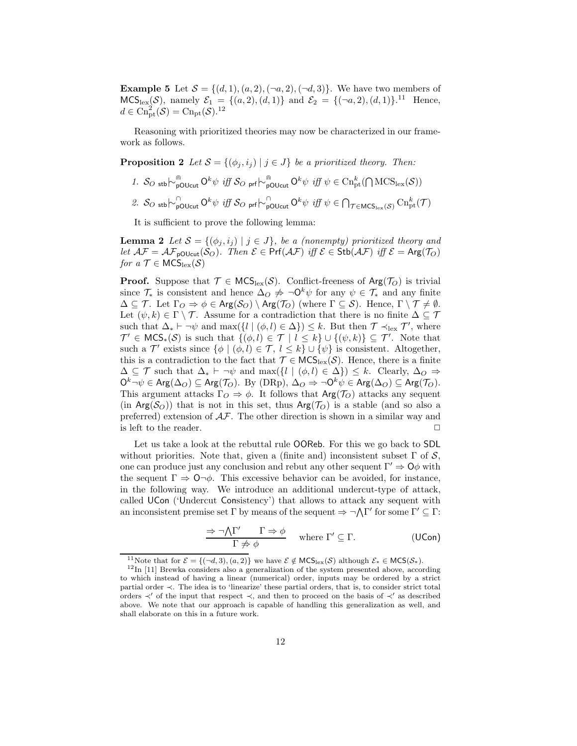**Example 5** Let $\mathcal{S} = \{(d,1),(a,2),(\neg a,2),(\neg d,3)\}$. We have two members of $\mathsf{MCS}_{\rm lex}(\mathcal{S})$, namely $\mathcal{E}_1 = \{(a,2),(d,1)\}$ and $\mathcal{E}_2 = \{(\neg a,2),(d,1)\}$.[11] Hence, $d \in \mathrm{Cn}^2_{\rm pt}(\mathcal{S}) = \mathrm{Cn}_{\rm pt}(\mathcal{S})$.[12]

Reasoning with prioritized theories may now be characterized in our framework as follows.

**Proposition 2** *Let $\mathcal{S} = \{(\phi_j, i_j) \mid j \in J\}$ be a prioritized theory. Then:*

1. $\mathcal{S}_O \;{}_{\mathsf{stb}}\!\mid\!\sim^{\Cap}_{\mathsf{pOUcut}} \mathsf{O}^k\psi$ *iff* $\mathcal{S}_O \;{}_{\mathsf{prf}}\!\mid\!\sim^{\Cap}_{\mathsf{pOUcut}} \mathsf{O}^k\psi$ *iff* $\psi \in \mathrm{Cn}^k_{\rm pt}(\bigcap \mathrm{MCS}_{\rm lex}(\mathcal{S}))$
2. $\mathcal{S}_O \;{}_{\mathsf{stb}}\!\mid\!\sim^{\cap}_{\mathsf{pOUcut}} \mathsf{O}^k\psi$ *iff* $\mathcal{S}_O \;{}_{\mathsf{prf}}\!\mid\!\sim^{\cap}_{\mathsf{pOUcut}} \mathsf{O}^k\psi$ *iff* $\psi \in \bigcap_{\mathcal{T} \in \mathsf{MCS}_{\rm lex}(\mathcal{S})} \mathrm{Cn}^k_{\rm pt}(\mathcal{T})$

It is sufficient to prove the following lemma:

**Lemma 2** *Let $\mathcal{S} = \{(\phi_j, i_j) \mid j \in J\}$, be a (nonempty) prioritized theory and let $\mathcal{AF} = \mathcal{AF}_{\mathsf{pOUcut}}(\mathcal{S}_O)$. Then $\mathcal{E} \in \mathsf{Prf}(\mathcal{AF})$ iff $\mathcal{E} \in \mathsf{Stb}(\mathcal{AF})$ iff $\mathcal{E} = \mathsf{Arg}(\mathcal{T}_O)$ for a $\mathcal{T} \in \mathsf{MCS}_{\rm lex}(\mathcal{S})$*

**Proof.** Suppose that $\mathcal{T} \in \mathsf{MCS}_{\rm lex}(\mathcal{S})$. Conflict-freeness of $\mathsf{Arg}(\mathcal{T}_O)$ is trivial since $\mathcal{T}_*$ is consistent and hence $\Delta_O \not\Rightarrow \neg\mathsf{O}^k\psi$ for any $\psi \in \mathcal{T}_*$ and any finite $\Delta \subseteq \mathcal{T}$. Let $\Gamma_O \Rightarrow \phi \in \mathsf{Arg}(\mathcal{S}_O) \setminus \mathsf{Arg}(\mathcal{T}_O)$ (where $\Gamma \subseteq \mathcal{S}$). Hence, $\Gamma \setminus \mathcal{T} \neq \emptyset$. Let $(\psi, k) \in \Gamma \setminus \mathcal{T}$. Assume for a contradiction that there is no finite $\Delta \subseteq \mathcal{T}$ such that $\Delta_* \vdash \neg\psi$ and $\max(\{l \mid (\phi, l) \in \Delta\}) \leq k$. But then $\mathcal{T} \prec_{\rm lex} \mathcal{T}'$, where $\mathcal{T}' \in \mathsf{MCS}_*(\mathcal{S})$ is such that $\{(\phi, l) \in \mathcal{T} \mid l \leq k\} \cup \{(\psi, k)\} \subseteq \mathcal{T}'$. Note that such a $\mathcal{T}'$ exists since $\{\phi \mid (\phi, l) \in \mathcal{T},\, l \leq k\} \cup \{\psi\}$ is consistent. Altogether, this is a contradiction to the fact that $\mathcal{T} \in \mathsf{MCS}_{\rm lex}(\mathcal{S})$. Hence, there is a finite $\Delta \subseteq \mathcal{T}$ such that $\Delta_* \vdash \neg\psi$ and $\max(\{l \mid (\phi, l) \in \Delta\}) \leq k$. Clearly, $\Delta_O \Rightarrow \mathsf{O}^k\neg\psi \in \mathsf{Arg}(\Delta_O) \subseteq \mathsf{Arg}(\mathcal{T}_O)$. By (DRp), $\Delta_O \Rightarrow \neg\mathsf{O}^k\psi \in \mathsf{Arg}(\Delta_O) \subseteq \mathsf{Arg}(\mathcal{T}_O)$. This argument attacks $\Gamma_O \Rightarrow \phi$. It follows that $\mathsf{Arg}(\mathcal{T}_O)$ attacks any sequent (in $\mathsf{Arg}(\mathcal{S}_O)$) that is not in this set, thus $\mathsf{Arg}(\mathcal{T}_O)$ is a stable (and so also a preferred) extension of $\mathcal{AF}$. The other direction is shown in a similar way and is left to the reader. $\Box$

Let us take a look at the rebuttal rule $\mathsf{OOReb}$. For this we go back to $\mathsf{SDL}$ without priorities. Note that, given a (finite and) inconsistent subset $\Gamma$ of $\mathcal{S}$, one can produce just any conclusion and rebut any other sequent $\Gamma' \Rightarrow \mathsf{O}\phi$ with the sequent $\Gamma \Rightarrow \mathsf{O}\neg\phi$. This excessive behavior can be avoided, for instance, in the following way. We introduce an additional undercut-type of attack, called $\mathsf{UCon}$ ('Undercut Consistency') that allows to attack any sequent with an inconsistent premise set $\Gamma$ by means of the sequent $\Rightarrow \neg\bigwedge\Gamma'$ for some $\Gamma' \subseteq \Gamma$:

$$\frac{\Rightarrow \neg\bigwedge\Gamma' \qquad \Gamma \Rightarrow \phi}{\Gamma \not\Rightarrow \phi} \quad \text{where } \Gamma' \subseteq \Gamma. \qquad (\mathsf{UCon})$$

[11] Note that for $\mathcal{E} = \{(\neg d,3),(a,2)\}$ we have $\mathcal{E} \notin \mathsf{MCS}_{\rm lex}(\mathcal{S})$ although $\mathcal{E}_* \in \mathsf{MCS}(\mathcal{S}_*)$.

[12] In [11] Brewka considers also a generalization of the system presented above, according to which instead of having a linear (numerical) order, inputs may be ordered by a strict partial order $\prec$. The idea is to 'linearize' these partial orders, that is, to consider strict total orders $\prec'$ of the input that respect $\prec$, and then to proceed on the basis of $\prec'$ as described above. We note that our approach is capable of handling this generalization as well, and shall elaborate on this in a future work.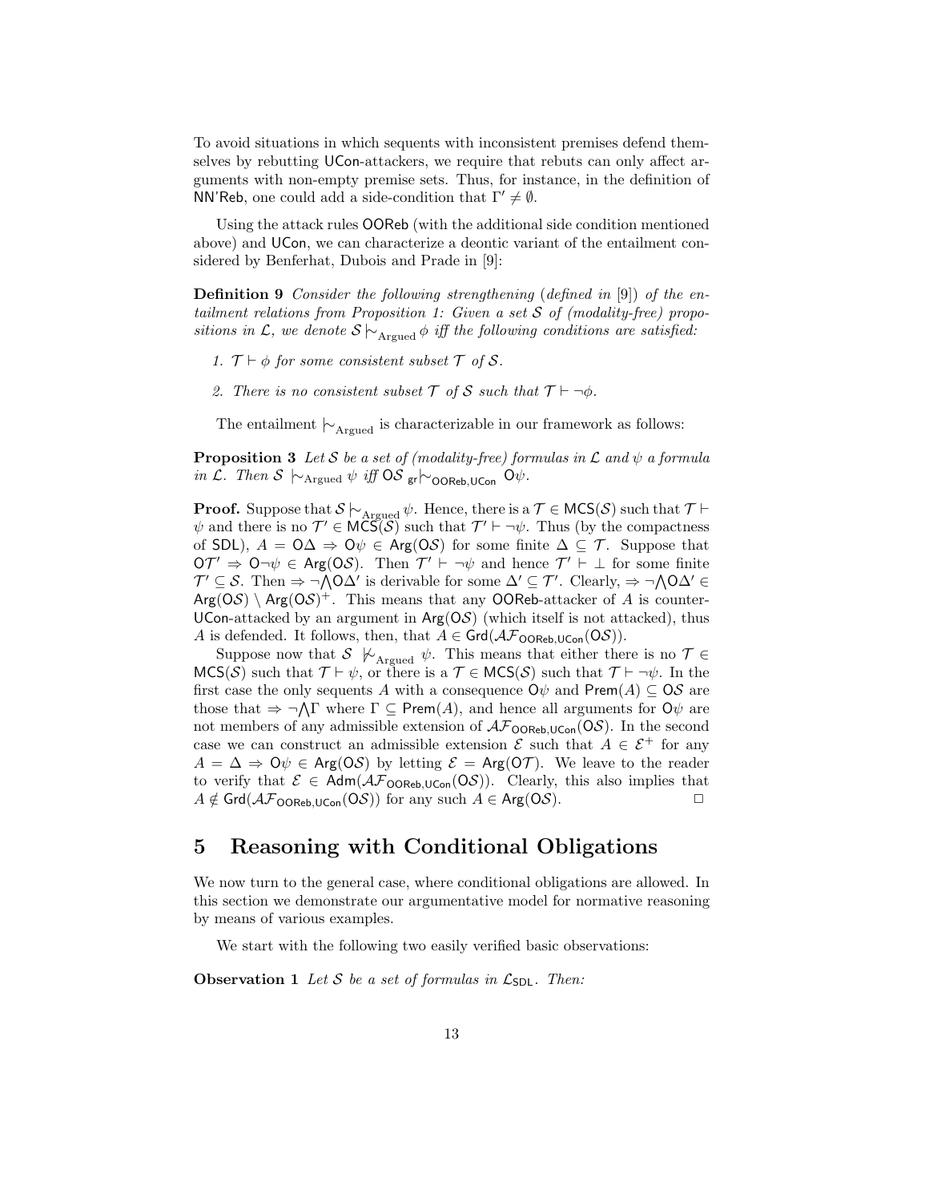To avoid situations in which sequents with inconsistent premises defend themselves by rebutting UCon-attackers, we require that rebuts can only affect arguments with non-empty premise sets. Thus, for instance, in the definition of NN'Reb, one could add a side-condition that $\Gamma' \neq \emptyset$.

Using the attack rules OOReb (with the additional side condition mentioned above) and UCon, we can characterize a deontic variant of the entailment considered by Benferhat, Dubois and Prade in [9]:

**Definition 9** *Consider the following strengthening (defined in [9]) of the entailment relations from Proposition 1: Given a set $\mathcal{S}$ of (modality-free) propositions in $\mathcal{L}$, we denote $\mathcal{S} \mid\!\sim_{\text{Argued}} \phi$ iff the following conditions are satisfied:*

1. *$\mathcal{T} \vdash \phi$ for some consistent subset $\mathcal{T}$ of $\mathcal{S}$.*
2. *There is no consistent subset $\mathcal{T}$ of $\mathcal{S}$ such that $\mathcal{T} \vdash \neg\phi$.*

The entailment $\mid\!\sim_{\text{Argued}}$ is characterizable in our framework as follows:

**Proposition 3** *Let $\mathcal{S}$ be a set of (modality-free) formulas in $\mathcal{L}$ and $\psi$ a formula in $\mathcal{L}$. Then $\mathcal{S} \mid\!\sim_{\text{Argued}} \psi$ iff $\mathsf{O}\mathcal{S} \;{}_{\mathsf{gr}}\!\mid\!\sim_{\mathsf{OOReb,UCon}} \mathsf{O}\psi$.*

**Proof.** Suppose that $\mathcal{S} \mid\!\sim_{\text{Argued}} \psi$. Hence, there is a $\mathcal{T} \in \mathsf{MCS}(\mathcal{S})$ such that $\mathcal{T} \vdash \psi$ and there is no $\mathcal{T}' \in \mathsf{MCS}(\mathcal{S})$ such that $\mathcal{T}' \vdash \neg\psi$. Thus (by the compactness of SDL), $A = \mathsf{O}\Delta \Rightarrow \mathsf{O}\psi \in \mathsf{Arg}(\mathsf{O}\mathcal{S})$ for some finite $\Delta \subseteq \mathcal{T}$. Suppose that $\mathsf{O}\mathcal{T}' \Rightarrow \mathsf{O}\neg\psi \in \mathsf{Arg}(\mathsf{O}\mathcal{S})$. Then $\mathcal{T}' \vdash \neg\psi$ and hence $\mathcal{T}' \vdash \bot$ for some finite $\mathcal{T}' \subseteq \mathcal{S}$. Then $\Rightarrow \neg\bigwedge\mathsf{O}\Delta'$ is derivable for some $\Delta' \subseteq \mathcal{T}'$. Clearly, $\Rightarrow \neg\bigwedge\mathsf{O}\Delta' \in \mathsf{Arg}(\mathsf{O}\mathcal{S}) \setminus \mathsf{Arg}(\mathsf{O}\mathcal{S})^+$. This means that any OOReb-attacker of $A$ is counter-UCon-attacked by an argument in $\mathsf{Arg}(\mathsf{O}\mathcal{S})$ (which itself is not attacked), thus $A$ is defended. It follows, then, that $A \in \mathsf{Grd}(\mathcal{AF}_{\mathsf{OOReb,UCon}}(\mathsf{O}\mathcal{S}))$.

Suppose now that $\mathcal{S} \not\mid\!\sim_{\text{Argued}} \psi$. This means that either there is no $\mathcal{T} \in \mathsf{MCS}(\mathcal{S})$ such that $\mathcal{T} \vdash \psi$, or there is a $\mathcal{T} \in \mathsf{MCS}(\mathcal{S})$ such that $\mathcal{T} \vdash \neg\psi$. In the first case the only sequents $A$ with a consequence $\mathsf{O}\psi$ and $\mathsf{Prem}(A) \subseteq \mathsf{O}\mathcal{S}$ are those that $\Rightarrow \neg\bigwedge\Gamma$ where $\Gamma \subseteq \mathsf{Prem}(A)$, and hence all arguments for $\mathsf{O}\psi$ are not members of any admissible extension of $\mathcal{AF}_{\mathsf{OOReb,UCon}}(\mathsf{O}\mathcal{S})$. In the second case we can construct an admissible extension $\mathcal{E}$ such that $A \in \mathcal{E}^+$ for any $A = \Delta \Rightarrow \mathsf{O}\psi \in \mathsf{Arg}(\mathsf{O}\mathcal{S})$ by letting $\mathcal{E} = \mathsf{Arg}(\mathsf{O}\mathcal{T})$. We leave to the reader to verify that $\mathcal{E} \in \mathsf{Adm}(\mathcal{AF}_{\mathsf{OOReb,UCon}}(\mathsf{O}\mathcal{S}))$. Clearly, this also implies that $A \notin \mathsf{Grd}(\mathcal{AF}_{\mathsf{OOReb,UCon}}(\mathsf{O}\mathcal{S}))$ for any such $A \in \mathsf{Arg}(\mathsf{O}\mathcal{S})$. $\Box$

## 5 Reasoning with Conditional Obligations

We now turn to the general case, where conditional obligations are allowed. In this section we demonstrate our argumentative model for normative reasoning by means of various examples.

We start with the following two easily verified basic observations:

**Observation 1** *Let $\mathcal{S}$ be a set of formulas in $\mathcal{L}_{\mathsf{SDL}}$. Then:*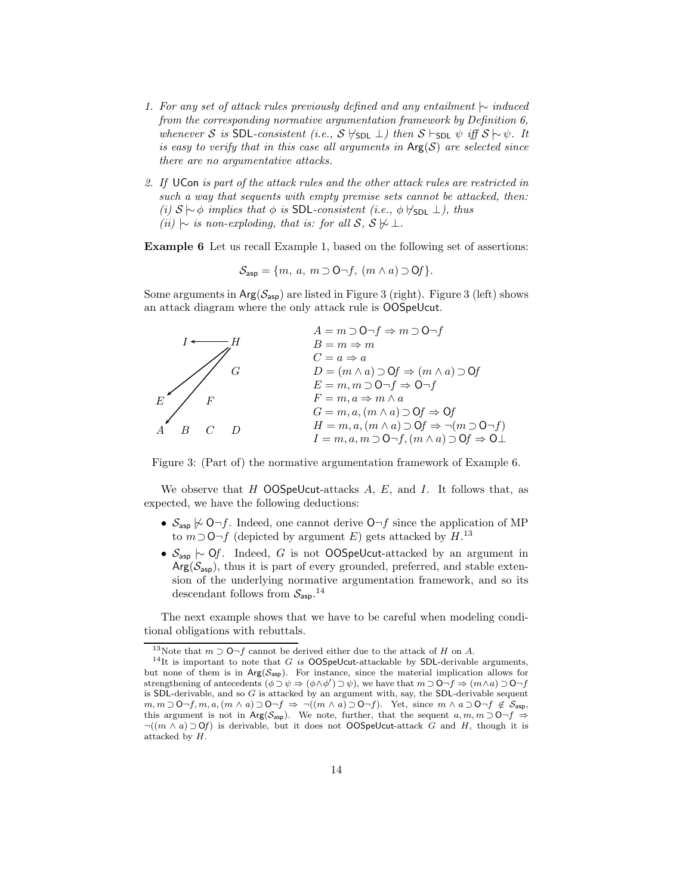1. *For any set of attack rules previously defined and any entailment $\mathrel{|\!\sim}$ induced from the corresponding normative argumentation framework by Definition 6, whenever $\mathcal{S}$ is* SDL*-consistent (i.e., $\mathcal{S} \not\vdash_{\mathsf{SDL}} \bot$) then $\mathcal{S} \vdash_{\mathsf{SDL}} \psi$ iff $\mathcal{S} \mathrel{|\!\sim} \psi$. It is easy to verify that in this case all arguments in $\mathsf{Arg}(\mathcal{S})$ are selected since there are no argumentative attacks.*

2. *If* UCon *is part of the attack rules and the other attack rules are restricted in such a way that sequents with empty premise sets cannot be attacked, then:*
   *(i) $\mathcal{S} \mathrel{|\!\sim} \phi$ implies that $\phi$ is* SDL*-consistent (i.e., $\phi \not\vdash_{\mathsf{SDL}} \bot$), thus*
   *(ii) $\mathrel{|\!\sim}$ is non-exploding, that is: for all $\mathcal{S}$, $\mathcal{S} \mathrel{|\!\not\sim} \bot$.*

**Example 6** Let us recall Example 1, based on the following set of assertions:

$$\mathcal{S}_{\mathsf{asp}} = \{m,\ a,\ m \supset \mathsf{O}\neg f,\ (m \wedge a) \supset \mathsf{O}f\}.$$

Some arguments in $\mathsf{Arg}(\mathcal{S}_{\mathsf{asp}})$ are listed in Figure 3 (right). Figure 3 (left) shows an attack diagram where the only attack rule is OOSpeUcut.

$$
\begin{aligned}
A &= m \supset \mathsf{O}\neg f \Rightarrow m \supset \mathsf{O}\neg f\\
B &= m \Rightarrow m\\
C &= a \Rightarrow a\\
D &= (m \wedge a) \supset \mathsf{O}f \Rightarrow (m \wedge a) \supset \mathsf{O}f\\
E &= m, m \supset \mathsf{O}\neg f \Rightarrow \mathsf{O}\neg f\\
F &= m, a \Rightarrow m \wedge a\\
G &= m, a, (m \wedge a) \supset \mathsf{O}f \Rightarrow \mathsf{O}f\\
H &= m, a, (m \wedge a) \supset \mathsf{O}f \Rightarrow \neg(m \supset \mathsf{O}\neg f)\\
I &= m, a, m \supset \mathsf{O}\neg f, (m \wedge a) \supset \mathsf{O}f \Rightarrow \mathsf{O}\bot
\end{aligned}
$$

Figure 3: (Part of) the normative argumentation framework of Example 6.

We observe that $H$ OOSpeUcut-attacks $A$, $E$, and $I$. It follows that, as expected, we have the following deductions:

- $\mathcal{S}_{\mathsf{asp}} \mathrel{|\!\not\sim} \mathsf{O}\neg f$. Indeed, one cannot derive $\mathsf{O}\neg f$ since the application of MP to $m \supset \mathsf{O}\neg f$ (depicted by argument $E$) gets attacked by $H$.[13]
- $\mathcal{S}_{\mathsf{asp}} \mathrel{|\!\sim} \mathsf{O}f$. Indeed, $G$ is not OOSpeUcut-attacked by an argument in $\mathsf{Arg}(\mathcal{S}_{\mathsf{asp}})$, thus it is part of every grounded, preferred, and stable extension of the underlying normative argumentation framework, and so its descendant follows from $\mathcal{S}_{\mathsf{asp}}$.[14]

The next example shows that we have to be careful when modeling conditional obligations with rebuttals.

[13] Note that $m \supset \mathsf{O}\neg f$ cannot be derived either due to the attack of $H$ on $A$.

[14] It is important to note that $G$ *is* OOSpeUcut-attackable by SDL-derivable arguments, but none of them is in $\mathsf{Arg}(\mathcal{S}_{\mathsf{asp}})$. For instance, since the material implication allows for strengthening of antecedents $(\phi \supset \psi \Rightarrow (\phi \wedge \phi') \supset \psi)$, we have that $m \supset \mathsf{O}\neg f \Rightarrow (m \wedge a) \supset \mathsf{O}\neg f$ is SDL-derivable, and so $G$ is attacked by an argument with, say, the SDL-derivable sequent $m, m \supset \mathsf{O}\neg f, m, a, (m \wedge a) \supset \mathsf{O}\neg f \Rightarrow \neg((m \wedge a) \supset \mathsf{O}\neg f)$. Yet, since $m \wedge a \supset \mathsf{O}\neg f \notin \mathcal{S}_{\mathsf{asp}}$, this argument is not in $\mathsf{Arg}(\mathcal{S}_{\mathsf{asp}})$. We note, further, that the sequent $a, m, m \supset \mathsf{O}\neg f \Rightarrow \neg((m \wedge a) \supset \mathsf{O}f)$ is derivable, but it does not OOSpeUcut-attack $G$ and $H$, though it is attacked by $H$.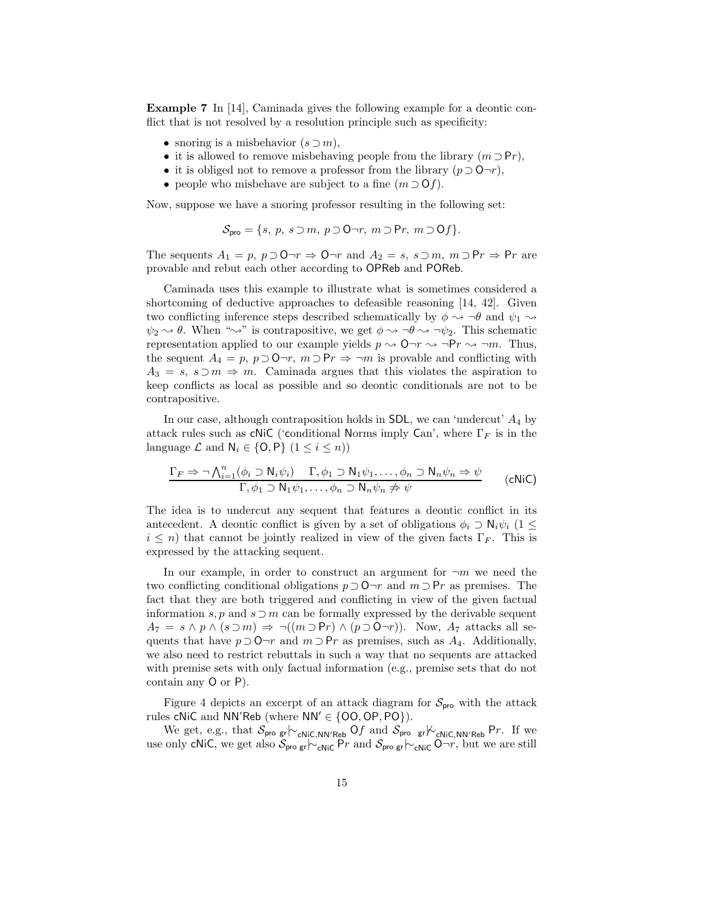**Example 7** In [14], Caminada gives the following example for a deontic conflict that is not resolved by a resolution principle such as specificity:

- snoring is a misbehavior ($s \supset m$),
- it is allowed to remove misbehaving people from the library ($m \supset \mathsf{P}r$),
- it is obliged not to remove a professor from the library ($p \supset \mathsf{O}\neg r$),
- people who misbehave are subject to a fine ($m \supset \mathsf{O}f$).

Now, suppose we have a snoring professor resulting in the following set:

$$\mathcal{S}_{\mathsf{pro}} = \{s,\ p,\ s \supset m,\ p \supset \mathsf{O}\neg r,\ m \supset \mathsf{P}r,\ m \supset \mathsf{O}f\}.$$

The sequents $A_1 = p,\ p \supset \mathsf{O}\neg r \Rightarrow \mathsf{O}\neg r$ and $A_2 = s,\ s \supset m,\ m \supset \mathsf{P}r \Rightarrow \mathsf{P}r$ are provable and rebut each other according to $\mathsf{OPReb}$ and $\mathsf{POReb}$.

Caminada uses this example to illustrate what is sometimes considered a shortcoming of deductive approaches to defeasible reasoning [14, 42]. Given two conflicting inference steps described schematically by $\phi \rightsquigarrow \neg\theta$ and $\psi_1 \rightsquigarrow \psi_2 \rightsquigarrow \theta$. When "$\rightsquigarrow$" is contrapositive, we get $\phi \rightsquigarrow \neg\theta \rightsquigarrow \neg\psi_2$. This schematic representation applied to our example yields $p \rightsquigarrow \mathsf{O}\neg r \rightsquigarrow \neg\mathsf{P}r \rightsquigarrow \neg m$. Thus, the sequent $A_4 = p,\ p \supset \mathsf{O}\neg r,\ m \supset \mathsf{P}r \Rightarrow \neg m$ is provable and conflicting with $A_3 = s,\ s \supset m \Rightarrow m$. Caminada argues that this violates the aspiration to keep conflicts as local as possible and so deontic conditionals are not to be contrapositive.

In our case, although contraposition holds in $\mathsf{SDL}$, we can 'undercut' $A_4$ by attack rules such as $\mathsf{cNiC}$ ('conditional Norms imply Can', where $\Gamma_F$ is in the language $\mathcal{L}$ and $\mathsf{N}_i \in \{\mathsf{O}, \mathsf{P}\}$ $(1 \leq i \leq n)$)

$$\frac{\Gamma_F \Rightarrow \neg \bigwedge_{i=1}^{n}(\phi_i \supset \mathsf{N}_i\psi_i) \quad \Gamma, \phi_1 \supset \mathsf{N}_1\psi_1, \ldots, \phi_n \supset \mathsf{N}_n\psi_n \Rightarrow \psi}{\Gamma, \phi_1 \supset \mathsf{N}_1\psi_1, \ldots, \phi_n \supset \mathsf{N}_n\psi_n \not\Rightarrow \psi} \qquad (\mathsf{cNiC})$$

The idea is to undercut any sequent that features a deontic conflict in its antecedent. A deontic conflict is given by a set of obligations $\phi_i \supset \mathsf{N}_i\psi_i$ $(1 \leq i \leq n)$ that cannot be jointly realized in view of the given facts $\Gamma_F$. This is expressed by the attacking sequent.

In our example, in order to construct an argument for $\neg m$ we need the two conflicting conditional obligations $p \supset \mathsf{O}\neg r$ and $m \supset \mathsf{P}r$ as premises. The fact that they are both triggered and conflicting in view of the given factual information $s, p$ and $s \supset m$ can be formally expressed by the derivable sequent $A_7 = s \wedge p \wedge (s \supset m) \Rightarrow \neg((m \supset \mathsf{P}r) \wedge (p \supset \mathsf{O}\neg r))$. Now, $A_7$ attacks all sequents that have $p \supset \mathsf{O}\neg r$ and $m \supset \mathsf{P}r$ as premises, such as $A_4$. Additionally, we also need to restrict rebuttals in such a way that no sequents are attacked with premise sets with only factual information (e.g., premise sets that do not contain any $\mathsf{O}$ or $\mathsf{P}$).

Figure 4 depicts an excerpt of an attack diagram for $\mathcal{S}_{\mathsf{pro}}$ with the attack rules $\mathsf{cNiC}$ and $\mathsf{NN'Reb}$ (where $\mathsf{NN'} \in \{\mathsf{OO}, \mathsf{OP}, \mathsf{PO}\}$).

We get, e.g., that $\mathcal{S}_{\mathsf{pro}}\,{}_{\mathsf{gr}}{\mid\!\sim}_{\mathsf{cNiC,NN'Reb}}\ \mathsf{O}f$ and $\mathcal{S}_{\mathsf{pro}}\,{}_{\mathsf{gr}}{\mid\!\not\sim}_{\mathsf{cNiC,NN'Reb}}\ \mathsf{P}r$. If we use only $\mathsf{cNiC}$, we get also $\mathcal{S}_{\mathsf{pro}}\,{}_{\mathsf{gr}}{\mid\!\sim}_{\mathsf{cNiC}}\ \mathsf{P}r$ and $\mathcal{S}_{\mathsf{pro}}\,{}_{\mathsf{gr}}{\mid\!\sim}_{\mathsf{cNiC}}\ \mathsf{O}\neg r$, but we are still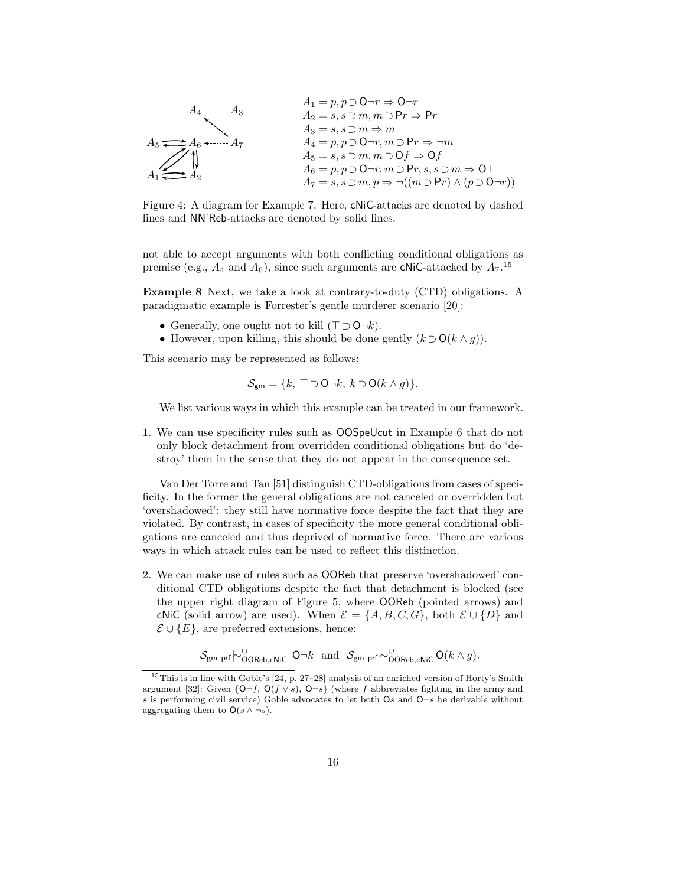$A_1 = p, p \supset \mathsf{O}\neg r \Rightarrow \mathsf{O}\neg r$
$A_2 = s, s \supset m, m \supset \mathsf{P}r \Rightarrow \mathsf{P}r$
$A_3 = s, s \supset m \Rightarrow m$
$A_4 = p, p \supset \mathsf{O}\neg r, m \supset \mathsf{P}r \Rightarrow \neg m$
$A_5 = s, s \supset m, m \supset \mathsf{O}f \Rightarrow \mathsf{O}f$
$A_6 = p, p \supset \mathsf{O}\neg r, m \supset \mathsf{P}r, s, s \supset m \Rightarrow \mathsf{O}\bot$
$A_7 = s, s \supset m, p \Rightarrow \neg((m \supset \mathsf{P}r) \wedge (p \supset \mathsf{O}\neg r))$

Figure 4: A diagram for Example 7. Here, cNiC-attacks are denoted by dashed lines and NN'Reb-attacks are denoted by solid lines.

not able to accept arguments with both conflicting conditional obligations as premise (e.g., $A_4$ and $A_6$), since such arguments are cNiC-attacked by $A_7$.[15]

**Example 8** Next, we take a look at contrary-to-duty (CTD) obligations. A paradigmatic example is Forrester's gentle murderer scenario [20]:

- Generally, one ought not to kill ($\top \supset \mathsf{O}\neg k$).
- However, upon killing, this should be done gently ($k \supset \mathsf{O}(k \wedge g)$).

This scenario may be represented as follows:

$$\mathcal{S}_{\mathsf{gm}} = \{k,\ \top \supset \mathsf{O}\neg k,\ k \supset \mathsf{O}(k \wedge g)\}.$$

We list various ways in which this example can be treated in our framework.

1. We can use specificity rules such as OOSpeUcut in Example 6 that do not only block detachment from overridden conditional obligations but do 'destroy' them in the sense that they do not appear in the consequence set.

   Van Der Torre and Tan [51] distinguish CTD-obligations from cases of specificity. In the former the general obligations are not canceled or overridden but 'overshadowed': they still have normative force despite the fact that they are violated. By contrast, in cases of specificity the more general conditional obligations are canceled and thus deprived of normative force. There are various ways in which attack rules can be used to reflect this distinction.

2. We can make use of rules such as OOReb that preserve 'overshadowed' conditional CTD obligations despite the fact that detachment is blocked (see the upper right diagram of Figure 5, where OOReb (pointed arrows) and cNiC (solid arrow) are used). When $\mathcal{E} = \{A, B, C, G\}$, both $\mathcal{E} \cup \{D\}$ and $\mathcal{E} \cup \{E\}$, are preferred extensions, hence:

$$\mathcal{S}_{\mathsf{gm}}\ {}_{\mathsf{prf}}{\mid\!\sim}^{\cup}_{\mathsf{OOReb,cNiC}}\ \mathsf{O}\neg k \quad \text{and} \quad \mathcal{S}_{\mathsf{gm}}\ {}_{\mathsf{prf}}{\mid\!\sim}^{\cup}_{\mathsf{OOReb,cNiC}}\ \mathsf{O}(k \wedge g).$$

[15] This is in line with Goble's [24, p. 27–28] analysis of an enriched version of Horty's Smith argument [32]: Given $\{\mathsf{O}\neg f,\ \mathsf{O}(f \vee s),\ \mathsf{O}\neg s\}$ (where $f$ abbreviates fighting in the army and $s$ is performing civil service) Goble advocates to let both $\mathsf{O}s$ and $\mathsf{O}\neg s$ be derivable without aggregating them to $\mathsf{O}(s \wedge \neg s)$.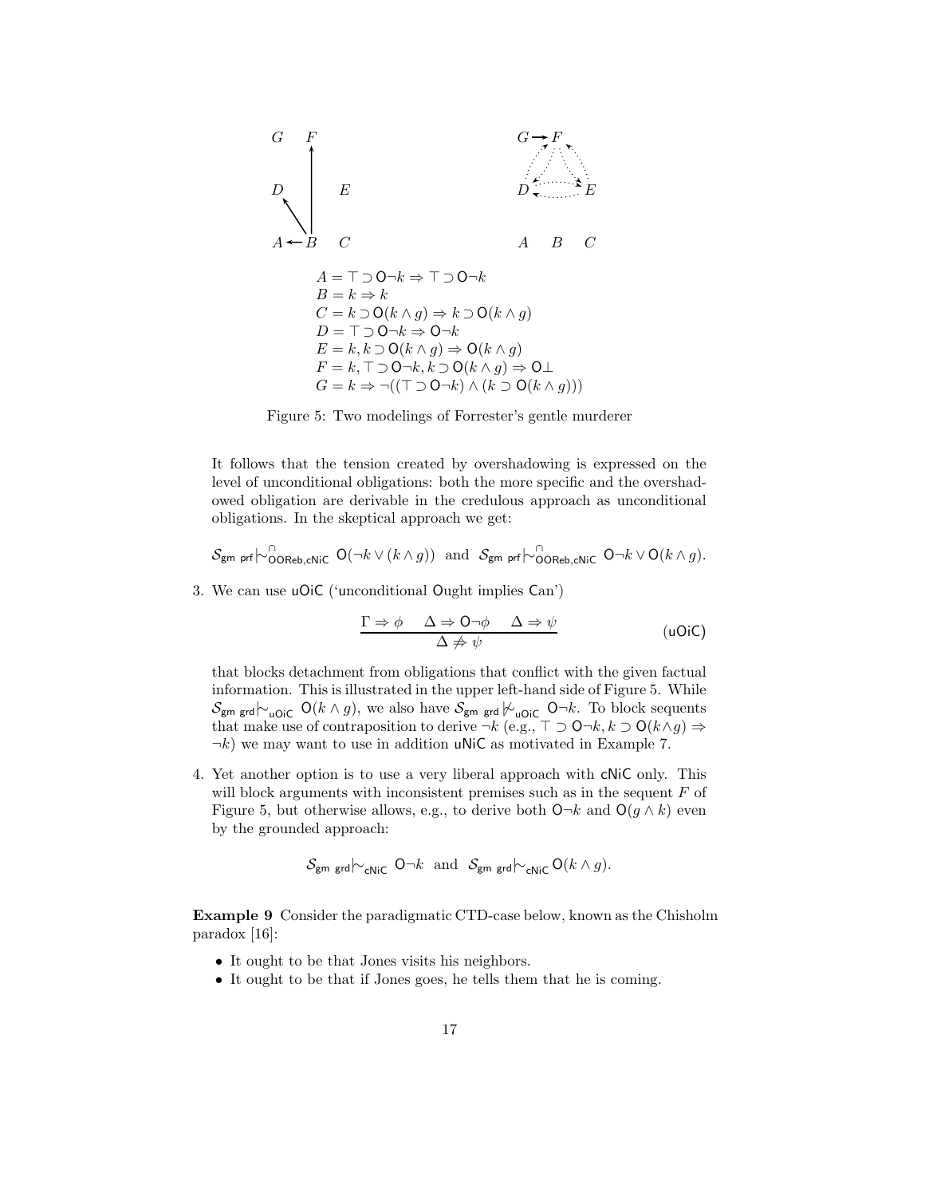$A = \top \supset \mathsf{O}\neg k \Rightarrow \top \supset \mathsf{O}\neg k$
$B = k \Rightarrow k$
$C = k \supset \mathsf{O}(k \wedge g) \Rightarrow k \supset \mathsf{O}(k \wedge g)$
$D = \top \supset \mathsf{O}\neg k \Rightarrow \mathsf{O}\neg k$
$E = k, k \supset \mathsf{O}(k \wedge g) \Rightarrow \mathsf{O}(k \wedge g)$
$F = k, \top \supset \mathsf{O}\neg k, k \supset \mathsf{O}(k \wedge g) \Rightarrow \mathsf{O}\bot$
$G = k \Rightarrow \neg((\top \supset \mathsf{O}\neg k) \wedge (k \supset \mathsf{O}(k \wedge g)))$

Figure 5: Two modelings of Forrester's gentle murderer

It follows that the tension created by overshadowing is expressed on the level of unconditional obligations: both the more specific and the overshadowed obligation are derivable in the credulous approach as unconditional obligations. In the skeptical approach we get:

$$\mathcal{S}_{\mathsf{gm\ prf}} \mid\!\sim^{\cap}_{\mathsf{OOReb,cNiC}} \mathsf{O}(\neg k \vee (k \wedge g)) \text{ and } \mathcal{S}_{\mathsf{gm\ prf}} \mid\!\sim^{\cap}_{\mathsf{OOReb,cNiC}} \mathsf{O}\neg k \vee \mathsf{O}(k \wedge g).$$

3. We can use uOiC ('unconditional Ought implies Can')

$$\frac{\Gamma \Rightarrow \phi \quad \Delta \Rightarrow \mathsf{O}\neg\phi \quad \Delta \Rightarrow \psi}{\Delta \not\Rightarrow \psi} \qquad (\mathsf{uOiC})$$

that blocks detachment from obligations that conflict with the given factual information. This is illustrated in the upper left-hand side of Figure 5. While $\mathcal{S}_{\mathsf{gm\ grd}} \mid\!\sim_{\mathsf{uOiC}} \mathsf{O}(k \wedge g)$, we also have $\mathcal{S}_{\mathsf{gm\ grd}} \not\mid\!\sim_{\mathsf{uOiC}} \mathsf{O}\neg k$. To block sequents that make use of contraposition to derive $\neg k$ (e.g., $\top \supset \mathsf{O}\neg k, k \supset \mathsf{O}(k \wedge g) \Rightarrow \neg k$) we may want to use in addition uNiC as motivated in Example 7.

4. Yet another option is to use a very liberal approach with cNiC only. This will block arguments with inconsistent premises such as in the sequent $F$ of Figure 5, but otherwise allows, e.g., to derive both $\mathsf{O}\neg k$ and $\mathsf{O}(g \wedge k)$ even by the grounded approach:

$$\mathcal{S}_{\mathsf{gm\ grd}} \mid\!\sim_{\mathsf{cNiC}} \mathsf{O}\neg k \text{ and } \mathcal{S}_{\mathsf{gm\ grd}} \mid\!\sim_{\mathsf{cNiC}} \mathsf{O}(k \wedge g).$$

**Example 9** Consider the paradigmatic CTD-case below, known as the Chisholm paradox [16]:

- It ought to be that Jones visits his neighbors.
- It ought to be that if Jones goes, he tells them that he is coming.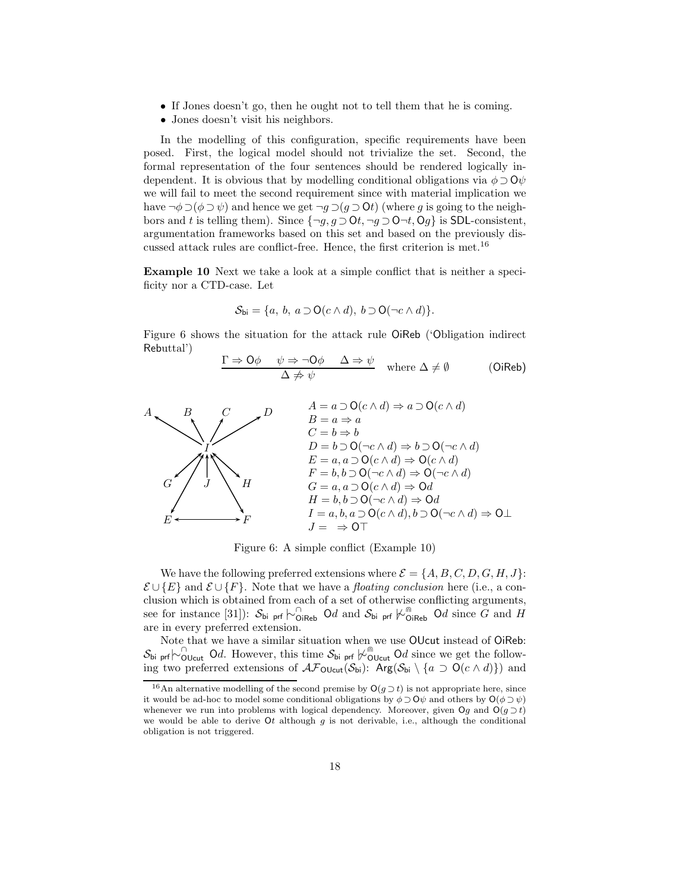- If Jones doesn't go, then he ought not to tell them that he is coming.
- Jones doesn't visit his neighbors.

In the modelling of this configuration, specific requirements have been posed. First, the logical model should not trivialize the set. Second, the formal representation of the four sentences should be rendered logically independent. It is obvious that by modelling conditional obligations via $\phi \supset \mathsf{O}\psi$ we will fail to meet the second requirement since with material implication we have $\neg\phi \supset (\phi \supset \psi)$ and hence we get $\neg g \supset (g \supset \mathsf{O}t)$ (where $g$ is going to the neighbors and $t$ is telling them). Since $\{\neg g, g \supset \mathsf{O}t, \neg g \supset \mathsf{O}\neg t, \mathsf{O}g\}$ is $\mathsf{SDL}$-consistent, argumentation frameworks based on this set and based on the previously discussed attack rules are conflict-free. Hence, the first criterion is met.[16]

**Example 10** Next we take a look at a simple conflict that is neither a specificity nor a CTD-case. Let

$$\mathcal{S}_{\mathsf{bi}} = \{a,\ b,\ a \supset \mathsf{O}(c \wedge d),\ b \supset \mathsf{O}(\neg c \wedge d)\}.$$

Figure 6 shows the situation for the attack rule $\mathsf{OiReb}$ ('Obligation indirect Rebuttal')

$$\frac{\Gamma \Rightarrow \mathsf{O}\phi \quad \psi \Rightarrow \neg\mathsf{O}\phi \quad \Delta \Rightarrow \psi}{\Delta \not\Rightarrow \psi} \quad \text{where } \Delta \neq \emptyset \qquad (\mathsf{OiReb})$$

$A = a \supset \mathsf{O}(c \wedge d) \Rightarrow a \supset \mathsf{O}(c \wedge d)$
$B = a \Rightarrow a$
$C = b \Rightarrow b$
$D = b \supset \mathsf{O}(\neg c \wedge d) \Rightarrow b \supset \mathsf{O}(\neg c \wedge d)$
$E = a, a \supset \mathsf{O}(c \wedge d) \Rightarrow \mathsf{O}(c \wedge d)$
$F = b, b \supset \mathsf{O}(\neg c \wedge d) \Rightarrow \mathsf{O}(\neg c \wedge d)$
$G = a, a \supset \mathsf{O}(c \wedge d) \Rightarrow \mathsf{O}d$
$H = b, b \supset \mathsf{O}(\neg c \wedge d) \Rightarrow \mathsf{O}d$
$I = a, b, a \supset \mathsf{O}(c \wedge d), b \supset \mathsf{O}(\neg c \wedge d) \Rightarrow \mathsf{O}\bot$
$J = \ \Rightarrow \mathsf{O}\top$

Figure 6: A simple conflict (Example 10)

We have the following preferred extensions where $\mathcal{E} = \{A, B, C, D, G, H, J\}$: $\mathcal{E} \cup \{E\}$ and $\mathcal{E} \cup \{F\}$. Note that we have a *floating conclusion* here (i.e., a conclusion which is obtained from each of a set of otherwise conflicting arguments, see for instance [31]): $\mathcal{S}_{\mathsf{bi}}\ {}_{\mathsf{prf}}\!\mid\!\sim^{\cap}_{\mathsf{OiReb}} \mathsf{O}d$ and $\mathcal{S}_{\mathsf{bi}}\ {}_{\mathsf{prf}}\!\mid\!\not\sim^{\Cap}_{\mathsf{OiReb}} \mathsf{O}d$ since $G$ and $H$ are in every preferred extension.

Note that we have a similar situation when we use $\mathsf{OUcut}$ instead of $\mathsf{OiReb}$: $\mathcal{S}_{\mathsf{bi}}\ {}_{\mathsf{prf}}\!\mid\!\sim^{\cap}_{\mathsf{OUcut}} \mathsf{O}d$. However, this time $\mathcal{S}_{\mathsf{bi}}\ {}_{\mathsf{prf}}\!\mid\!\not\sim^{\Cap}_{\mathsf{OUcut}} \mathsf{O}d$ since we get the following two preferred extensions of $\mathcal{AF}_{\mathsf{OUcut}}(\mathcal{S}_{\mathsf{bi}})$: $\mathsf{Arg}(\mathcal{S}_{\mathsf{bi}} \setminus \{a \supset \mathsf{O}(c \wedge d)\})$ and

[16] An alternative modelling of the second premise by $\mathsf{O}(g \supset t)$ is not appropriate here, since it would be ad-hoc to model some conditional obligations by $\phi \supset \mathsf{O}\psi$ and others by $\mathsf{O}(\phi \supset \psi)$ whenever we run into problems with logical dependency. Moreover, given $\mathsf{O}g$ and $\mathsf{O}(g \supset t)$ we would be able to derive $\mathsf{O}t$ although $g$ is not derivable, i.e., although the conditional obligation is not triggered.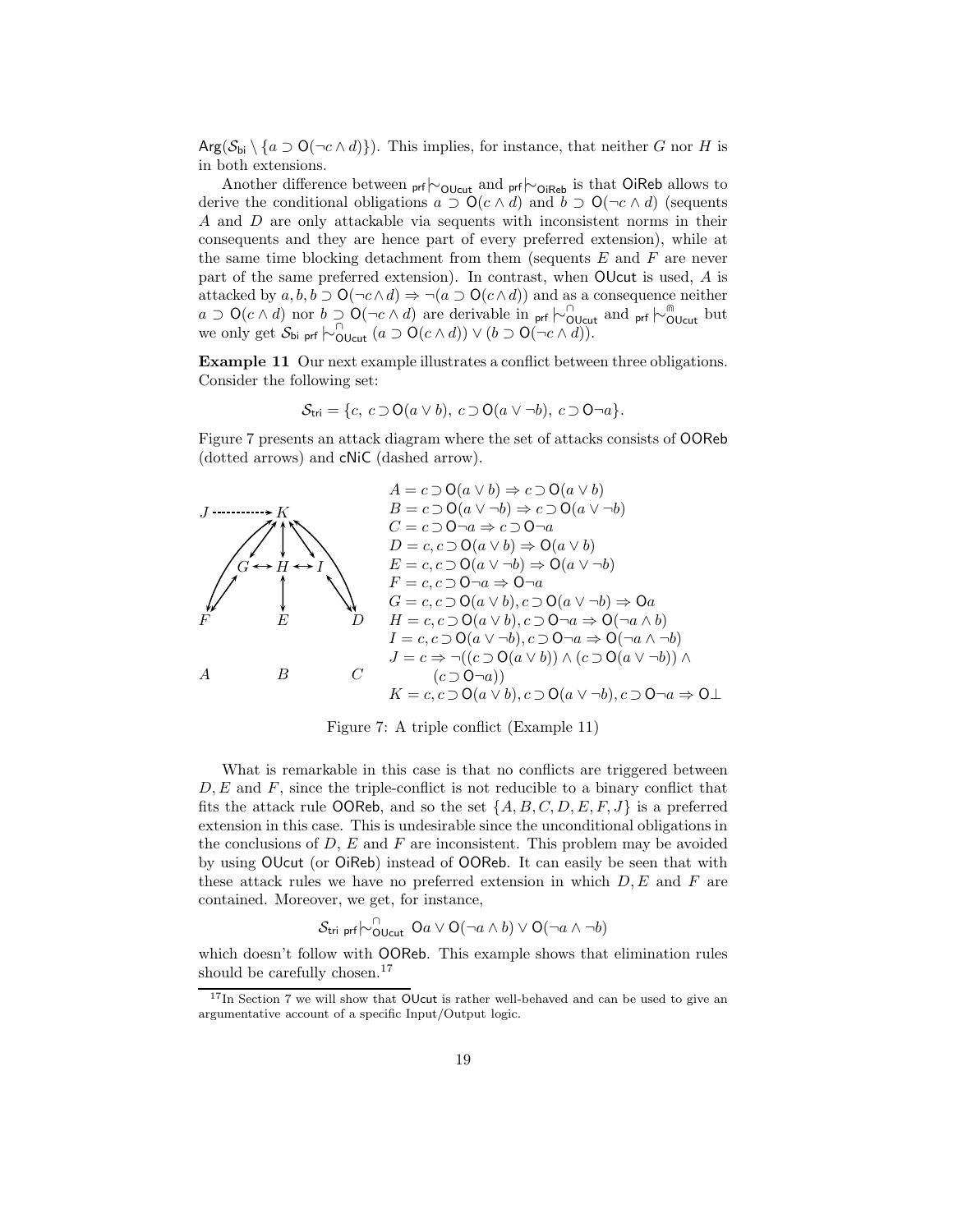$\mathsf{Arg}(\mathcal{S}_{\mathsf{bi}} \setminus \{a \supset \mathsf{O}(\neg c \wedge d)\})$. This implies, for instance, that neither $G$ nor $H$ is in both extensions.

Another difference between ${}_{\mathsf{prf}}{\mid\!\sim}_{\mathsf{OUcut}}$ and ${}_{\mathsf{prf}}{\mid\!\sim}_{\mathsf{OiReb}}$ is that $\mathsf{OiReb}$ allows to derive the conditional obligations $a \supset \mathsf{O}(c \wedge d)$ and $b \supset \mathsf{O}(\neg c \wedge d)$ (sequents $A$ and $D$ are only attackable via sequents with inconsistent norms in their consequents and they are hence part of every preferred extension), while at the same time blocking detachment from them (sequents $E$ and $F$ are never part of the same preferred extension). In contrast, when $\mathsf{OUcut}$ is used, $A$ is attacked by $a, b, b \supset \mathsf{O}(\neg c \wedge d) \Rightarrow \neg(a \supset \mathsf{O}(c \wedge d))$ and as a consequence neither $a \supset \mathsf{O}(c \wedge d)$ nor $b \supset \mathsf{O}(\neg c \wedge d)$ are derivable in ${}_{\mathsf{prf}}{\mid\!\sim}^{\cap}_{\mathsf{OUcut}}$ and ${}_{\mathsf{prf}}{\mid\!\sim}^{\Cap}_{\mathsf{OUcut}}$ but we only get $\mathcal{S}_{\mathsf{bi}}\ {}_{\mathsf{prf}}{\mid\!\sim}^{\cap}_{\mathsf{OUcut}}\ (a \supset \mathsf{O}(c \wedge d)) \vee (b \supset \mathsf{O}(\neg c \wedge d))$.

**Example 11** Our next example illustrates a conflict between three obligations. Consider the following set:

$$\mathcal{S}_{\mathsf{tri}} = \{c,\ c \supset \mathsf{O}(a \vee b),\ c \supset \mathsf{O}(a \vee \neg b),\ c \supset \mathsf{O}\neg a\}.$$

Figure 7 presents an attack diagram where the set of attacks consists of $\mathsf{OOReb}$ (dotted arrows) and $\mathsf{cNiC}$ (dashed arrow).

$A = c \supset \mathsf{O}(a \vee b) \Rightarrow c \supset \mathsf{O}(a \vee b)$
$B = c \supset \mathsf{O}(a \vee \neg b) \Rightarrow c \supset \mathsf{O}(a \vee \neg b)$
$C = c \supset \mathsf{O}\neg a \Rightarrow c \supset \mathsf{O}\neg a$
$D = c, c \supset \mathsf{O}(a \vee b) \Rightarrow \mathsf{O}(a \vee b)$
$E = c, c \supset \mathsf{O}(a \vee \neg b) \Rightarrow \mathsf{O}(a \vee \neg b)$
$F = c, c \supset \mathsf{O}\neg a \Rightarrow \mathsf{O}\neg a$
$G = c, c \supset \mathsf{O}(a \vee b), c \supset \mathsf{O}(a \vee \neg b) \Rightarrow \mathsf{O}a$
$H = c, c \supset \mathsf{O}(a \vee b), c \supset \mathsf{O}\neg a \Rightarrow \mathsf{O}(\neg a \wedge b)$
$I = c, c \supset \mathsf{O}(a \vee \neg b), c \supset \mathsf{O}\neg a \Rightarrow \mathsf{O}(\neg a \wedge \neg b)$
$J = c \Rightarrow \neg((c \supset \mathsf{O}(a \vee b)) \wedge (c \supset \mathsf{O}(a \vee \neg b)) \wedge (c \supset \mathsf{O}\neg a))$
$K = c, c \supset \mathsf{O}(a \vee b), c \supset \mathsf{O}(a \vee \neg b), c \supset \mathsf{O}\neg a \Rightarrow \mathsf{O}\bot$

Figure 7: A triple conflict (Example 11)

What is remarkable in this case is that no conflicts are triggered between $D, E$ and $F$, since the triple-conflict is not reducible to a binary conflict that fits the attack rule $\mathsf{OOReb}$, and so the set $\{A, B, C, D, E, F, J\}$ is a preferred extension in this case. This is undesirable since the unconditional obligations in the conclusions of $D$, $E$ and $F$ are inconsistent. This problem may be avoided by using $\mathsf{OUcut}$ (or $\mathsf{OiReb}$) instead of $\mathsf{OOReb}$. It can easily be seen that with these attack rules we have no preferred extension in which $D, E$ and $F$ are contained. Moreover, we get, for instance,

$$\mathcal{S}_{\mathsf{tri}}\ {}_{\mathsf{prf}}{\mid\!\sim}^{\cap}_{\mathsf{OUcut}}\ \mathsf{O}a \vee \mathsf{O}(\neg a \wedge b) \vee \mathsf{O}(\neg a \wedge \neg b)$$

which doesn't follow with $\mathsf{OOReb}$. This example shows that elimination rules should be carefully chosen.[17]

[17] In Section 7 we will show that $\mathsf{OUcut}$ is rather well-behaved and can be used to give an argumentative account of a specific Input/Output logic.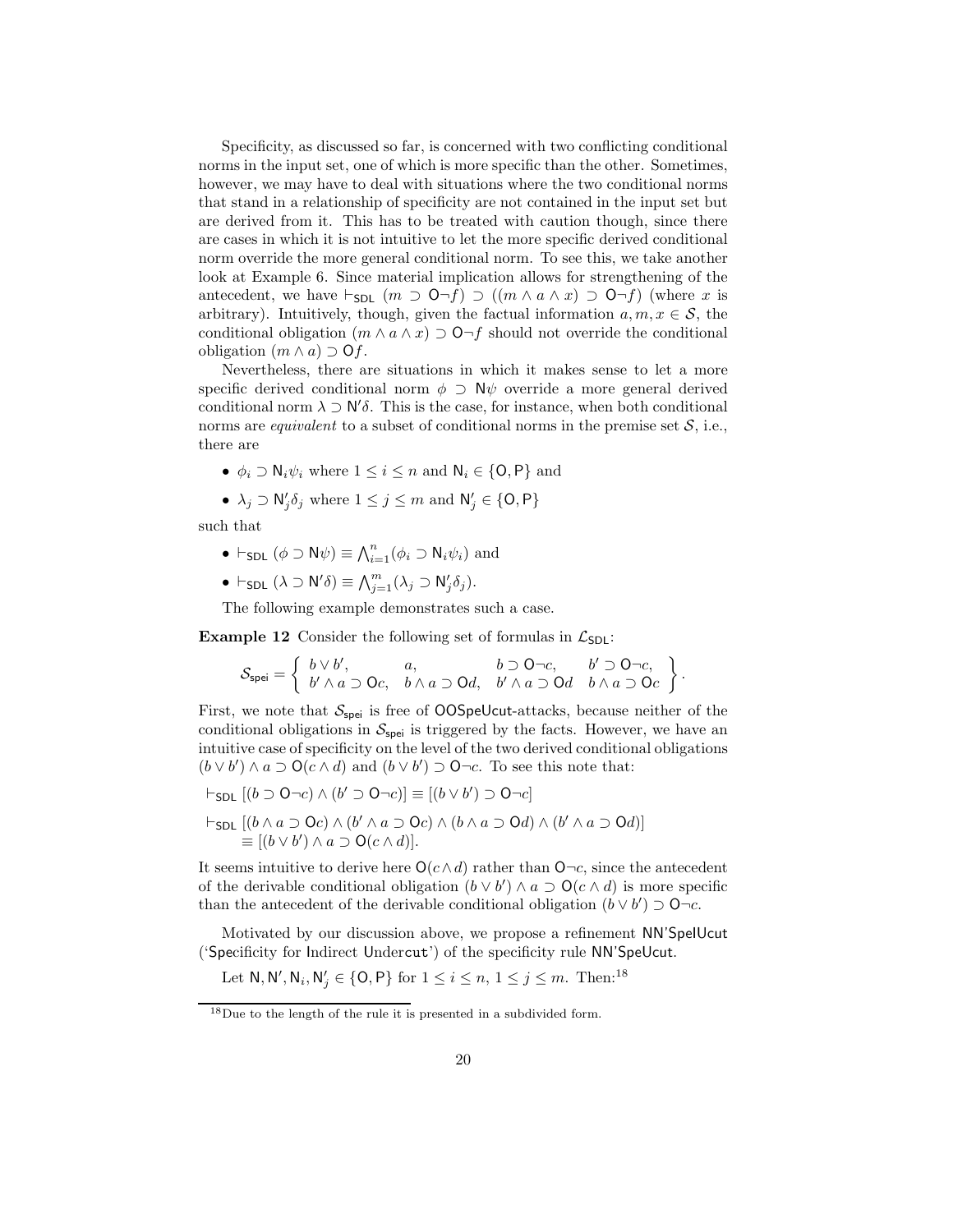Specificity, as discussed so far, is concerned with two conflicting conditional norms in the input set, one of which is more specific than the other. Sometimes, however, we may have to deal with situations where the two conditional norms that stand in a relationship of specificity are not contained in the input set but are derived from it. This has to be treated with caution though, since there are cases in which it is not intuitive to let the more specific derived conditional norm override the more general conditional norm. To see this, we take another look at Example 6. Since material implication allows for strengthening of the antecedent, we have $\vdash_{\mathsf{SDL}} (m \supset \mathsf{O}\neg f) \supset ((m \wedge a \wedge x) \supset \mathsf{O}\neg f)$ (where $x$ is arbitrary). Intuitively, though, given the factual information $a, m, x \in \mathcal{S}$, the conditional obligation $(m \wedge a \wedge x) \supset \mathsf{O}\neg f$ should not override the conditional obligation $(m \wedge a) \supset \mathsf{O}f$.

Nevertheless, there are situations in which it makes sense to let a more specific derived conditional norm $\phi \supset \mathsf{N}\psi$ override a more general derived conditional norm $\lambda \supset \mathsf{N}'\delta$. This is the case, for instance, when both conditional norms are *equivalent* to a subset of conditional norms in the premise set $\mathcal{S}$, i.e., there are

- $\phi_i \supset \mathsf{N}_i\psi_i$ where $1 \leq i \leq n$ and $\mathsf{N}_i \in \{\mathsf{O}, \mathsf{P}\}$ and
- $\lambda_j \supset \mathsf{N}'_j\delta_j$ where $1 \leq j \leq m$ and $\mathsf{N}'_j \in \{\mathsf{O}, \mathsf{P}\}$

such that

- $\vdash_{\mathsf{SDL}} (\phi \supset \mathsf{N}\psi) \equiv \bigwedge_{i=1}^{n}(\phi_i \supset \mathsf{N}_i\psi_i)$ and
- $\vdash_{\mathsf{SDL}} (\lambda \supset \mathsf{N}'\delta) \equiv \bigwedge_{j=1}^{m}(\lambda_j \supset \mathsf{N}'_j\delta_j)$.

The following example demonstrates such a case.

**Example 12** Consider the following set of formulas in $\mathcal{L}_{\mathsf{SDL}}$:

$$\mathcal{S}_{\mathsf{spei}} = \left\{ \begin{array}{llll} b \vee b', & a, & b \supset \mathsf{O}\neg c, & b' \supset \mathsf{O}\neg c, \\ b' \wedge a \supset \mathsf{O}c, & b \wedge a \supset \mathsf{O}d, & b' \wedge a \supset \mathsf{O}d & b \wedge a \supset \mathsf{O}c \end{array} \right\}.$$

First, we note that $\mathcal{S}_{\mathsf{spei}}$ is free of $\mathsf{OOSpeUcut}$-attacks, because neither of the conditional obligations in $\mathcal{S}_{\mathsf{spei}}$ is triggered by the facts. However, we have an intuitive case of specificity on the level of the two derived conditional obligations $(b \vee b') \wedge a \supset \mathsf{O}(c \wedge d)$ and $(b \vee b') \supset \mathsf{O}\neg c$. To see this note that:

$$\vdash_{\mathsf{SDL}} [(b \supset \mathsf{O}\neg c) \wedge (b' \supset \mathsf{O}\neg c)] \equiv [(b \vee b') \supset \mathsf{O}\neg c]$$

$$\vdash_{\mathsf{SDL}} [(b \wedge a \supset \mathsf{O}c) \wedge (b' \wedge a \supset \mathsf{O}c) \wedge (b \wedge a \supset \mathsf{O}d) \wedge (b' \wedge a \supset \mathsf{O}d)] \\ \equiv [(b \vee b') \wedge a \supset \mathsf{O}(c \wedge d)].$$

It seems intuitive to derive here $\mathsf{O}(c \wedge d)$ rather than $\mathsf{O}\neg c$, since the antecedent of the derivable conditional obligation $(b \vee b') \wedge a \supset \mathsf{O}(c \wedge d)$ is more specific than the antecedent of the derivable conditional obligation $(b \vee b') \supset \mathsf{O}\neg c$.

Motivated by our discussion above, we propose a refinement $\mathsf{NN'SpeIUcut}$ ('Specificity for Indirect Undercut') of the specificity rule $\mathsf{NN'SpeUcut}$.

Let $\mathsf{N}, \mathsf{N}', \mathsf{N}_i, \mathsf{N}'_j \in \{\mathsf{O}, \mathsf{P}\}$ for $1 \leq i \leq n$, $1 \leq j \leq m$. Then:[18]

[18] Due to the length of the rule it is presented in a subdivided form.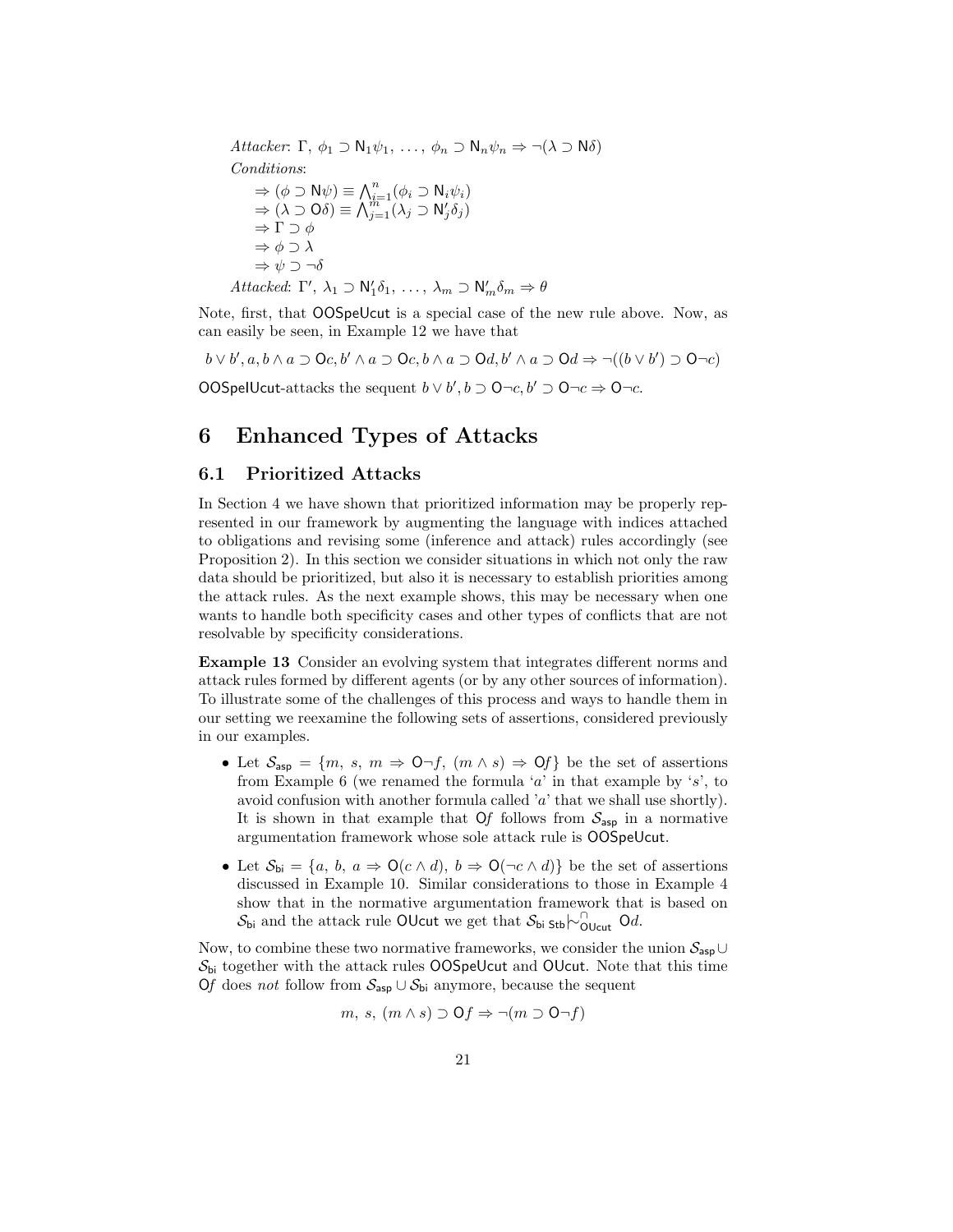*Attacker*: $\Gamma,\ \phi_1 \supset \mathsf{N}_1\psi_1,\ \ldots,\ \phi_n \supset \mathsf{N}_n\psi_n \Rightarrow \neg(\lambda \supset \mathsf{N}\delta)$

*Conditions*:

$\Rightarrow (\phi \supset \mathsf{N}\psi) \equiv \bigwedge_{i=1}^{n}(\phi_i \supset \mathsf{N}_i\psi_i)$

$\Rightarrow (\lambda \supset \mathsf{O}\delta) \equiv \bigwedge_{j=1}^{m}(\lambda_j \supset \mathsf{N}'_j\delta_j)$

$\Rightarrow \Gamma \supset \phi$

$\Rightarrow \phi \supset \lambda$

$\Rightarrow \psi \supset \neg\delta$

*Attacked*: $\Gamma',\ \lambda_1 \supset \mathsf{N}'_1\delta_1,\ \ldots,\ \lambda_m \supset \mathsf{N}'_m\delta_m \Rightarrow \theta$

Note, first, that OOSpeUcut is a special case of the new rule above. Now, as can easily be seen, in Example 12 we have that

$$b \vee b', a, b \wedge a \supset \mathsf{O}c, b' \wedge a \supset \mathsf{O}c, b \wedge a \supset \mathsf{O}d, b' \wedge a \supset \mathsf{O}d \Rightarrow \neg((b \vee b') \supset \mathsf{O}\neg c)$$

OOSpeIUcut-attacks the sequent $b \vee b', b \supset \mathsf{O}\neg c, b' \supset \mathsf{O}\neg c \Rightarrow \mathsf{O}\neg c$.

# 6 Enhanced Types of Attacks

## 6.1 Prioritized Attacks

In Section 4 we have shown that prioritized information may be properly represented in our framework by augmenting the language with indices attached to obligations and revising some (inference and attack) rules accordingly (see Proposition 2). In this section we consider situations in which not only the raw data should be prioritized, but also it is necessary to establish priorities among the attack rules. As the next example shows, this may be necessary when one wants to handle both specificity cases and other types of conflicts that are not resolvable by specificity considerations.

**Example 13** Consider an evolving system that integrates different norms and attack rules formed by different agents (or by any other sources of information). To illustrate some of the challenges of this process and ways to handle them in our setting we reexamine the following sets of assertions, considered previously in our examples.

- Let $\mathcal{S}_{\mathsf{asp}} = \{m,\ s,\ m \Rightarrow \mathsf{O}\neg f,\ (m \wedge s) \Rightarrow \mathsf{O}f\}$ be the set of assertions from Example 6 (we renamed the formula '$a$' in that example by '$s$', to avoid confusion with another formula called '$a$' that we shall use shortly). It is shown in that example that $\mathsf{O}f$ follows from $\mathcal{S}_{\mathsf{asp}}$ in a normative argumentation framework whose sole attack rule is OOSpeUcut.
- Let $\mathcal{S}_{\mathsf{bi}} = \{a,\ b,\ a \Rightarrow \mathsf{O}(c \wedge d),\ b \Rightarrow \mathsf{O}(\neg c \wedge d)\}$ be the set of assertions discussed in Example 10. Similar considerations to those in Example 4 show that in the normative argumentation framework that is based on $\mathcal{S}_{\mathsf{bi}}$ and the attack rule OUcut we get that $\mathcal{S}_{\mathsf{bi}}\ {}_{\mathsf{Stb}}{\mid\!\sim}^{\cap}_{\mathsf{OUcut}}\ \mathsf{O}d$.

Now, to combine these two normative frameworks, we consider the union $\mathcal{S}_{\mathsf{asp}} \cup \mathcal{S}_{\mathsf{bi}}$ together with the attack rules OOSpeUcut and OUcut. Note that this time $\mathsf{O}f$ does *not* follow from $\mathcal{S}_{\mathsf{asp}} \cup \mathcal{S}_{\mathsf{bi}}$ anymore, because the sequent

$$m,\ s,\ (m \wedge s) \supset \mathsf{O}f \Rightarrow \neg(m \supset \mathsf{O}\neg f)$$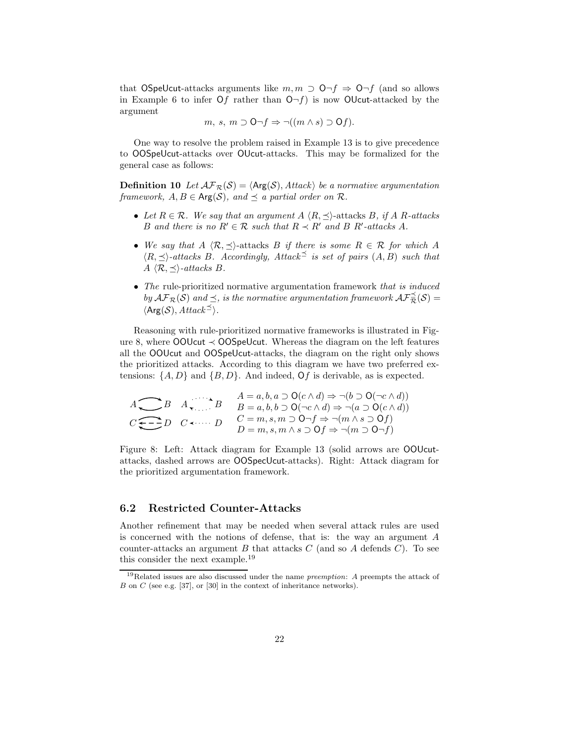that $\mathsf{OSpeUcut}$-attacks arguments like $m, m \supset \mathsf{O}\neg f \Rightarrow \mathsf{O}\neg f$ (and so allows in Example 6 to infer $\mathsf{O}f$ rather than $\mathsf{O}\neg f$) is now $\mathsf{OUcut}$-attacked by the argument

$$m,\ s,\ m \supset \mathsf{O}\neg f \Rightarrow \neg((m \wedge s) \supset \mathsf{O}f).$$

One way to resolve the problem raised in Example 13 is to give precedence to $\mathsf{OOSpeUcut}$-attacks over $\mathsf{OUcut}$-attacks. This may be formalized for the general case as follows:

**Definition 10** *Let $\mathcal{AF}_{\mathcal{R}}(\mathcal{S}) = \langle \mathsf{Arg}(\mathcal{S}), Attack\rangle$ be a normative argumentation framework, $A, B \in \mathsf{Arg}(\mathcal{S})$, and $\preceq$ a partial order on $\mathcal{R}$.*

- *Let $R \in \mathcal{R}$. We say that an argument $A$* $\langle R, \preceq\rangle$-attacks *$B$, if $A$ $R$-attacks $B$ and there is no $R' \in \mathcal{R}$ such that $R \prec R'$ and $B$ $R'$-attacks $A$.*
- *We say that $A$* $\langle \mathcal{R}, \preceq\rangle$-attacks *$B$ if there is some $R \in \mathcal{R}$ for which $A$ $\langle R, \preceq\rangle$-attacks $B$. Accordingly, $Attack^{\preceq}$ is set of pairs $(A, B)$ such that $A$ $\langle \mathcal{R}, \preceq\rangle$-attacks $B$.*
- *The* rule-prioritized normative argumentation framework *that is induced by $\mathcal{AF}_{\mathcal{R}}(\mathcal{S})$ and $\preceq$, is the normative argumentation framework $\mathcal{AF}^{\preceq}_{\mathcal{R}}(\mathcal{S}) = \langle \mathsf{Arg}(\mathcal{S}), Attack^{\preceq}\rangle$.*

Reasoning with rule-prioritized normative frameworks is illustrated in Figure 8, where $\mathsf{OOUcut} \prec \mathsf{OOSpeUcut}$. Whereas the diagram on the left features all the $\mathsf{OOUcut}$ and $\mathsf{OOSpeUcut}$-attacks, the diagram on the right only shows the prioritized attacks. According to this diagram we have two preferred extensions: $\{A, D\}$ and $\{B, D\}$. And indeed, $\mathsf{O}f$ is derivable, as is expected.

$$A = a, b, a \supset \mathsf{O}(c \wedge d) \Rightarrow \neg(b \supset \mathsf{O}(\neg c \wedge d))$$
$$B = a, b, b \supset \mathsf{O}(\neg c \wedge d) \Rightarrow \neg(a \supset \mathsf{O}(c \wedge d))$$
$$C = m, s, m \supset \mathsf{O}\neg f \Rightarrow \neg(m \wedge s \supset \mathsf{O}f)$$
$$D = m, s, m \wedge s \supset \mathsf{O}f \Rightarrow \neg(m \supset \mathsf{O}\neg f)$$

Figure 8: Left: Attack diagram for Example 13 (solid arrows are $\mathsf{OOUcut}$-attacks, dashed arrows are $\mathsf{OOSpecUcut}$-attacks). Right: Attack diagram for the prioritized argumentation framework.

## 6.2 Restricted Counter-Attacks

Another refinement that may be needed when several attack rules are used is concerned with the notions of defense, that is: the way an argument $A$ counter-attacks an argument $B$ that attacks $C$ (and so $A$ defends $C$). To see this consider the next example.[19]

[19] Related issues are also discussed under the name *preemption*: $A$ preempts the attack of $B$ on $C$ (see e.g. [37], or [30] in the context of inheritance networks).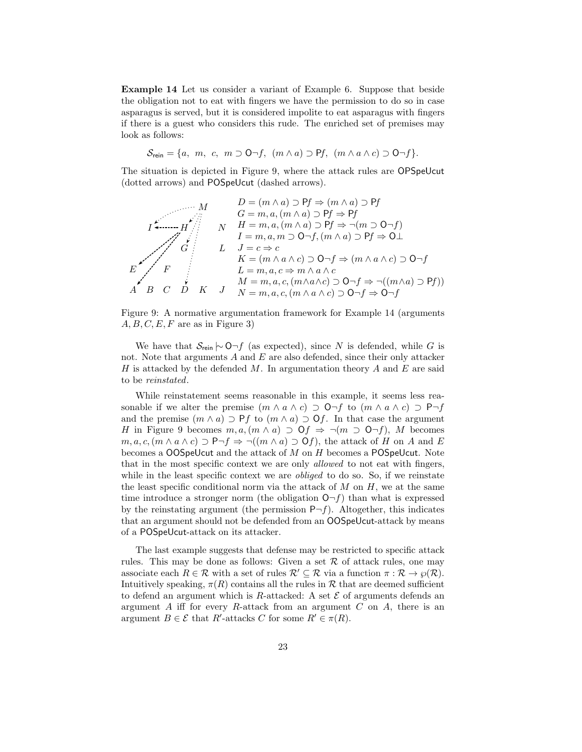**Example 14** Let us consider a variant of Example 6. Suppose that beside the obligation not to eat with fingers we have the permission to do so in case asparagus is served, but it is considered impolite to eat asparagus with fingers if there is a guest who considers this rude. The enriched set of premises may look as follows:

$$\mathcal{S}_{\mathsf{rein}} = \{a,\ m,\ c,\ m \supset \mathsf{O}\neg f,\ (m \wedge a) \supset \mathsf{P}f,\ (m \wedge a \wedge c) \supset \mathsf{O}\neg f\}.$$

The situation is depicted in Figure 9, where the attack rules are $\mathsf{OPSpeUcut}$ (dotted arrows) and $\mathsf{POSpeUcut}$ (dashed arrows).

$D = (m \wedge a) \supset \mathsf{P}f \Rightarrow (m \wedge a) \supset \mathsf{P}f$
$G = m, a, (m \wedge a) \supset \mathsf{P}f \Rightarrow \mathsf{P}f$
$H = m, a, (m \wedge a) \supset \mathsf{P}f \Rightarrow \neg(m \supset \mathsf{O}\neg f)$
$I = m, a, m \supset \mathsf{O}\neg f, (m \wedge a) \supset \mathsf{P}f \Rightarrow \mathsf{O}\bot$
$J = c \Rightarrow c$
$K = (m \wedge a \wedge c) \supset \mathsf{O}\neg f \Rightarrow (m \wedge a \wedge c) \supset \mathsf{O}\neg f$
$L = m, a, c \Rightarrow m \wedge a \wedge c$
$M = m, a, c, (m \wedge a \wedge c) \supset \mathsf{O}\neg f \Rightarrow \neg((m \wedge a) \supset \mathsf{P}f))$
$N = m, a, c, (m \wedge a \wedge c) \supset \mathsf{O}\neg f \Rightarrow \mathsf{O}\neg f$

Figure 9: A normative argumentation framework for Example 14 (arguments $A, B, C, E, F$ are as in Figure 3)

We have that $\mathcal{S}_{\mathsf{rein}} \mid\!\sim \mathsf{O}\neg f$ (as expected), since $N$ is defended, while $G$ is not. Note that arguments $A$ and $E$ are also defended, since their only attacker $H$ is attacked by the defended $M$. In argumentation theory $A$ and $E$ are said to be *reinstated*.

While reinstatement seems reasonable in this example, it seems less reasonable if we alter the premise $(m \wedge a \wedge c) \supset \mathsf{O}\neg f$ to $(m \wedge a \wedge c) \supset \mathsf{P}\neg f$ and the premise $(m \wedge a) \supset \mathsf{P}f$ to $(m \wedge a) \supset \mathsf{O}f$. In that case the argument $H$ in Figure 9 becomes $m, a, (m \wedge a) \supset \mathsf{O}f \Rightarrow \neg(m \supset \mathsf{O}\neg f)$, $M$ becomes $m, a, c, (m \wedge a \wedge c) \supset \mathsf{P}\neg f \Rightarrow \neg((m \wedge a) \supset \mathsf{O}f)$, the attack of $H$ on $A$ and $E$ becomes a $\mathsf{OOSpeUcut}$ and the attack of $M$ on $H$ becomes a $\mathsf{POSpeUcut}$. Note that in the most specific context we are only *allowed* to not eat with fingers, while in the least specific context we are *obliged* to do so. So, if we reinstate the least specific conditional norm via the attack of $M$ on $H$, we at the same time introduce a stronger norm (the obligation $\mathsf{O}\neg f$) than what is expressed by the reinstating argument (the permission $\mathsf{P}\neg f$). Altogether, this indicates that an argument should not be defended from an $\mathsf{OOSpeUcut}$-attack by means of a $\mathsf{POSpeUcut}$-attack on its attacker.

The last example suggests that defense may be restricted to specific attack rules. This may be done as follows: Given a set $\mathcal{R}$ of attack rules, one may associate each $R \in \mathcal{R}$ with a set of rules $\mathcal{R}' \subseteq \mathcal{R}$ via a function $\pi : \mathcal{R} \to \wp(\mathcal{R})$. Intuitively speaking, $\pi(R)$ contains all the rules in $\mathcal{R}$ that are deemed sufficient to defend an argument which is $R$-attacked: A set $\mathcal{E}$ of arguments defends an argument $A$ iff for every $R$-attack from an argument $C$ on $A$, there is an argument $B \in \mathcal{E}$ that $R'$-attacks $C$ for some $R' \in \pi(R)$.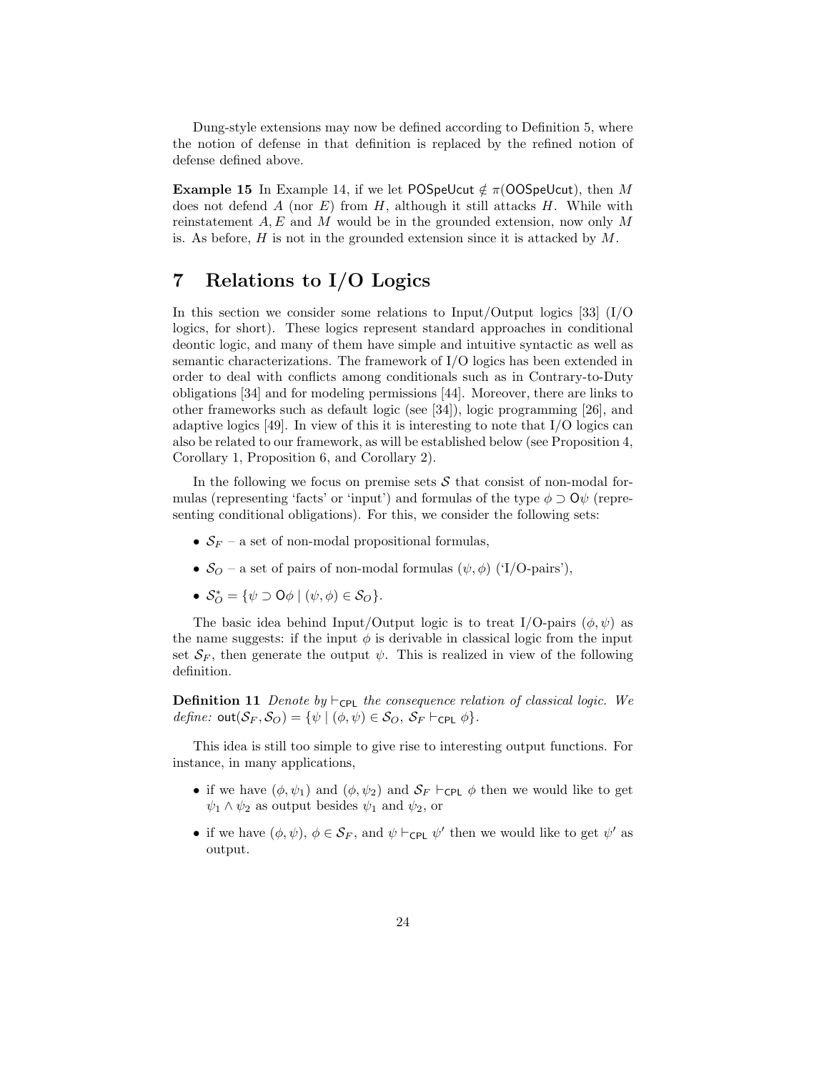Dung-style extensions may now be defined according to Definition 5, where the notion of defense in that definition is replaced by the refined notion of defense defined above.

**Example 15** In Example 14, if we let $\mathsf{POSpeUcut} \notin \pi(\mathsf{OOSpeUcut})$, then $M$ does not defend $A$ (nor $E$) from $H$, although it still attacks $H$. While with reinstatement $A, E$ and $M$ would be in the grounded extension, now only $M$ is. As before, $H$ is not in the grounded extension since it is attacked by $M$.

# 7 Relations to I/O Logics

In this section we consider some relations to Input/Output logics [33] (I/O logics, for short). These logics represent standard approaches in conditional deontic logic, and many of them have simple and intuitive syntactic as well as semantic characterizations. The framework of I/O logics has been extended in order to deal with conflicts among conditionals such as in Contrary-to-Duty obligations [34] and for modeling permissions [44]. Moreover, there are links to other frameworks such as default logic (see [34]), logic programming [26], and adaptive logics [49]. In view of this it is interesting to note that I/O logics can also be related to our framework, as will be established below (see Proposition 4, Corollary 1, Proposition 6, and Corollary 2).

In the following we focus on premise sets $\mathcal{S}$ that consist of non-modal formulas (representing 'facts' or 'input') and formulas of the type $\phi \supset \mathsf{O}\psi$ (representing conditional obligations). For this, we consider the following sets:

- $\mathcal{S}_F$ – a set of non-modal propositional formulas,
- $\mathcal{S}_O$ – a set of pairs of non-modal formulas $(\psi, \phi)$ ('I/O-pairs'),
- $\mathcal{S}_O^* = \{\psi \supset \mathsf{O}\phi \mid (\psi, \phi) \in \mathcal{S}_O\}$.

The basic idea behind Input/Output logic is to treat I/O-pairs $(\phi, \psi)$ as the name suggests: if the input $\phi$ is derivable in classical logic from the input set $\mathcal{S}_F$, then generate the output $\psi$. This is realized in view of the following definition.

**Definition 11** *Denote by $\vdash_{\mathsf{CPL}}$ the consequence relation of classical logic. We define:* $\mathsf{out}(\mathcal{S}_F, \mathcal{S}_O) = \{\psi \mid (\phi, \psi) \in \mathcal{S}_O,\ \mathcal{S}_F \vdash_{\mathsf{CPL}} \phi\}$.

This idea is still too simple to give rise to interesting output functions. For instance, in many applications,

- if we have $(\phi, \psi_1)$ and $(\phi, \psi_2)$ and $\mathcal{S}_F \vdash_{\mathsf{CPL}} \phi$ then we would like to get $\psi_1 \wedge \psi_2$ as output besides $\psi_1$ and $\psi_2$, or
- if we have $(\phi, \psi)$, $\phi \in \mathcal{S}_F$, and $\psi \vdash_{\mathsf{CPL}} \psi'$ then we would like to get $\psi'$ as output.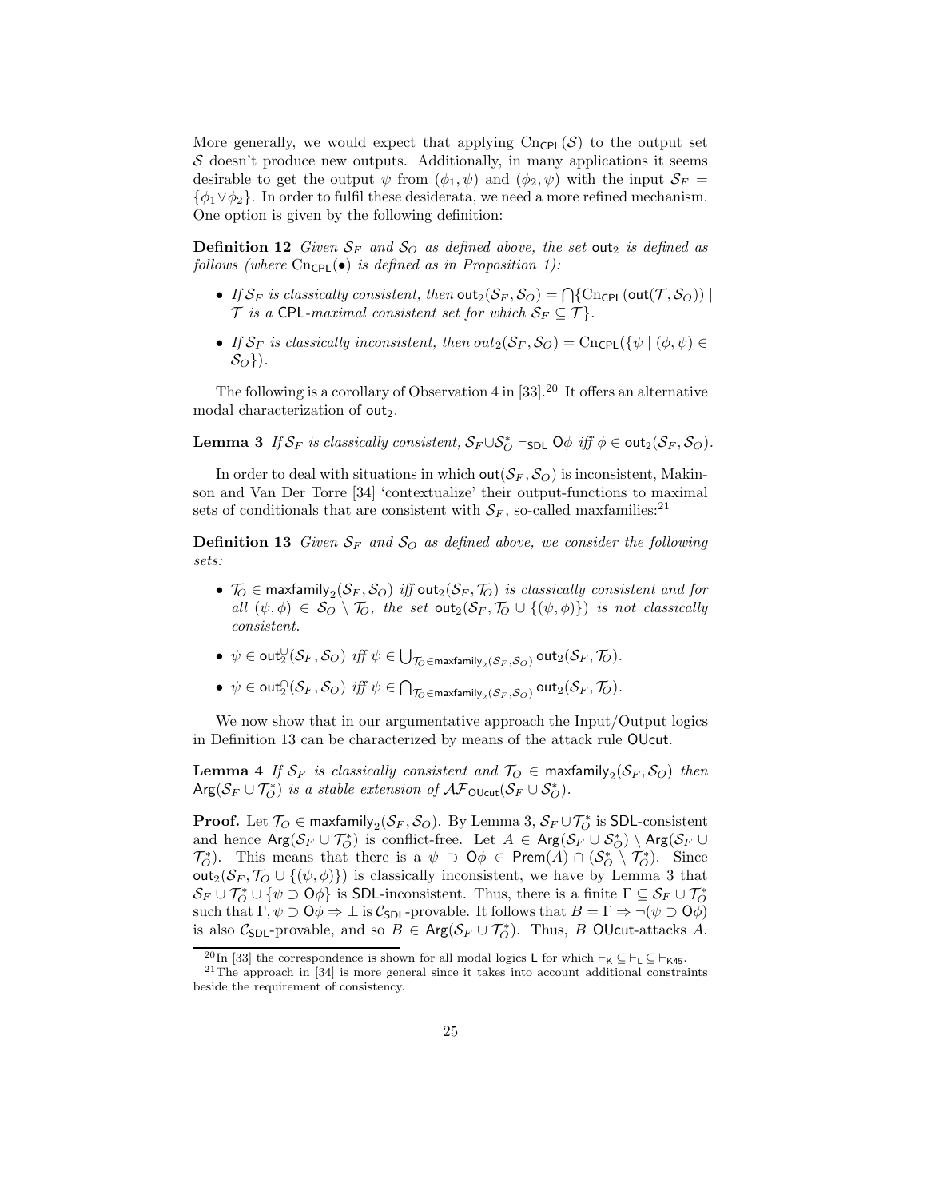More generally, we would expect that applying $\mathrm{Cn}_{\mathsf{CPL}}(\mathcal{S})$ to the output set $\mathcal{S}$ doesn't produce new outputs. Additionally, in many applications it seems desirable to get the output $\psi$ from $(\phi_1, \psi)$ and $(\phi_2, \psi)$ with the input $\mathcal{S}_F = \{\phi_1 \vee \phi_2\}$. In order to fulfil these desiderata, we need a more refined mechanism. One option is given by the following definition:

**Definition 12** *Given $\mathcal{S}_F$ and $\mathcal{S}_O$ as defined above, the set $\mathsf{out}_2$ is defined as follows (where $\mathrm{Cn}_{\mathsf{CPL}}(\bullet)$ is defined as in Proposition 1):*

- *If $\mathcal{S}_F$ is classically consistent, then $\mathsf{out}_2(\mathcal{S}_F, \mathcal{S}_O) = \bigcap\{\mathrm{Cn}_{\mathsf{CPL}}(\mathsf{out}(\mathcal{T}, \mathcal{S}_O)) \mid \mathcal{T}$ is a $\mathsf{CPL}$-maximal consistent set for which $\mathcal{S}_F \subseteq \mathcal{T}\}$.*
- *If $\mathcal{S}_F$ is classically inconsistent, then $out_2(\mathcal{S}_F, \mathcal{S}_O) = \mathrm{Cn}_{\mathsf{CPL}}(\{\psi \mid (\phi, \psi) \in \mathcal{S}_O\})$.*

The following is a corollary of Observation 4 in [33].[20] It offers an alternative modal characterization of $\mathsf{out}_2$.

**Lemma 3** *If $\mathcal{S}_F$ is classically consistent, $\mathcal{S}_F \cup \mathcal{S}_O^* \vdash_{\mathsf{SDL}} \mathsf{O}\phi$ iff $\phi \in \mathsf{out}_2(\mathcal{S}_F, \mathcal{S}_O)$.*

In order to deal with situations in which $\mathsf{out}(\mathcal{S}_F, \mathcal{S}_O)$ is inconsistent, Makinson and Van Der Torre [34] 'contextualize' their output-functions to maximal sets of conditionals that are consistent with $\mathcal{S}_F$, so-called maxfamilies:[21]

**Definition 13** *Given $\mathcal{S}_F$ and $\mathcal{S}_O$ as defined above, we consider the following sets:*

- *$\mathcal{T}_O \in \mathsf{maxfamily}_2(\mathcal{S}_F, \mathcal{S}_O)$ iff $\mathsf{out}_2(\mathcal{S}_F, \mathcal{T}_O)$ is classically consistent and for all $(\psi, \phi) \in \mathcal{S}_O \setminus \mathcal{T}_O$, the set $\mathsf{out}_2(\mathcal{S}_F, \mathcal{T}_O \cup \{(\psi, \phi)\})$ is not classically consistent.*
- *$\psi \in \mathsf{out}_2^{\cup}(\mathcal{S}_F, \mathcal{S}_O)$ iff $\psi \in \bigcup_{\mathcal{T}_O \in \mathsf{maxfamily}_2(\mathcal{S}_F, \mathcal{S}_O)} \mathsf{out}_2(\mathcal{S}_F, \mathcal{T}_O)$.*
- *$\psi \in \mathsf{out}_2^{\cap}(\mathcal{S}_F, \mathcal{S}_O)$ iff $\psi \in \bigcap_{\mathcal{T}_O \in \mathsf{maxfamily}_2(\mathcal{S}_F, \mathcal{S}_O)} \mathsf{out}_2(\mathcal{S}_F, \mathcal{T}_O)$.*

We now show that in our argumentative approach the Input/Output logics in Definition 13 can be characterized by means of the attack rule $\mathsf{OUcut}$.

**Lemma 4** *If $\mathcal{S}_F$ is classically consistent and $\mathcal{T}_O \in \mathsf{maxfamily}_2(\mathcal{S}_F, \mathcal{S}_O)$ then $\mathsf{Arg}(\mathcal{S}_F \cup \mathcal{T}_O^*)$ is a stable extension of $\mathcal{AF}_{\mathsf{OUcut}}(\mathcal{S}_F \cup \mathcal{S}_O^*)$.*

**Proof.** Let $\mathcal{T}_O \in \mathsf{maxfamily}_2(\mathcal{S}_F, \mathcal{S}_O)$. By Lemma 3, $\mathcal{S}_F \cup \mathcal{T}_O^*$ is $\mathsf{SDL}$-consistent and hence $\mathsf{Arg}(\mathcal{S}_F \cup \mathcal{T}_O^*)$ is conflict-free. Let $A \in \mathsf{Arg}(\mathcal{S}_F \cup \mathcal{S}_O^*) \setminus \mathsf{Arg}(\mathcal{S}_F \cup \mathcal{T}_O^*)$. This means that there is a $\psi \supset \mathsf{O}\phi \in \mathsf{Prem}(A) \cap (\mathcal{S}_O^* \setminus \mathcal{T}_O^*)$. Since $\mathsf{out}_2(\mathcal{S}_F, \mathcal{T}_O \cup \{(\psi, \phi)\})$ is classically inconsistent, we have by Lemma 3 that $\mathcal{S}_F \cup \mathcal{T}_O^* \cup \{\psi \supset \mathsf{O}\phi\}$ is $\mathsf{SDL}$-inconsistent. Thus, there is a finite $\Gamma \subseteq \mathcal{S}_F \cup \mathcal{T}_O^*$ such that $\Gamma, \psi \supset \mathsf{O}\phi \Rightarrow \bot$ is $\mathcal{C}_{\mathsf{SDL}}$-provable. It follows that $B = \Gamma \Rightarrow \neg(\psi \supset \mathsf{O}\phi)$ is also $\mathcal{C}_{\mathsf{SDL}}$-provable, and so $B \in \mathsf{Arg}(\mathcal{S}_F \cup \mathcal{T}_O^*)$. Thus, $B$ $\mathsf{OUcut}$-attacks $A$.

[20] In [33] the correspondence is shown for all modal logics $\mathsf{L}$ for which $\vdash_{\mathsf{K}} \subseteq \vdash_{\mathsf{L}} \subseteq \vdash_{\mathsf{K45}}$.

[21] The approach in [34] is more general since it takes into account additional constraints beside the requirement of consistency.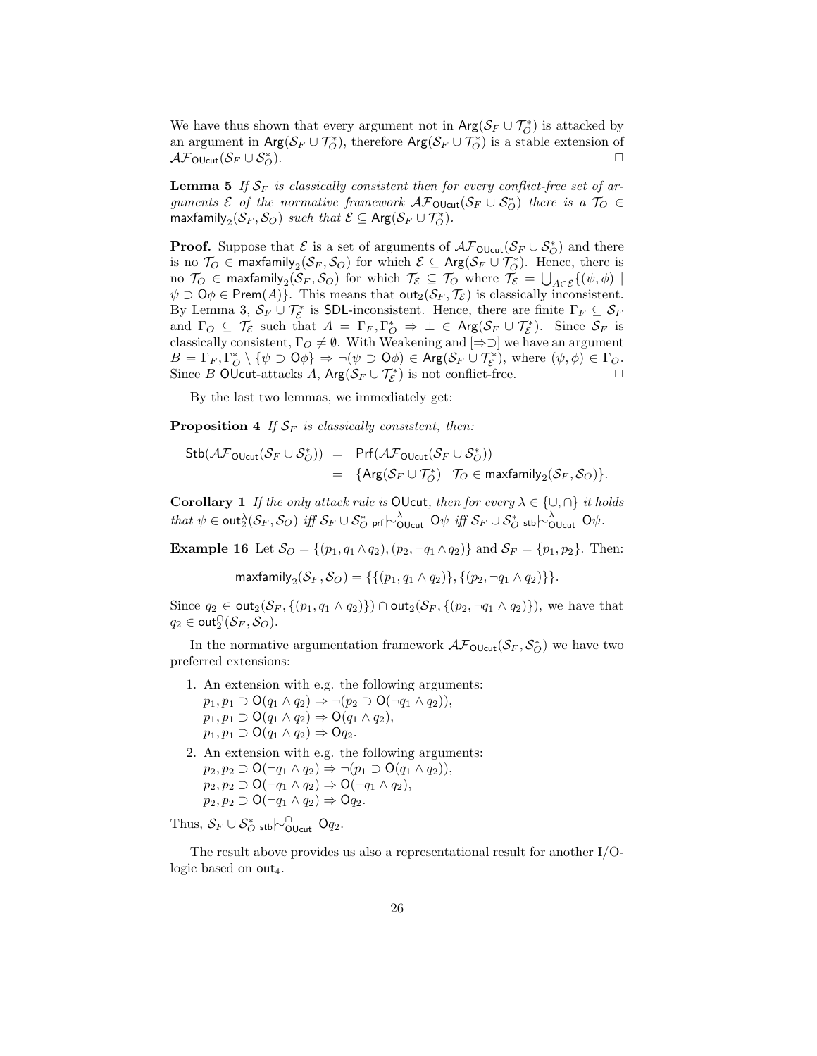We have thus shown that every argument not in $\mathsf{Arg}(\mathcal{S}_F \cup \mathcal{T}_O^*)$ is attacked by an argument in $\mathsf{Arg}(\mathcal{S}_F \cup \mathcal{T}_O^*)$, therefore $\mathsf{Arg}(\mathcal{S}_F \cup \mathcal{T}_O^*)$ is a stable extension of $\mathcal{AF}_{\mathsf{OUcut}}(\mathcal{S}_F \cup \mathcal{S}_O^*)$. □

**Lemma 5** *If $\mathcal{S}_F$ is classically consistent then for every conflict-free set of arguments $\mathcal{E}$ of the normative framework $\mathcal{AF}_{\mathsf{OUcut}}(\mathcal{S}_F \cup \mathcal{S}_O^*)$ there is a $\mathcal{T}_O \in \mathsf{maxfamily}_2(\mathcal{S}_F, \mathcal{S}_O)$ such that $\mathcal{E} \subseteq \mathsf{Arg}(\mathcal{S}_F \cup \mathcal{T}_O^*)$.*

**Proof.** Suppose that $\mathcal{E}$ is a set of arguments of $\mathcal{AF}_{\mathsf{OUcut}}(\mathcal{S}_F \cup \mathcal{S}_O^*)$ and there is no $\mathcal{T}_O \in \mathsf{maxfamily}_2(\mathcal{S}_F, \mathcal{S}_O)$ for which $\mathcal{E} \subseteq \mathsf{Arg}(\mathcal{S}_F \cup \mathcal{T}_O^*)$. Hence, there is no $\mathcal{T}_O \in \mathsf{maxfamily}_2(\mathcal{S}_F, \mathcal{S}_O)$ for which $\mathcal{T}_\mathcal{E} \subseteq \mathcal{T}_O$ where $\mathcal{T}_\mathcal{E} = \bigcup_{A \in \mathcal{E}} \{(\psi, \phi) \mid \psi \supset \mathsf{O}\phi \in \mathsf{Prem}(A)\}$. This means that $\mathsf{out}_2(\mathcal{S}_F, \mathcal{T}_\mathcal{E})$ is classically inconsistent. By Lemma 3, $\mathcal{S}_F \cup \mathcal{T}_\mathcal{E}^*$ is SDL-inconsistent. Hence, there are finite $\Gamma_F \subseteq \mathcal{S}_F$ and $\Gamma_O \subseteq \mathcal{T}_\mathcal{E}$ such that $A = \Gamma_F, \Gamma_O^* \Rightarrow \bot \in \mathsf{Arg}(\mathcal{S}_F \cup \mathcal{T}_\mathcal{E}^*)$. Since $\mathcal{S}_F$ is classically consistent, $\Gamma_O \neq \emptyset$. With Weakening and $[\Rightarrow\supset]$ we have an argument $B = \Gamma_F, \Gamma_O^* \setminus \{\psi \supset \mathsf{O}\phi\} \Rightarrow \neg(\psi \supset \mathsf{O}\phi) \in \mathsf{Arg}(\mathcal{S}_F \cup \mathcal{T}_\mathcal{E}^*)$, where $(\psi, \phi) \in \Gamma_O$. Since $B$ OUcut-attacks $A$, $\mathsf{Arg}(\mathcal{S}_F \cup \mathcal{T}_\mathcal{E}^*)$ is not conflict-free. □

By the last two lemmas, we immediately get:

**Proposition 4** *If $\mathcal{S}_F$ is classically consistent, then:*

$$\begin{aligned}
\mathsf{Stb}(\mathcal{AF}_{\mathsf{OUcut}}(\mathcal{S}_F \cup \mathcal{S}_O^*)) &= \mathsf{Prf}(\mathcal{AF}_{\mathsf{OUcut}}(\mathcal{S}_F \cup \mathcal{S}_O^*)) \\
&= \{\mathsf{Arg}(\mathcal{S}_F \cup \mathcal{T}_O^*) \mid \mathcal{T}_O \in \mathsf{maxfamily}_2(\mathcal{S}_F, \mathcal{S}_O)\}.
\end{aligned}$$

**Corollary 1** *If the only attack rule is OUcut, then for every $\lambda \in \{\cup, \cap\}$ it holds that $\psi \in \mathsf{out}_2^\lambda(\mathcal{S}_F, \mathcal{S}_O)$ iff $\mathcal{S}_F \cup \mathcal{S}_O^* \;{}_{\mathsf{prf}}{\mid\!\sim}^{\lambda}_{\mathsf{OUcut}}\; \mathsf{O}\psi$ iff $\mathcal{S}_F \cup \mathcal{S}_O^* \;{}_{\mathsf{stb}}{\mid\!\sim}^{\lambda}_{\mathsf{OUcut}}\; \mathsf{O}\psi$.*

**Example 16** Let $\mathcal{S}_O = \{(p_1, q_1 \wedge q_2), (p_2, \neg q_1 \wedge q_2)\}$ and $\mathcal{S}_F = \{p_1, p_2\}$. Then:

$$\mathsf{maxfamily}_2(\mathcal{S}_F, \mathcal{S}_O) = \{\{(p_1, q_1 \wedge q_2)\}, \{(p_2, \neg q_1 \wedge q_2)\}\}.$$

Since $q_2 \in \mathsf{out}_2(\mathcal{S}_F, \{(p_1, q_1 \wedge q_2)\}) \cap \mathsf{out}_2(\mathcal{S}_F, \{(p_2, \neg q_1 \wedge q_2)\})$, we have that $q_2 \in \mathsf{out}_2^\cap(\mathcal{S}_F, \mathcal{S}_O)$.

In the normative argumentation framework $\mathcal{AF}_{\mathsf{OUcut}}(\mathcal{S}_F, \mathcal{S}_O^*)$ we have two preferred extensions:

1. An extension with e.g. the following arguments:
   $p_1, p_1 \supset \mathsf{O}(q_1 \wedge q_2) \Rightarrow \neg(p_2 \supset \mathsf{O}(\neg q_1 \wedge q_2))$,
   $p_1, p_1 \supset \mathsf{O}(q_1 \wedge q_2) \Rightarrow \mathsf{O}(q_1 \wedge q_2)$,
   $p_1, p_1 \supset \mathsf{O}(q_1 \wedge q_2) \Rightarrow \mathsf{O}q_2$.
2. An extension with e.g. the following arguments:
   $p_2, p_2 \supset \mathsf{O}(\neg q_1 \wedge q_2) \Rightarrow \neg(p_1 \supset \mathsf{O}(q_1 \wedge q_2))$,
   $p_2, p_2 \supset \mathsf{O}(\neg q_1 \wedge q_2) \Rightarrow \mathsf{O}(\neg q_1 \wedge q_2)$,
   $p_2, p_2 \supset \mathsf{O}(\neg q_1 \wedge q_2) \Rightarrow \mathsf{O}q_2$.

Thus, $\mathcal{S}_F \cup \mathcal{S}_O^* \;{}_{\mathsf{stb}}{\mid\!\sim}^{\cap}_{\mathsf{OUcut}}\; \mathsf{O}q_2$.

The result above provides us also a representational result for another I/O-logic based on $\mathsf{out}_4$.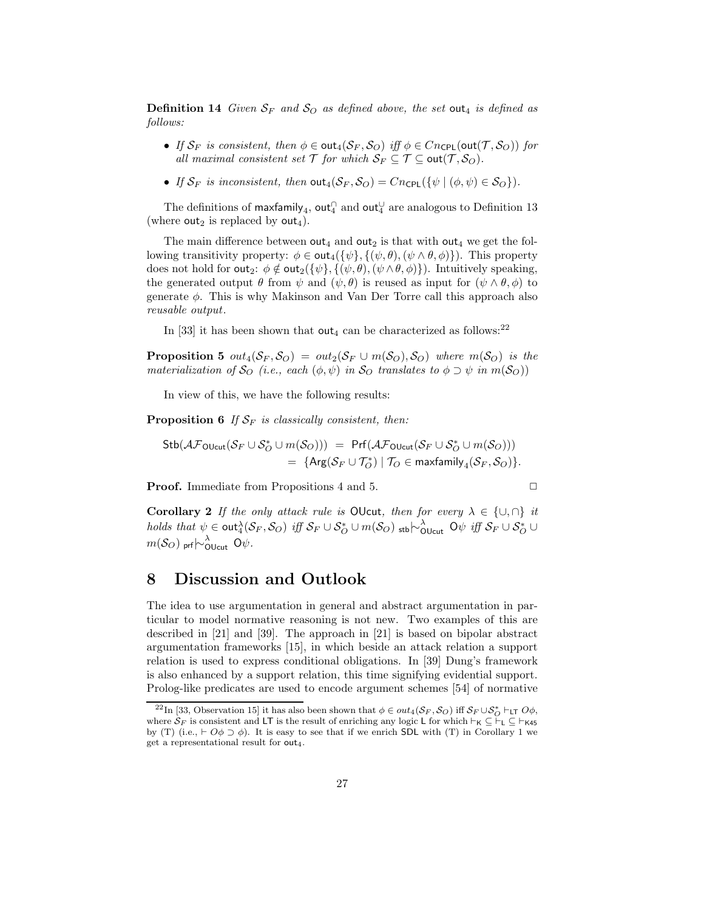**Definition 14** *Given $\mathcal{S}_F$ and $\mathcal{S}_O$ as defined above, the set $\mathsf{out}_4$ is defined as follows:*

- *If $\mathcal{S}_F$ is consistent, then $\phi \in \mathsf{out}_4(\mathcal{S}_F, \mathcal{S}_O)$ iff $\phi \in Cn_{\mathsf{CPL}}(\mathsf{out}(\mathcal{T}, \mathcal{S}_O))$ for all maximal consistent set $\mathcal{T}$ for which $\mathcal{S}_F \subseteq \mathcal{T} \subseteq \mathsf{out}(\mathcal{T}, \mathcal{S}_O)$.*
- *If $\mathcal{S}_F$ is inconsistent, then $\mathsf{out}_4(\mathcal{S}_F, \mathcal{S}_O) = Cn_{\mathsf{CPL}}(\{\psi \mid (\phi, \psi) \in \mathcal{S}_O\})$.*

The definitions of $\mathsf{maxfamily}_4$, $\mathsf{out}_4^{\cap}$ and $\mathsf{out}_4^{\cup}$ are analogous to Definition 13 (where $\mathsf{out}_2$ is replaced by $\mathsf{out}_4$).

The main difference between $\mathsf{out}_4$ and $\mathsf{out}_2$ is that with $\mathsf{out}_4$ we get the following transitivity property: $\phi \in \mathsf{out}_4(\{\psi\}, \{(\psi, \theta), (\psi \wedge \theta, \phi)\})$. This property does not hold for $\mathsf{out}_2$: $\phi \notin \mathsf{out}_2(\{\psi\}, \{(\psi, \theta), (\psi \wedge \theta, \phi)\})$. Intuitively speaking, the generated output $\theta$ from $\psi$ and $(\psi, \theta)$ is reused as input for $(\psi \wedge \theta, \phi)$ to generate $\phi$. This is why Makinson and Van Der Torre call this approach also *reusable output*.

In [33] it has been shown that $\mathsf{out}_4$ can be characterized as follows:[22]

**Proposition 5** *$out_4(\mathcal{S}_F, \mathcal{S}_O) = out_2(\mathcal{S}_F \cup m(\mathcal{S}_O), \mathcal{S}_O)$ where $m(\mathcal{S}_O)$ is the materialization of $\mathcal{S}_O$ (i.e., each $(\phi, \psi)$ in $\mathcal{S}_O$ translates to $\phi \supset \psi$ in $m(\mathcal{S}_O)$)*

In view of this, we have the following results:

**Proposition 6** *If $\mathcal{S}_F$ is classically consistent, then:*

$$\begin{aligned}\mathsf{Stb}(\mathcal{AF}_{\mathsf{OUcut}}(\mathcal{S}_F \cup \mathcal{S}_O^* \cup m(\mathcal{S}_O))) &= \mathsf{Prf}(\mathcal{AF}_{\mathsf{OUcut}}(\mathcal{S}_F \cup \mathcal{S}_O^* \cup m(\mathcal{S}_O))) \\ &= \{\mathsf{Arg}(\mathcal{S}_F \cup \mathcal{T}_O^*) \mid \mathcal{T}_O \in \mathsf{maxfamily}_4(\mathcal{S}_F, \mathcal{S}_O)\}.\end{aligned}$$

**Proof.** Immediate from Propositions 4 and 5. $\Box$

**Corollary 2** *If the only attack rule is $\mathsf{OUcut}$, then for every $\lambda \in \{\cup, \cap\}$ it holds that $\psi \in \mathsf{out}_4^{\lambda}(\mathcal{S}_F, \mathcal{S}_O)$ iff $\mathcal{S}_F \cup \mathcal{S}_O^* \cup m(\mathcal{S}_O) \;{}_{\mathsf{stb}}{\mid\!\sim}^{\lambda}_{\mathsf{OUcut}}\; \mathsf{O}\psi$ iff $\mathcal{S}_F \cup \mathcal{S}_O^* \cup m(\mathcal{S}_O) \;{}_{\mathsf{prf}}{\mid\!\sim}^{\lambda}_{\mathsf{OUcut}}\; \mathsf{O}\psi$.*

# 8 Discussion and Outlook

The idea to use argumentation in general and abstract argumentation in particular to model normative reasoning is not new. Two examples of this are described in [21] and [39]. The approach in [21] is based on bipolar abstract argumentation frameworks [15], in which beside an attack relation a support relation is used to express conditional obligations. In [39] Dung's framework is also enhanced by a support relation, this time signifying evidential support. Prolog-like predicates are used to encode argument schemes [54] of normative

---

[22] In [33, Observation 15] it has also been shown that $\phi \in out_4(\mathcal{S}_F, \mathcal{S}_O)$ iff $\mathcal{S}_F \cup \mathcal{S}_O^* \vdash_{\mathsf{LT}} O\phi$, where $\mathcal{S}_F$ is consistent and $\mathsf{LT}$ is the result of enriching any logic $\mathsf{L}$ for which $\vdash_{\mathsf{K}} \subseteq \vdash_{\mathsf{L}} \subseteq \vdash_{\mathsf{K45}}$ by (T) (i.e., $\vdash O\phi \supset \phi$). It is easy to see that if we enrich $\mathsf{SDL}$ with (T) in Corollary 1 we get a representational result for $\mathsf{out}_4$.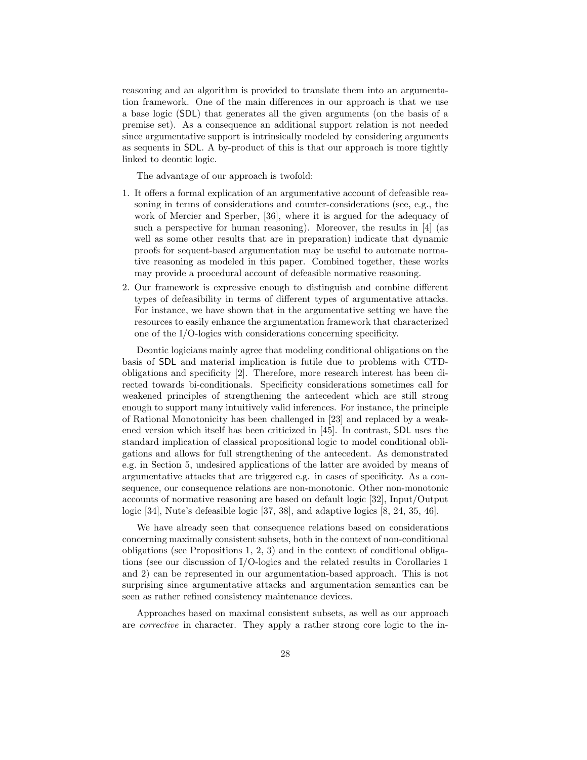reasoning and an algorithm is provided to translate them into an argumentation framework. One of the main differences in our approach is that we use a base logic (SDL) that generates all the given arguments (on the basis of a premise set). As a consequence an additional support relation is not needed since argumentative support is intrinsically modeled by considering arguments as sequents in SDL. A by-product of this is that our approach is more tightly linked to deontic logic.

The advantage of our approach is twofold:

1. It offers a formal explication of an argumentative account of defeasible reasoning in terms of considerations and counter-considerations (see, e.g., the work of Mercier and Sperber, [36], where it is argued for the adequacy of such a perspective for human reasoning). Moreover, the results in [4] (as well as some other results that are in preparation) indicate that dynamic proofs for sequent-based argumentation may be useful to automate normative reasoning as modeled in this paper. Combined together, these works may provide a procedural account of defeasible normative reasoning.
2. Our framework is expressive enough to distinguish and combine different types of defeasibility in terms of different types of argumentative attacks. For instance, we have shown that in the argumentative setting we have the resources to easily enhance the argumentation framework that characterized one of the I/O-logics with considerations concerning specificity.

Deontic logicians mainly agree that modeling conditional obligations on the basis of SDL and material implication is futile due to problems with CTD-obligations and specificity [2]. Therefore, more research interest has been directed towards bi-conditionals. Specificity considerations sometimes call for weakened principles of strengthening the antecedent which are still strong enough to support many intuitively valid inferences. For instance, the principle of Rational Monotonicity has been challenged in [23] and replaced by a weakened version which itself has been criticized in [45]. In contrast, SDL uses the standard implication of classical propositional logic to model conditional obligations and allows for full strengthening of the antecedent. As demonstrated e.g. in Section 5, undesired applications of the latter are avoided by means of argumentative attacks that are triggered e.g. in cases of specificity. As a consequence, our consequence relations are non-monotonic. Other non-monotonic accounts of normative reasoning are based on default logic [32], Input/Output logic [34], Nute's defeasible logic [37, 38], and adaptive logics [8, 24, 35, 46].

We have already seen that consequence relations based on considerations concerning maximally consistent subsets, both in the context of non-conditional obligations (see Propositions 1, 2, 3) and in the context of conditional obligations (see our discussion of I/O-logics and the related results in Corollaries 1 and 2) can be represented in our argumentation-based approach. This is not surprising since argumentative attacks and argumentation semantics can be seen as rather refined consistency maintenance devices.

Approaches based on maximal consistent subsets, as well as our approach are *corrective* in character. They apply a rather strong core logic to the in-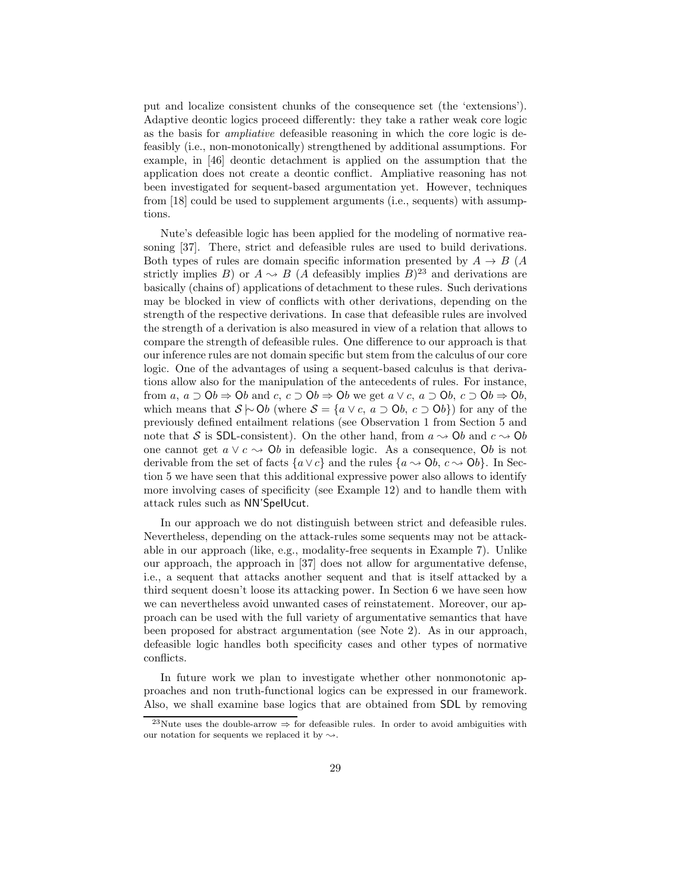put and localize consistent chunks of the consequence set (the 'extensions'). Adaptive deontic logics proceed differently: they take a rather weak core logic as the basis for *ampliative* defeasible reasoning in which the core logic is defeasibly (i.e., non-monotonically) strengthened by additional assumptions. For example, in [46] deontic detachment is applied on the assumption that the application does not create a deontic conflict. Ampliative reasoning has not been investigated for sequent-based argumentation yet. However, techniques from [18] could be used to supplement arguments (i.e., sequents) with assumptions.

Nute's defeasible logic has been applied for the modeling of normative reasoning [37]. There, strict and defeasible rules are used to build derivations. Both types of rules are domain specific information presented by $A \to B$ ($A$ strictly implies $B$) or $A \rightsquigarrow B$ ($A$ defeasibly implies $B$)[23] and derivations are basically (chains of) applications of detachment to these rules. Such derivations may be blocked in view of conflicts with other derivations, depending on the strength of the respective derivations. In case that defeasible rules are involved the strength of a derivation is also measured in view of a relation that allows to compare the strength of defeasible rules. One difference to our approach is that our inference rules are not domain specific but stem from the calculus of our core logic. One of the advantages of using a sequent-based calculus is that derivations allow also for the manipulation of the antecedents of rules. For instance, from $a,\ a \supset \mathsf{O}b \Rightarrow \mathsf{O}b$ and $c,\ c \supset \mathsf{O}b \Rightarrow \mathsf{O}b$ we get $a \vee c,\ a \supset \mathsf{O}b,\ c \supset \mathsf{O}b \Rightarrow \mathsf{O}b$, which means that $\mathcal{S} \mathrel{|\!\sim} \mathsf{O}b$ (where $\mathcal{S} = \{a \vee c,\ a \supset \mathsf{O}b,\ c \supset \mathsf{O}b\}$) for any of the previously defined entailment relations (see Observation 1 from Section 5 and note that $\mathcal{S}$ is $\mathsf{SDL}$-consistent). On the other hand, from $a \rightsquigarrow \mathsf{O}b$ and $c \rightsquigarrow \mathsf{O}b$ one cannot get $a \vee c \rightsquigarrow \mathsf{O}b$ in defeasible logic. As a consequence, $\mathsf{O}b$ is not derivable from the set of facts $\{a \vee c\}$ and the rules $\{a \rightsquigarrow \mathsf{O}b,\ c \rightsquigarrow \mathsf{O}b\}$. In Section 5 we have seen that this additional expressive power also allows to identify more involving cases of specificity (see Example 12) and to handle them with attack rules such as $\mathsf{NN'SpelUcut}$.

In our approach we do not distinguish between strict and defeasible rules. Nevertheless, depending on the attack-rules some sequents may not be attackable in our approach (like, e.g., modality-free sequents in Example 7). Unlike our approach, the approach in [37] does not allow for argumentative defense, i.e., a sequent that attacks another sequent and that is itself attacked by a third sequent doesn't loose its attacking power. In Section 6 we have seen how we can nevertheless avoid unwanted cases of reinstatement. Moreover, our approach can be used with the full variety of argumentative semantics that have been proposed for abstract argumentation (see Note 2). As in our approach, defeasible logic handles both specificity cases and other types of normative conflicts.

In future work we plan to investigate whether other nonmonotonic approaches and non truth-functional logics can be expressed in our framework. Also, we shall examine base logics that are obtained from $\mathsf{SDL}$ by removing

[23] Nute uses the double-arrow $\Rightarrow$ for defeasible rules. In order to avoid ambiguities with our notation for sequents we replaced it by $\rightsquigarrow$.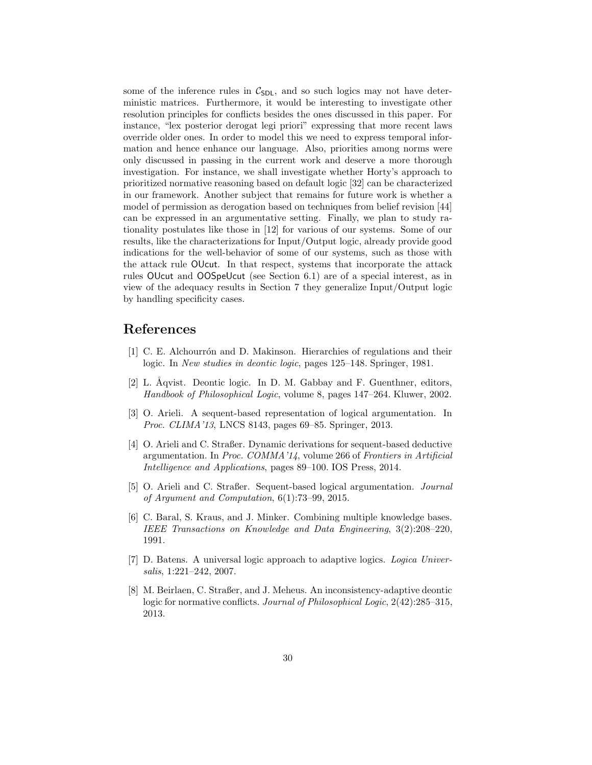some of the inference rules in $\mathcal{C}_{\mathsf{SDL}}$, and so such logics may not have deterministic matrices. Furthermore, it would be interesting to investigate other resolution principles for conflicts besides the ones discussed in this paper. For instance, "lex posterior derogat legi priori" expressing that more recent laws override older ones. In order to model this we need to express temporal information and hence enhance our language. Also, priorities among norms were only discussed in passing in the current work and deserve a more thorough investigation. For instance, we shall investigate whether Horty's approach to prioritized normative reasoning based on default logic [32] can be characterized in our framework. Another subject that remains for future work is whether a model of permission as derogation based on techniques from belief revision [44] can be expressed in an argumentative setting. Finally, we plan to study rationality postulates like those in [12] for various of our systems. Some of our results, like the characterizations for Input/Output logic, already provide good indications for the well-behavior of some of our systems, such as those with the attack rule OUcut. In that respect, systems that incorporate the attack rules OUcut and OOSpeUcut (see Section 6.1) are of a special interest, as in view of the adequacy results in Section 7 they generalize Input/Output logic by handling specificity cases.

# References

[1] C. E. Alchourrón and D. Makinson. Hierarchies of regulations and their logic. In *New studies in deontic logic*, pages 125–148. Springer, 1981.

[2] L. Åqvist. Deontic logic. In D. M. Gabbay and F. Guenthner, editors, *Handbook of Philosophical Logic*, volume 8, pages 147–264. Kluwer, 2002.

[3] O. Arieli. A sequent-based representation of logical argumentation. In *Proc. CLIMA'13*, LNCS 8143, pages 69–85. Springer, 2013.

[4] O. Arieli and C. Straßer. Dynamic derivations for sequent-based deductive argumentation. In *Proc. COMMA'14*, volume 266 of *Frontiers in Artificial Intelligence and Applications*, pages 89–100. IOS Press, 2014.

[5] O. Arieli and C. Straßer. Sequent-based logical argumentation. *Journal of Argument and Computation*, 6(1):73–99, 2015.

[6] C. Baral, S. Kraus, and J. Minker. Combining multiple knowledge bases. *IEEE Transactions on Knowledge and Data Engineering*, 3(2):208–220, 1991.

[7] D. Batens. A universal logic approach to adaptive logics. *Logica Universalis*, 1:221–242, 2007.

[8] M. Beirlaen, C. Straßer, and J. Meheus. An inconsistency-adaptive deontic logic for normative conflicts. *Journal of Philosophical Logic*, 2(42):285–315, 2013.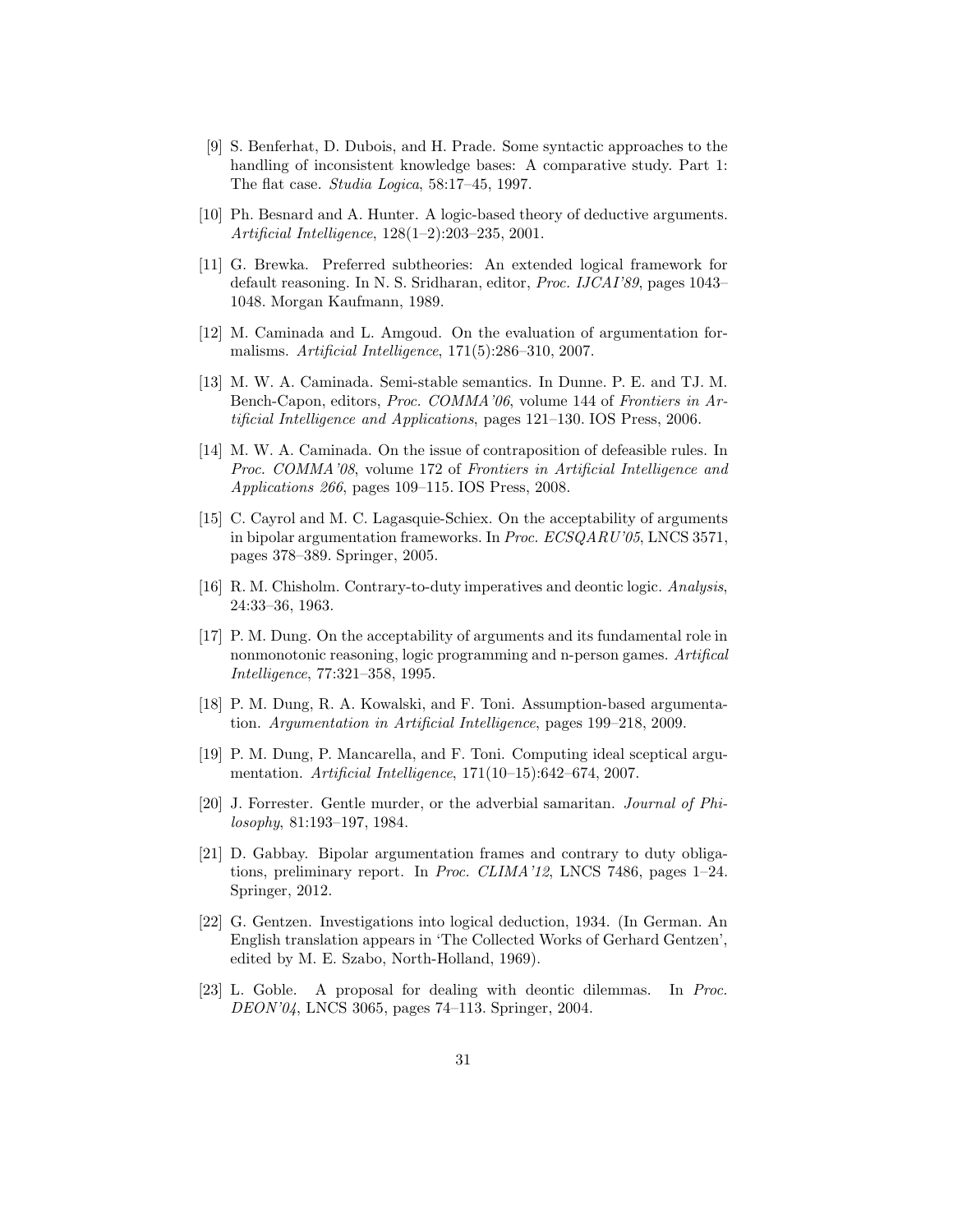[9] S. Benferhat, D. Dubois, and H. Prade. Some syntactic approaches to the handling of inconsistent knowledge bases: A comparative study. Part 1: The flat case. *Studia Logica*, 58:17–45, 1997.

[10] Ph. Besnard and A. Hunter. A logic-based theory of deductive arguments. *Artificial Intelligence*, 128(1–2):203–235, 2001.

[11] G. Brewka. Preferred subtheories: An extended logical framework for default reasoning. In N. S. Sridharan, editor, *Proc. IJCAI'89*, pages 1043–1048. Morgan Kaufmann, 1989.

[12] M. Caminada and L. Amgoud. On the evaluation of argumentation formalisms. *Artificial Intelligence*, 171(5):286–310, 2007.

[13] M. W. A. Caminada. Semi-stable semantics. In Dunne. P. E. and TJ. M. Bench-Capon, editors, *Proc. COMMA'06*, volume 144 of *Frontiers in Artificial Intelligence and Applications*, pages 121–130. IOS Press, 2006.

[14] M. W. A. Caminada. On the issue of contraposition of defeasible rules. In *Proc. COMMA'08*, volume 172 of *Frontiers in Artificial Intelligence and Applications 266*, pages 109–115. IOS Press, 2008.

[15] C. Cayrol and M. C. Lagasquie-Schiex. On the acceptability of arguments in bipolar argumentation frameworks. In *Proc. ECSQARU'05*, LNCS 3571, pages 378–389. Springer, 2005.

[16] R. M. Chisholm. Contrary-to-duty imperatives and deontic logic. *Analysis*, 24:33–36, 1963.

[17] P. M. Dung. On the acceptability of arguments and its fundamental role in nonmonotonic reasoning, logic programming and n-person games. *Artifical Intelligence*, 77:321–358, 1995.

[18] P. M. Dung, R. A. Kowalski, and F. Toni. Assumption-based argumentation. *Argumentation in Artificial Intelligence*, pages 199–218, 2009.

[19] P. M. Dung, P. Mancarella, and F. Toni. Computing ideal sceptical argumentation. *Artificial Intelligence*, 171(10–15):642–674, 2007.

[20] J. Forrester. Gentle murder, or the adverbial samaritan. *Journal of Philosophy*, 81:193–197, 1984.

[21] D. Gabbay. Bipolar argumentation frames and contrary to duty obligations, preliminary report. In *Proc. CLIMA'12*, LNCS 7486, pages 1–24. Springer, 2012.

[22] G. Gentzen. Investigations into logical deduction, 1934. (In German. An English translation appears in 'The Collected Works of Gerhard Gentzen', edited by M. E. Szabo, North-Holland, 1969).

[23] L. Goble. A proposal for dealing with deontic dilemmas. In *Proc. DEON'04*, LNCS 3065, pages 74–113. Springer, 2004.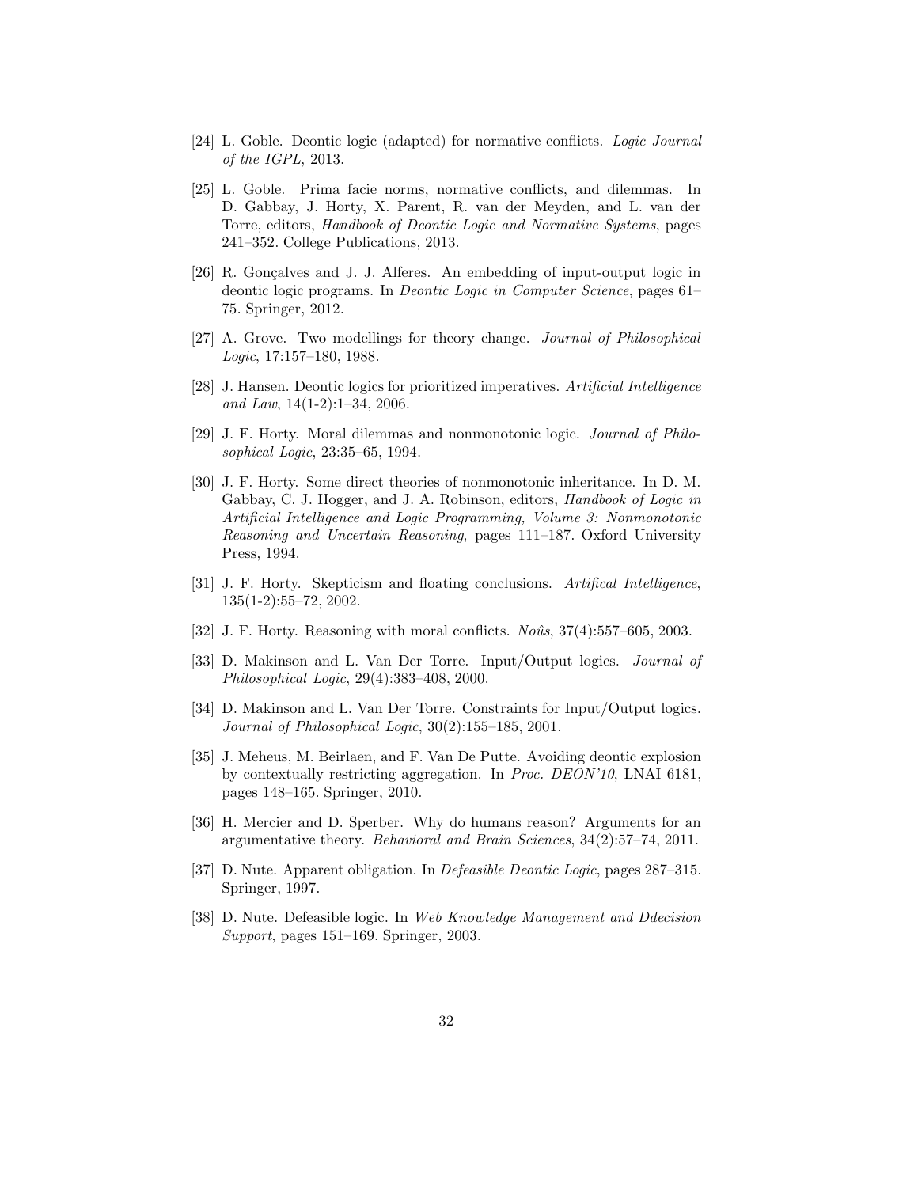[24] L. Goble. Deontic logic (adapted) for normative conflicts. *Logic Journal of the IGPL*, 2013.

[25] L. Goble. Prima facie norms, normative conflicts, and dilemmas. In D. Gabbay, J. Horty, X. Parent, R. van der Meyden, and L. van der Torre, editors, *Handbook of Deontic Logic and Normative Systems*, pages 241–352. College Publications, 2013.

[26] R. Gonçalves and J. J. Alferes. An embedding of input-output logic in deontic logic programs. In *Deontic Logic in Computer Science*, pages 61–75. Springer, 2012.

[27] A. Grove. Two modellings for theory change. *Journal of Philosophical Logic*, 17:157–180, 1988.

[28] J. Hansen. Deontic logics for prioritized imperatives. *Artificial Intelligence and Law*, 14(1-2):1–34, 2006.

[29] J. F. Horty. Moral dilemmas and nonmonotonic logic. *Journal of Philosophical Logic*, 23:35–65, 1994.

[30] J. F. Horty. Some direct theories of nonmonotonic inheritance. In D. M. Gabbay, C. J. Hogger, and J. A. Robinson, editors, *Handbook of Logic in Artificial Intelligence and Logic Programming, Volume 3: Nonmonotonic Reasoning and Uncertain Reasoning*, pages 111–187. Oxford University Press, 1994.

[31] J. F. Horty. Skepticism and floating conclusions. *Artifical Intelligence*, 135(1-2):55–72, 2002.

[32] J. F. Horty. Reasoning with moral conflicts. *Noûs*, 37(4):557–605, 2003.

[33] D. Makinson and L. Van Der Torre. Input/Output logics. *Journal of Philosophical Logic*, 29(4):383–408, 2000.

[34] D. Makinson and L. Van Der Torre. Constraints for Input/Output logics. *Journal of Philosophical Logic*, 30(2):155–185, 2001.

[35] J. Meheus, M. Beirlaen, and F. Van De Putte. Avoiding deontic explosion by contextually restricting aggregation. In *Proc. DEON'10*, LNAI 6181, pages 148–165. Springer, 2010.

[36] H. Mercier and D. Sperber. Why do humans reason? Arguments for an argumentative theory. *Behavioral and Brain Sciences*, 34(2):57–74, 2011.

[37] D. Nute. Apparent obligation. In *Defeasible Deontic Logic*, pages 287–315. Springer, 1997.

[38] D. Nute. Defeasible logic. In *Web Knowledge Management and Ddecision Support*, pages 151–169. Springer, 2003.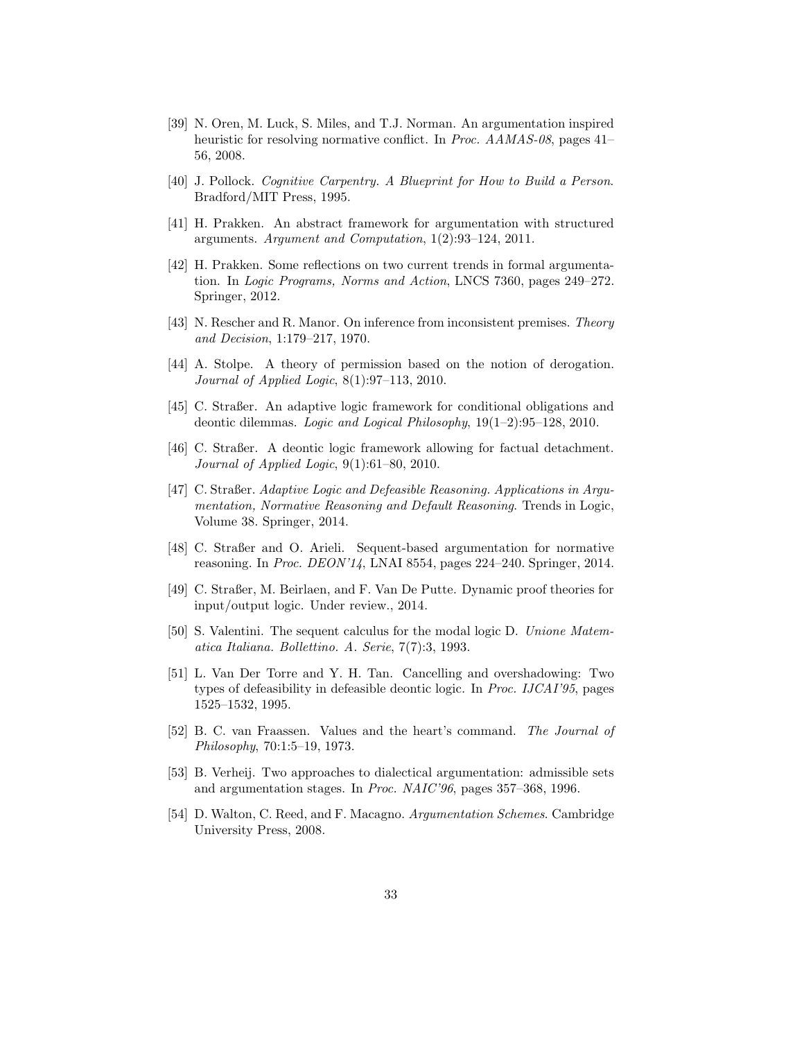[39] N. Oren, M. Luck, S. Miles, and T.J. Norman. An argumentation inspired heuristic for resolving normative conflict. In *Proc. AAMAS-08*, pages 41–56, 2008.

[40] J. Pollock. *Cognitive Carpentry. A Blueprint for How to Build a Person*. Bradford/MIT Press, 1995.

[41] H. Prakken. An abstract framework for argumentation with structured arguments. *Argument and Computation*, 1(2):93–124, 2011.

[42] H. Prakken. Some reflections on two current trends in formal argumentation. In *Logic Programs, Norms and Action*, LNCS 7360, pages 249–272. Springer, 2012.

[43] N. Rescher and R. Manor. On inference from inconsistent premises. *Theory and Decision*, 1:179–217, 1970.

[44] A. Stolpe. A theory of permission based on the notion of derogation. *Journal of Applied Logic*, 8(1):97–113, 2010.

[45] C. Straßer. An adaptive logic framework for conditional obligations and deontic dilemmas. *Logic and Logical Philosophy*, 19(1–2):95–128, 2010.

[46] C. Straßer. A deontic logic framework allowing for factual detachment. *Journal of Applied Logic*, 9(1):61–80, 2010.

[47] C. Straßer. *Adaptive Logic and Defeasible Reasoning. Applications in Argumentation, Normative Reasoning and Default Reasoning*. Trends in Logic, Volume 38. Springer, 2014.

[48] C. Straßer and O. Arieli. Sequent-based argumentation for normative reasoning. In *Proc. DEON'14*, LNAI 8554, pages 224–240. Springer, 2014.

[49] C. Straßer, M. Beirlaen, and F. Van De Putte. Dynamic proof theories for input/output logic. Under review., 2014.

[50] S. Valentini. The sequent calculus for the modal logic D. *Unione Matematica Italiana. Bollettino. A. Serie*, 7(7):3, 1993.

[51] L. Van Der Torre and Y. H. Tan. Cancelling and overshadowing: Two types of defeasibility in defeasible deontic logic. In *Proc. IJCAI'95*, pages 1525–1532, 1995.

[52] B. C. van Fraassen. Values and the heart's command. *The Journal of Philosophy*, 70:1:5–19, 1973.

[53] B. Verheij. Two approaches to dialectical argumentation: admissible sets and argumentation stages. In *Proc. NAIC'96*, pages 357–368, 1996.

[54] D. Walton, C. Reed, and F. Macagno. *Argumentation Schemes*. Cambridge University Press, 2008.